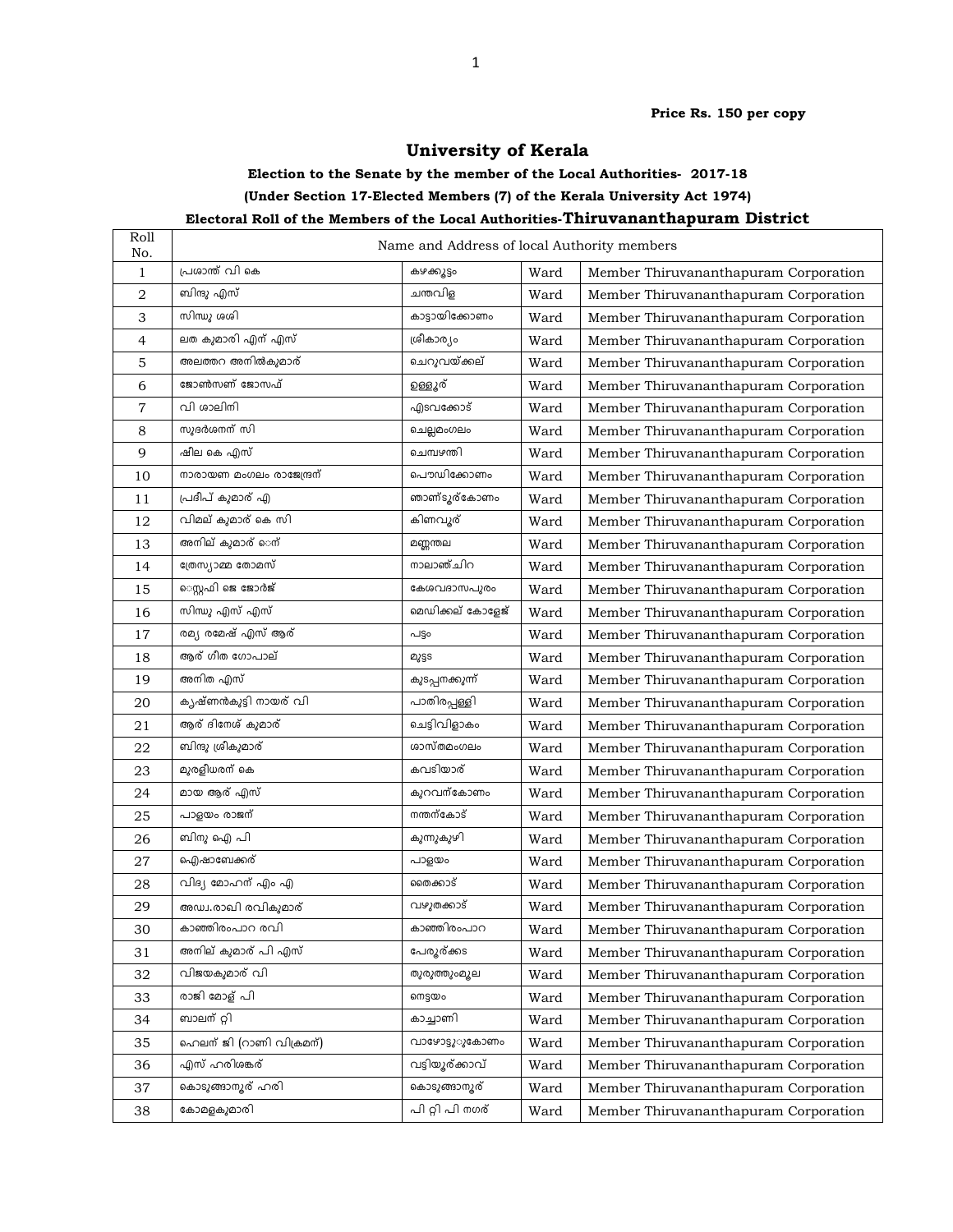**Price Rs. 150 per copy**

# University of Kerala

### Election to the Senate by the member of the Local Authorities- 2017-18

### (Under Section 17-Elected Members (7) of the Kerala University Act 1974)

### Electoral Roll of the Members of the Local Authorities-Thiruvananthapuram District

| Roll No. | Name and Address of local Authority members | | | |
|---|---|---|---|---|
| 1 | പ്രശാന്ത് വി കെ | കഴക്കൂട്ടം | Ward | Member Thiruvananthapuram Corporation |
| 2 | ബിന്ദു എസ് | ചന്തവിള | Ward | Member Thiruvananthapuram Corporation |
| 3 | സിന്ധു ശശി | കാട്ടായിക്കോണം | Ward | Member Thiruvananthapuram Corporation |
| 4 | ലത കുമാരി എന് എസ് | ശ്രീകാര്യം | Ward | Member Thiruvananthapuram Corporation |
| 5 | അലത്തറ അനില്കുമാര് | ചെറുവയ്ക്കല് | Ward | Member Thiruvananthapuram Corporation |
| 6 | ജോൺസൺ ജോസഫ് | ഉള്ളൂര് | Ward | Member Thiruvananthapuram Corporation |
| 7 | വി ശാലിനി | എടവക്കോട് | Ward | Member Thiruvananthapuram Corporation |
| 8 | സുദർശനന് സി | ചെല്ലമംഗലം | Ward | Member Thiruvananthapuram Corporation |
| 9 | ഷീല കെ എസ് | ചെമ്പഴന്തി | Ward | Member Thiruvananthapuram Corporation |
| 10 | നാരായണ മംഗലം രാജേന്ദ്രന് | പൌഡിക്കോണം | Ward | Member Thiruvananthapuram Corporation |
| 11 | പ്രദീപ് കുമാര് എ | ഞാണ്ടൂര്കോണം | Ward | Member Thiruvananthapuram Corporation |
| 12 | വിമല് കുമാര് കെ സി | കിണവൂര് | Ward | Member Thiruvananthapuram Corporation |
| 13 | അനില് കുമാര് ഒന് | മണ്ണന്തല | Ward | Member Thiruvananthapuram Corporation |
| 14 | ത്രേസ്യാമ്മ തോമസ് | നാലാഞ്ചിറ | Ward | Member Thiruvananthapuram Corporation |
| 15 | സ്റ്റെഫി ജെ ജോർജ് | കേശവദാസപുരം | Ward | Member Thiruvananthapuram Corporation |
| 16 | സിന്ധു എസ് എസ് | മെഡിക്കല് കോളേജ് | Ward | Member Thiruvananthapuram Corporation |
| 17 | രമ്യ രമേഷ് എസ് ആര് | പട്ടം | Ward | Member Thiruvananthapuram Corporation |
| 18 | ആര് ഗീത ഗോപാല് | മുട്ടട | Ward | Member Thiruvananthapuram Corporation |
| 19 | അനിത എസ് | കുടപ്പനക്കുന്ന് | Ward | Member Thiruvananthapuram Corporation |
| 20 | കൃഷ്ണൻകുട്ടി നായര് വി | പാതിരപ്പള്ളി | Ward | Member Thiruvananthapuram Corporation |
| 21 | ആര് ദിനേശ് കുമാര് | ചെട്ടിവിളാകം | Ward | Member Thiruvananthapuram Corporation |
| 22 | ബിന്ദു ശ്രീകുമാര് | ശാസ്തമംഗലം | Ward | Member Thiruvananthapuram Corporation |
| 23 | മുരളീധരന് കെ | കവടിയാര് | Ward | Member Thiruvananthapuram Corporation |
| 24 | മായ ആര് എസ് | കുറവന്കോണം | Ward | Member Thiruvananthapuram Corporation |
| 25 | പാളയം രാജന് | നന്തന്കോട് | Ward | Member Thiruvananthapuram Corporation |
| 26 | ബിനു ഐ പി | കുന്നുകുഴി | Ward | Member Thiruvananthapuram Corporation |
| 27 | ഐഷാബേക്കര് | പാളയം | Ward | Member Thiruvananthapuram Corporation |
| 28 | വിദ്യ മോഹന് എം എ | തൈക്കാട് | Ward | Member Thiruvananthapuram Corporation |
| 29 | അഡ്വ.രാഖി രവികുമാര് | വഴുതക്കാട് | Ward | Member Thiruvananthapuram Corporation |
| 30 | കാഞ്ഞിരംപാറ രവി | കാഞ്ഞിരംപാറ | Ward | Member Thiruvananthapuram Corporation |
| 31 | അനില് കുമാര് പി എസ് | പേരൂര്ക്കട | Ward | Member Thiruvananthapuram Corporation |
| 32 | വിജയകുമാര് വി | തുരുത്തുംമൂല | Ward | Member Thiruvananthapuram Corporation |
| 33 | രാജി മോള് പി | നെട്ടയം | Ward | Member Thiruvananthapuram Corporation |
| 34 | ബാലന് റ്റി | കാച്ചാണി | Ward | Member Thiruvananthapuram Corporation |
| 35 | ഹെലന് ജി (റാണി വിക്രമന്) | വാഴോട്ടുുകോണം | Ward | Member Thiruvananthapuram Corporation |
| 36 | എസ് ഹരിശങ്കര് | വട്ടിയൂര്ക്കാവ് | Ward | Member Thiruvananthapuram Corporation |
| 37 | കൊടുങ്ങാനൂര് ഹരി | കൊടുങ്ങാനൂര് | Ward | Member Thiruvananthapuram Corporation |
| 38 | കോമളകുമാരി | പി റ്റി പി നഗര് | Ward | Member Thiruvananthapuram Corporation |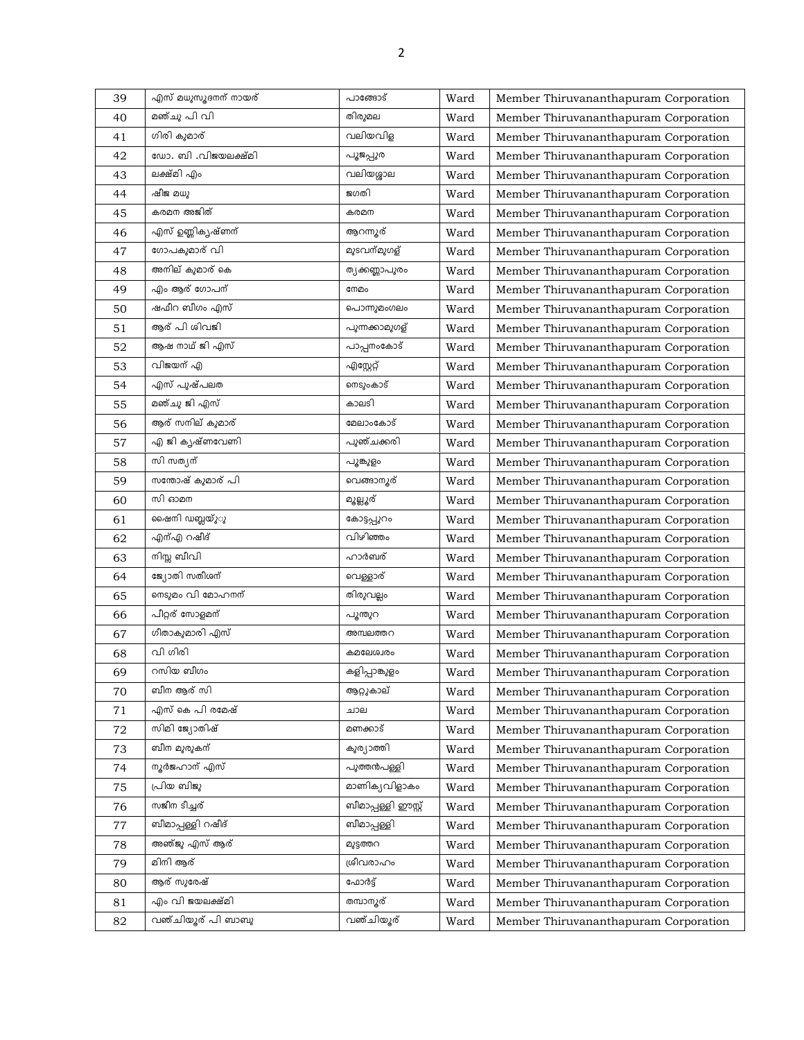| 39 | എസ് മധുസൂദനന് നായര് | പാങ്ങോട് | Ward | Member Thiruvananthapuram Corporation |
|---|---|---|---|---|
| 40 | മഞ്ചു പി വി | തിരുമല | Ward | Member Thiruvananthapuram Corporation |
| 41 | ഗിരി കുമാര് | വലിയവിള | Ward | Member Thiruvananthapuram Corporation |
| 42 | ഡോ. ബി .വിജയലക്ഷ്മി | പൂജപ്പുര | Ward | Member Thiruvananthapuram Corporation |
| 43 | ലക്ഷ്മി എം | വലിയശ്ശാല | Ward | Member Thiruvananthapuram Corporation |
| 44 | ഷീജ മധു | ജഗതി | Ward | Member Thiruvananthapuram Corporation |
| 45 | കരമന അജിത് | കരമന | Ward | Member Thiruvananthapuram Corporation |
| 46 | എസ് ഉണ്ണികൃഷ്ണന് | ആറന്നൂര് | Ward | Member Thiruvananthapuram Corporation |
| 47 | ഗോപകുമാര് വി | മുടവന്മുഗള് | Ward | Member Thiruvananthapuram Corporation |
| 48 | അനില് കുമാര് കെ | തൃക്കണ്ണാപുരം | Ward | Member Thiruvananthapuram Corporation |
| 49 | എം ആര് ഗോപന് | നേമം | Ward | Member Thiruvananthapuram Corporation |
| 50 | ഷഫീറ ബീഗം എസ് | പൊന്നുമംഗലം | Ward | Member Thiruvananthapuram Corporation |
| 51 | ആര് പി ശിവജി | പുന്നക്കാമുഗള് | Ward | Member Thiruvananthapuram Corporation |
| 52 | ആഷ നാഥ് ജി എസ് | പാപ്പനംകോട് | Ward | Member Thiruvananthapuram Corporation |
| 53 | വിജയന് എ | എസ്റ്റേറ്റ് | Ward | Member Thiruvananthapuram Corporation |
| 54 | എസ് പുഷ്പലത | നെടുംകാട് | Ward | Member Thiruvananthapuram Corporation |
| 55 | മഞ്ചു ജി എസ് | കാലടി | Ward | Member Thiruvananthapuram Corporation |
| 56 | ആര് സനില് കുമാര് | മേലാംകോട് | Ward | Member Thiruvananthapuram Corporation |
| 57 | എ ജി കൃഷ്ണവേണി | പുഞ്ചക്കരി | Ward | Member Thiruvananthapuram Corporation |
| 58 | സി സത്യന് | പൂങ്കുളം | Ward | Member Thiruvananthapuram Corporation |
| 59 | സന്തോഷ് കുമാര് പി | വെങ്ങാനൂര് | Ward | Member Thiruvananthapuram Corporation |
| 60 | സി ഓമന | മുല്ലൂര് | Ward | Member Thiruvananthapuram Corporation |
| 61 | ഷൈനി ഡബ്ലയ്ു | കോട്ടപ്പുറം | Ward | Member Thiruvananthapuram Corporation |
| 62 | എന്എ റഷീദ് | വിഴിഞ്ഞം | Ward | Member Thiruvananthapuram Corporation |
| 63 | നിസ്സ ബീവി | ഹാർബര് | Ward | Member Thiruvananthapuram Corporation |
| 64 | ജ്യോതി സതീശന് | വെള്ളാര് | Ward | Member Thiruvananthapuram Corporation |
| 65 | നെടുമം വി മോഹനന് | തിരുവല്ലം | Ward | Member Thiruvananthapuram Corporation |
| 66 | പീറ്റര് സോളമന് | പൂന്തുറ | Ward | Member Thiruvananthapuram Corporation |
| 67 | ഗീതാകുമാരി എസ് | അമ്പലത്തറ | Ward | Member Thiruvananthapuram Corporation |
| 68 | വി ഗിരി | കമലേശ്വരം | Ward | Member Thiruvananthapuram Corporation |
| 69 | റസിയ ബീഗം | കളിപ്പാങ്കുളം | Ward | Member Thiruvananthapuram Corporation |
| 70 | ബീന ആര് സി | ആറ്റുകാല് | Ward | Member Thiruvananthapuram Corporation |
| 71 | എസ് കെ പി രമേഷ് | ചാല | Ward | Member Thiruvananthapuram Corporation |
| 72 | സിമി ജ്യോതിഷ് | മണക്കാട് | Ward | Member Thiruvananthapuram Corporation |
| 73 | ബീന മുരുകന് | കുര്യാത്തി | Ward | Member Thiruvananthapuram Corporation |
| 74 | നൂർജഹാന് എസ് | പുത്തൻപള്ളി | Ward | Member Thiruvananthapuram Corporation |
| 75 | പ്രിയ ബിജു | മാണിക്യവിളാകം | Ward | Member Thiruvananthapuram Corporation |
| 76 | സജീന ടീച്ചര് | ബീമാപ്പള്ളി ഈസ്റ്റ് | Ward | Member Thiruvananthapuram Corporation |
| 77 | ബീമാപ്പള്ളി റഷീദ് | ബീമാപ്പള്ളി | Ward | Member Thiruvananthapuram Corporation |
| 78 | അഞ്ജു എസ് ആര് | മുട്ടത്തറ | Ward | Member Thiruvananthapuram Corporation |
| 79 | മിനി ആര് | ശ്രീവരാഹം | Ward | Member Thiruvananthapuram Corporation |
| 80 | ആര് സുരേഷ് | ഫോർട്ട് | Ward | Member Thiruvananthapuram Corporation |
| 81 | എം വി ജയലക്ഷ്മി | തമ്പാനൂര് | Ward | Member Thiruvananthapuram Corporation |
| 82 | വഞ്ചിയൂര് പി ബാബു | വഞ്ചിയൂര് | Ward | Member Thiruvananthapuram Corporation |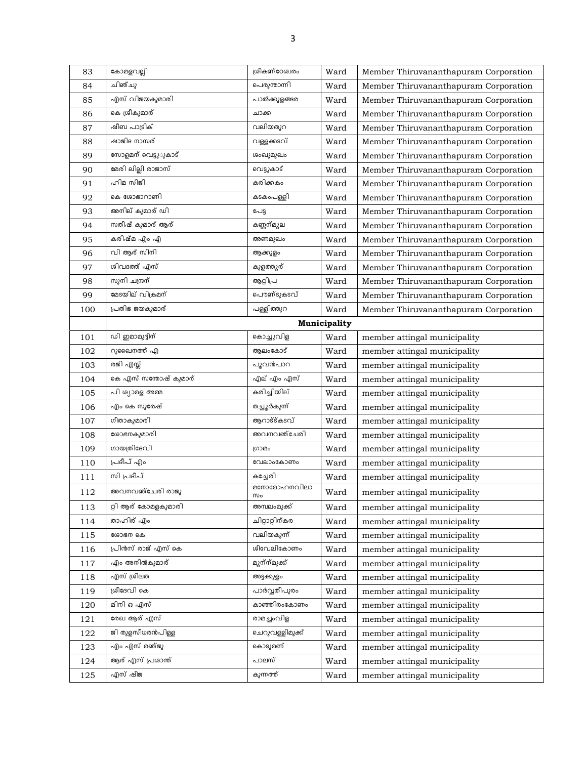| 83 | കോമളവല്ലി | ശ്രീകണ്ഠേശ്വരം | Ward | Member Thiruvananthapuram Corporation |
|---|---|---|---|---|
| 84 | ചിഞ്ചു | പെരുന്താന്നി | Ward | Member Thiruvananthapuram Corporation |
| 85 | എസ് വിജയകുമാരി | പാൽക്കുളങ്ങര | Ward | Member Thiruvananthapuram Corporation |
| 86 | കെ ശ്രീകുമാര് | ചാക്ക | Ward | Member Thiruvananthapuram Corporation |
| 87 | ഷീബ പാട്രിക് | വലിയതുറ | Ward | Member Thiruvananthapuram Corporation |
| 88 | ഷാജിദ നാസര് | വള്ളക്കടവ് | Ward | Member Thiruvananthapuram Corporation |
| 89 | സോളമന് വെട്ടുുകാട് | ശംഖുമുഖം | Ward | Member Thiruvananthapuram Corporation |
| 90 | മേരി ലില്ലി രാജാസ് | വെട്ടുകാട് | Ward | Member Thiruvananthapuram Corporation |
| 91 | ഹിമ സിജി | കരിക്കകം | Ward | Member Thiruvananthapuram Corporation |
| 92 | കെ ശോഭാറാണി | കടകംപള്ളി | Ward | Member Thiruvananthapuram Corporation |
| 93 | അനില് കുമാര് ഡി | പേട്ട | Ward | Member Thiruvananthapuram Corporation |
| 94 | സതീഷ് കുമാര് ആര് | കണ്ണന്മൂല | Ward | Member Thiruvananthapuram Corporation |
| 95 | കരിഷ്മ എം എ | അണമുഖം | Ward | Member Thiruvananthapuram Corporation |
| 96 | വി ആര് സിനി | ആക്കുളം | Ward | Member Thiruvananthapuram Corporation |
| 97 | ശിവദത്ത് എസ് | കുളത്തൂര് | Ward | Member Thiruvananthapuram Corporation |
| 98 | സുനി ചന്ദ്രന് | ആറ്റിപ്ര | Ward | Member Thiruvananthapuram Corporation |
| 99 | മേടയില് വിക്രമന് | പൌണ്ടുകടവ് | Ward | Member Thiruvananthapuram Corporation |
| 100 | പ്രതിഭ ജയകുമാര് | പള്ളിത്തുറ | Ward | Member Thiruvananthapuram Corporation |
| | **Municipality** | | | |
| 101 | ഡി ഇമാമുദ്ദീന് | കൊച്ചുവിള | Ward | member attingal municipality |
| 102 | റുബൈനത്ത് എ | ആലംകോട് | Ward | member attingal municipality |
| 103 | രജി എസ്സ് | പൂവൻപാറ | Ward | member attingal municipality |
| 104 | കെ എസ് സന്തോഷ് കുമാര് | എല് എം എസ് | Ward | member attingal municipality |
| 105 | പി ശ്യാമള അമ്മ | കരിച്ചിയില് | Ward | member attingal municipality |
| 106 | എം കെ സുരേഷ് | തച്ചൂർകുന്ന് | Ward | member attingal municipality |
| 107 | ഗീതാകുമാരി | ആറാട്ട്കടവ് | Ward | member attingal municipality |
| 108 | ശോഭനകുമാരി | അവനവഞ്ചേരി | Ward | member attingal municipality |
| 109 | ഗായത്രിദേവി | ഗ്രാമം | Ward | member attingal municipality |
| 110 | പ്രദീപ് എം | വേലാംകോണം | Ward | member attingal municipality |
| 111 | സി പ്രദീപ് | കച്ചേരി | Ward | member attingal municipality |
| 112 | അവനവഞ്ചേരി രാജു | മനോമോഹനവിലാസം | Ward | member attingal municipality |
| 113 | റ്റി ആര് കോമളകുമാരി | അമ്പലംമുക്ക് | Ward | member attingal municipality |
| 114 | താഹിര് എം | ചിറ്റാറ്റിന്കര | Ward | member attingal municipality |
| 115 | ശോഭന കെ | വലിയകുന്ന് | Ward | member attingal municipality |
| 116 | പ്രിൻസ് രാജ് എസ് കെ | ശീവേലികോണം | Ward | member attingal municipality |
| 117 | എം അനിൽകുമാര് | മൂന്ന്മുക്ക് | Ward | member attingal municipality |
| 118 | എസ് ശ്രീലത | അട്ടക്കുളം | Ward | member attingal municipality |
| 119 | ശ്രീദേവി കെ | പാർവ്വതീപുരം | Ward | member attingal municipality |
| 120 | മിനി ഒ എസ് | കാഞ്ഞിരംകോണം | Ward | member attingal municipality |
| 121 | രേഖ ആര് എസ് | രാമച്ചംവിള | Ward | member attingal municipality |
| 122 | ജി തുളസിധരൻപിള്ള | ചെറുവള്ളിമുക്ക് | Ward | member attingal municipality |
| 123 | എം എസ് മഞ്ജു | കൊടുമണ് | Ward | member attingal municipality |
| 124 | ആര് എസ് പ്രശാന്ത് | പാലസ് | Ward | member attingal municipality |
| 125 | എസ് ഷീജ | കുന്നത്ത് | Ward | member attingal municipality |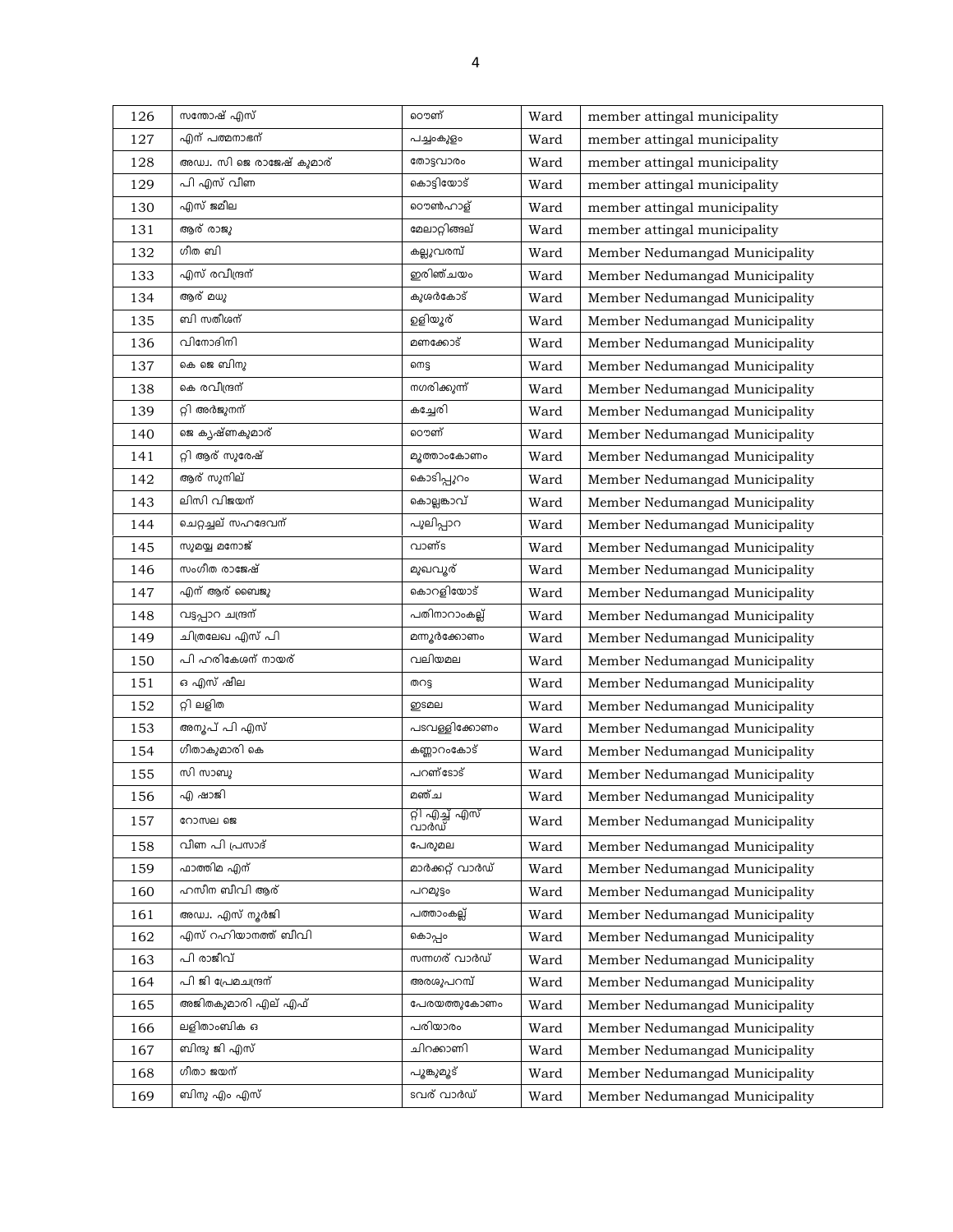| 126 | സന്തോഷ് എസ് | ഠൌണ് | Ward | member attingal municipality |
|---|---|---|---|---|
| 127 | എന് പത്മനാഭന് | പച്ചംകുളം | Ward | member attingal municipality |
| 128 | അഡ്വ. സി ജെ രാജേഷ് കുമാര് | തോട്ടവാരം | Ward | member attingal municipality |
| 129 | പി എസ് വീണ | കൊട്ടിയോട് | Ward | member attingal municipality |
| 130 | എസ് ജമീല | ഠൌൺഹാള് | Ward | member attingal municipality |
| 131 | ആര് രാജു | മേലാറ്റിങ്ങല് | Ward | member attingal municipality |
| 132 | ഗീത ബി | കല്ലുവരമ്പ് | Ward | Member Nedumangad Municipality |
| 133 | എസ് രവീന്ദ്രന് | ഇരിഞ്ചയം | Ward | Member Nedumangad Municipality |
| 134 | ആര് മധു | കുശർകോട് | Ward | Member Nedumangad Municipality |
| 135 | ബി സതീശന് | ഉളിയൂര് | Ward | Member Nedumangad Municipality |
| 136 | വിനോദിനി | മണക്കോട് | Ward | Member Nedumangad Municipality |
| 137 | കെ ജെ ബിനു | നെട്ട | Ward | Member Nedumangad Municipality |
| 138 | കെ രവീന്ദ്രന് | നഗരിക്കുന്ന് | Ward | Member Nedumangad Municipality |
| 139 | റ്റി അർജുനന് | കച്ചേരി | Ward | Member Nedumangad Municipality |
| 140 | ജെ കൃഷ്ണകുമാര് | ഠൌണ് | Ward | Member Nedumangad Municipality |
| 141 | റ്റി ആര് സുരേഷ് | മൂത്താംകോണം | Ward | Member Nedumangad Municipality |
| 142 | ആര് സുനില് | കൊടിപ്പുറം | Ward | Member Nedumangad Municipality |
| 143 | ലിസി വിജയന് | കൊല്ലങ്കാവ് | Ward | Member Nedumangad Municipality |
| 144 | ചെറ്റച്ചല് സഹദേവന് | പുലിപ്പാറ | Ward | Member Nedumangad Municipality |
| 145 | സുമയ്യ മനോജ് | വാണ്ട | Ward | Member Nedumangad Municipality |
| 146 | സംഗീത രാജേഷ് | മുഖവൂര് | Ward | Member Nedumangad Municipality |
| 147 | എന് ആര് ബൈജു | കൊറളിയോട് | Ward | Member Nedumangad Municipality |
| 148 | വട്ടപ്പാറ ചന്ദ്രന് | പതിനാറാംകല്ല് | Ward | Member Nedumangad Municipality |
| 149 | ചിത്രലേഖ എസ് പി | മന്നൂർക്കോണം | Ward | Member Nedumangad Municipality |
| 150 | പി ഹരികേശന് നായര് | വലിയമല | Ward | Member Nedumangad Municipality |
| 151 | ഒ എസ് ഷീല | തറട്ട | Ward | Member Nedumangad Municipality |
| 152 | റ്റി ലളിത | ഇടമല | Ward | Member Nedumangad Municipality |
| 153 | അനൂപ് പി എസ് | പടവള്ളിക്കോണം | Ward | Member Nedumangad Municipality |
| 154 | ഗീതാകുമാരി കെ | കണ്ണാറംകോട് | Ward | Member Nedumangad Municipality |
| 155 | സി സാബു | പറണ്ടോട് | Ward | Member Nedumangad Municipality |
| 156 | എ ഷാജി | മഞ്ച | Ward | Member Nedumangad Municipality |
| 157 | റോസല ജെ | റ്റി എച്ച് എസ് വാർഡ് | Ward | Member Nedumangad Municipality |
| 158 | വീണ പി പ്രസാദ് | പേരുമല | Ward | Member Nedumangad Municipality |
| 159 | ഫാത്തിമ എന് | മാർക്കറ്റ് വാർഡ് | Ward | Member Nedumangad Municipality |
| 160 | ഹസീന ബീവി ആര് | പറമുട്ടം | Ward | Member Nedumangad Municipality |
| 161 | അഡ്വ. എസ് നൂർജി | പത്താംകല്ല് | Ward | Member Nedumangad Municipality |
| 162 | എസ് റഹിയാനത്ത് ബീവി | കൊപ്പം | Ward | Member Nedumangad Municipality |
| 163 | പി രാജീവ് | സന്നഗര് വാർഡ് | Ward | Member Nedumangad Municipality |
| 164 | പി ജി പ്രേമചന്ദ്രന് | അരശുപറമ്പ് | Ward | Member Nedumangad Municipality |
| 165 | അജിതകുമാരി എല് എഫ് | പേരയത്തുകോണം | Ward | Member Nedumangad Municipality |
| 166 | ലളിതാംബിക ഒ | പരിയാരം | Ward | Member Nedumangad Municipality |
| 167 | ബിന്ദു ജി എസ് | ചിറക്കാണി | Ward | Member Nedumangad Municipality |
| 168 | ഗീതാ ജയന് | പൂങ്കുമൂട് | Ward | Member Nedumangad Municipality |
| 169 | ബിനു എം എസ് | ടവര് വാർഡ് | Ward | Member Nedumangad Municipality |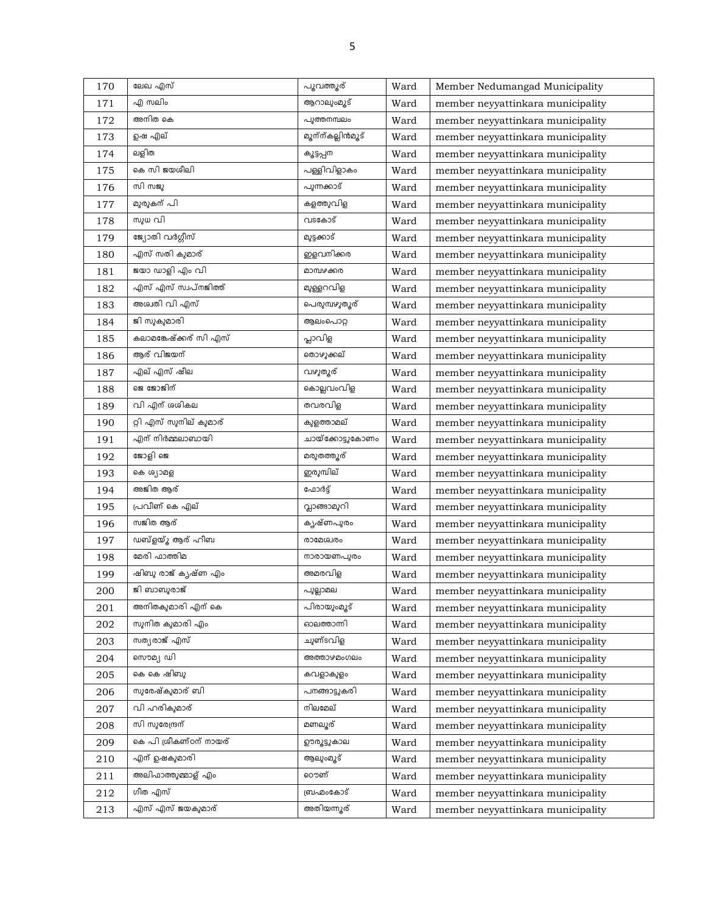| 170 | ലേഖ എസ് | പൂവത്തൂര് | Ward | Member Nedumangad Municipality |
|---|---|---|---|---|
| 171 | എ സലിം | ആറാലുംമൂട് | Ward | member neyyattinkara municipality |
| 172 | അനിത കെ | പുത്തനമ്പലം | Ward | member neyyattinkara municipality |
| 173 | ഉഷ എല് | മൂന്ന്കല്ലിൻമൂട് | Ward | member neyyattinkara municipality |
| 174 | ലളിത | കൂട്ടപ്പന | Ward | member neyyattinkara municipality |
| 175 | കെ സി ജയശീലി | പള്ളിവിളാകം | Ward | member neyyattinkara municipality |
| 176 | സി സജു | പുന്നക്കാട് | Ward | member neyyattinkara municipality |
| 177 | മുരുകന് പി | കളത്തുവിള | Ward | member neyyattinkara municipality |
| 178 | സുധ വി | വടകോട് | Ward | member neyyattinkara municipality |
| 179 | ജ്യോതി വർഗ്ഗീസ് | മുട്ടക്കാട് | Ward | member neyyattinkara municipality |
| 180 | എസ് സതി കുമാര് | ഇളവനിക്കര | Ward | member neyyattinkara municipality |
| 181 | ജയാ ഡാളി എം വി | മാമ്പഴക്കര | Ward | member neyyattinkara municipality |
| 182 | എസ് എസ് സ്വപ്നജിത്ത് | മുള്ളറവിള | Ward | member neyyattinkara municipality |
| 183 | അശ്വതി വി എസ് | പെരുമ്പഴുതൂര് | Ward | member neyyattinkara municipality |
| 184 | ജി സുകുമാരി | ആലംപൊറ്റ | Ward | member neyyattinkara municipality |
| 185 | കലാമകേഷ്ക്കര് സി എസ് | പ്ലാവിള | Ward | member neyyattinkara municipality |
| 186 | ആര് വിജയന് | തൊഴുക്കല് | Ward | member neyyattinkara municipality |
| 187 | എല് എസ് ഷീല | വഴുതൂര് | Ward | member neyyattinkara municipality |
| 188 | ജെ ജോജിന് | കൊല്ലവംവിള | Ward | member neyyattinkara municipality |
| 189 | വി എന് ശശികല | തവരവിള | Ward | member neyyattinkara municipality |
| 190 | റ്റി എസ് സുനില് കുമാര് | കുളത്താമല് | Ward | member neyyattinkara municipality |
| 191 | എന് നിർമ്മലാബായി | ചായ്ക്കോട്ടുകോണം | Ward | member neyyattinkara municipality |
| 192 | ജോളി ജെ | മരുതത്തൂര് | Ward | member neyyattinkara municipality |
| 193 | കെ ശ്യാമള | ഇരുമ്പില് | Ward | member neyyattinkara municipality |
| 194 | അജിത ആര് | ഫോർട്ട് | Ward | member neyyattinkara municipality |
| 195 | പ്രവീണ് കെ എല് | വ്ലാങ്ങാമുറി | Ward | member neyyattinkara municipality |
| 196 | സജിത ആര് | കൃഷ്ണപുരം | Ward | member neyyattinkara municipality |
| 197 | ഡബ്ളയ്യൂ ആര് ഹീബ | രാമേശ്വരം | Ward | member neyyattinkara municipality |
| 198 | മേരി ഫാത്തിമ | നാരായണപുരം | Ward | member neyyattinkara municipality |
| 199 | ഷിബു രാജ് കൃഷ്ണ എം | അമരവിള | Ward | member neyyattinkara municipality |
| 200 | ജി ബാബുരാജ് | പുല്ലാമല | Ward | member neyyattinkara municipality |
| 201 | അനിതകുമാരി എന് കെ | പിരായുംമൂട് | Ward | member neyyattinkara municipality |
| 202 | സുനിത കുമാരി എം | ഓലത്താന്നി | Ward | member neyyattinkara municipality |
| 203 | സത്യരാജ് എസ് | ചുണ്ടവിള | Ward | member neyyattinkara municipality |
| 204 | സൌമ്യ ഡി | അത്താഴമംഗലം | Ward | member neyyattinkara municipality |
| 205 | കെ കെ ഷിബു | കവളാകുളം | Ward | member neyyattinkara municipality |
| 206 | സുരേഷ്കുമാര് ബി | പനങ്ങാട്ടുകരി | Ward | member neyyattinkara municipality |
| 207 | വി ഹരികുമാര് | നിലമേല് | Ward | member neyyattinkara municipality |
| 208 | സി സുരേന്ദ്രന് | മണലൂര് | Ward | member neyyattinkara municipality |
| 209 | കെ പി ശ്രീകണ്ഠന് നായര് | ഊരൂട്ടുകാല | Ward | member neyyattinkara municipality |
| 210 | എന് ഉഷകുമാരി | ആലുംമൂട് | Ward | member neyyattinkara municipality |
| 211 | അലിഫാത്തുമ്മാള് എം | ടൌണ് | Ward | member neyyattinkara municipality |
| 212 | ഗീത എസ് | ബ്രഹ്മംകോട് | Ward | member neyyattinkara municipality |
| 213 | എസ് എസ് ജയകുമാര് | അതിയന്നൂര് | Ward | member neyyattinkara municipality |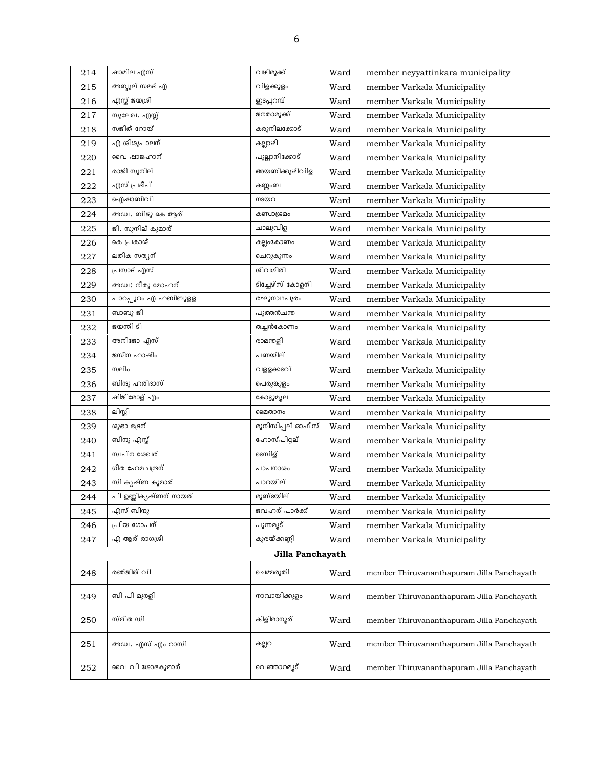| 214 | ഷാമില എസ് | വഴിമുക്ക് | Ward | member neyyattinkara municipality |
|---|---|---|---|---|
| 215 | അബ്ദുല് സമദ് എ | വിളക്കുളം | Ward | member Varkala Municipality |
| 216 | എസ്സ് ജയശ്രീ | ഇടപ്പറമ്പ് | Ward | member Varkala Municipality |
| 217 | സുലേഖ. എസ്സ് | ജനതാമുക്ക് | Ward | member Varkala Municipality |
| 218 | സജിത് റോയ് | കരുനിലക്കോട് | Ward | member Varkala Municipality |
| 219 | എ ശിശുപാലന് | കല്ലാഴി | Ward | member Varkala Municipality |
| 220 | വൈ ഷാജഹാന് | പുല്ലാനിക്കോട് | Ward | member Varkala Municipality |
| 221 | രാജി സുനില് | അയണിക്കുഴിവിള | Ward | member Varkala Municipality |
| 222 | എസ് പ്രദീപ് | കണ്ണംബ | Ward | member Varkala Municipality |
| 223 | ഐഷാബീവി | നടയറ | Ward | member Varkala Municipality |
| 224 | അഡ്വ. ബിജു കെ ആര് | കണ്വാശ്രമം | Ward | member Varkala Municipality |
| 225 | ജി. സുനില് കുമാര് | ചാലുവിള | Ward | member Varkala Municipality |
| 226 | കെ പ്രകാശ് | കല്ലംകോണം | Ward | member Varkala Municipality |
| 227 | ലതിക സത്യന് | ചെറുകുന്നം | Ward | member Varkala Municipality |
| 228 | പ്രസാദ് എസ് | ശിവഗിരി | Ward | member Varkala Municipality |
| 229 | അഡ്വ: നീതു മോഹന് | ടീച്ചേഴ്സ് കോളനി | Ward | member Varkala Municipality |
| 230 | പാറപ്പുറം എ ഹബീബുള്ള | രഘുനാഥപുരം | Ward | member Varkala Municipality |
| 231 | ബാബു ജി | പുത്തൻചന്ത | Ward | member Varkala Municipality |
| 232 | ജയന്തി ടി | തച്ചൻകോണം | Ward | member Varkala Municipality |
| 233 | അനിജോ എസ് | രാമന്തളി | Ward | member Varkala Municipality |
| 234 | ജസീന ഹാഷിം | പണയില് | Ward | member Varkala Municipality |
| 235 | സലീം | വള്ളക്കടവ് | Ward | member Varkala Municipality |
| 236 | ബിന്ദു ഹരിദാസ് | പെരുങ്കുളം | Ward | member Varkala Municipality |
| 237 | ഷിജിമോള് എം | കോട്ടുമൂല | Ward | member Varkala Municipality |
| 238 | ലിസ്സി | മൈതാനം | Ward | member Varkala Municipality |
| 239 | ശുഭാ ഭദ്രന് | മുനിസിപ്പല് ഓഫീസ് | Ward | member Varkala Municipality |
| 240 | ബിന്ദു എസ്സ് | ഹോസ്പിറ്റല് | Ward | member Varkala Municipality |
| 241 | സ്വപ്ന ശേഖര് | ടെമ്പിള് | Ward | member Varkala Municipality |
| 242 | ഗീത ഹേമചന്ദ്രന് | പാപനാശം | Ward | member Varkala Municipality |
| 243 | സി കൃഷ്ണ കുമാര് | പാറയില് | Ward | member Varkala Municipality |
| 244 | പി ഉണ്ണികൃഷ്ണന് നായര് | മൂണ്ടയില് | Ward | member Varkala Municipality |
| 245 | എസ് ബിന്ദു | ജവഹര് പാർക്ക് | Ward | member Varkala Municipality |
| 246 | പ്രിയ ഗോപന് | പുന്നമൂട് | Ward | member Varkala Municipality |
| 247 | എ ആര് രാഗശ്രീ | കുരയ്ക്കണ്ണി | Ward | member Varkala Municipality |
| **Jilla Panchayath** | | | | |
| 248 | രഞ്ജിത് വി | ചെമ്മരുതി | Ward | member Thiruvananthapuram Jilla Panchayath |
| 249 | ബി പി മുരളി | നാവായിക്കുളം | Ward | member Thiruvananthapuram Jilla Panchayath |
| 250 | സ്മിത ഡി | കിളിമാനൂര് | Ward | member Thiruvananthapuram Jilla Panchayath |
| 251 | അഡ്വ. എസ് എം റാസി | കല്ലറ | Ward | member Thiruvananthapuram Jilla Panchayath |
| 252 | വൈ വി ശോഭകുമാര് | വെഞ്ഞാറമൂട് | Ward | member Thiruvananthapuram Jilla Panchayath |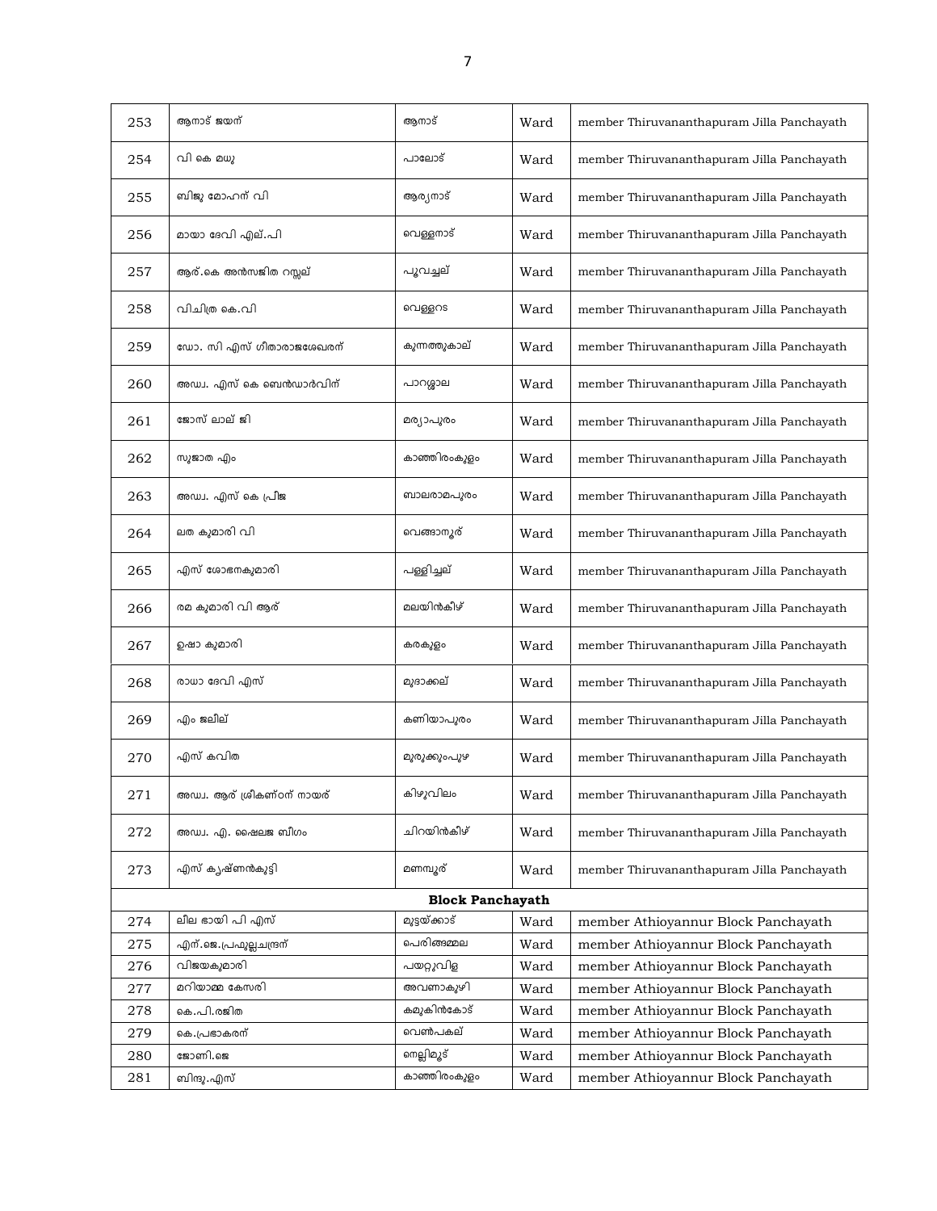| 253 | ആനാട് ജയന് | ആനാട് | Ward | member Thiruvananthapuram Jilla Panchayath |
|---|---|---|---|---|
| 254 | വി കെ മധു | പാലോട് | Ward | member Thiruvananthapuram Jilla Panchayath |
| 255 | ബിജു മോഹന് വി | ആര്യനാട് | Ward | member Thiruvananthapuram Jilla Panchayath |
| 256 | മായാ ദേവി എല്.പി | വെള്ളനാട് | Ward | member Thiruvananthapuram Jilla Panchayath |
| 257 | ആര്.കെ അന്‍സജിത റസ്സല് | പൂവച്ചല് | Ward | member Thiruvananthapuram Jilla Panchayath |
| 258 | വിചിത്ര കെ.വി | വെള്ളറട | Ward | member Thiruvananthapuram Jilla Panchayath |
| 259 | ഡോ. സി എസ് ഗീതാരാജശേഖരന് | കുന്നത്തുകാല് | Ward | member Thiruvananthapuram Jilla Panchayath |
| 260 | അഡ്വ. എസ് കെ ബെന്‍ഡാര്‍വിന് | പാറശ്ശാല | Ward | member Thiruvananthapuram Jilla Panchayath |
| 261 | ജോസ് ലാല് ജി | മര്യാപുരം | Ward | member Thiruvananthapuram Jilla Panchayath |
| 262 | സുജാത എം | കാഞ്ഞിരംകുളം | Ward | member Thiruvananthapuram Jilla Panchayath |
| 263 | അഡ്വ. എസ് കെ പ്രീജ | ബാലരാമപുരം | Ward | member Thiruvananthapuram Jilla Panchayath |
| 264 | ലത കുമാരി വി | വെങ്ങാനൂര് | Ward | member Thiruvananthapuram Jilla Panchayath |
| 265 | എസ് ശോഭനകുമാരി | പള്ളിച്ചല് | Ward | member Thiruvananthapuram Jilla Panchayath |
| 266 | രമ കുമാരി വി ആര് | മലയിന്‍കീഴ് | Ward | member Thiruvananthapuram Jilla Panchayath |
| 267 | ഉഷാ കുമാരി | കരകുളം | Ward | member Thiruvananthapuram Jilla Panchayath |
| 268 | രാധാ ദേവി എസ് | മുദാക്കല് | Ward | member Thiruvananthapuram Jilla Panchayath |
| 269 | എം ജലീല് | കണിയാപുരം | Ward | member Thiruvananthapuram Jilla Panchayath |
| 270 | എസ് കവിത | മുരുക്കുംപുഴ | Ward | member Thiruvananthapuram Jilla Panchayath |
| 271 | അഡ്വ. ആര് ശ്രീകണ്ഠന് നായര് | കിഴുവിലം | Ward | member Thiruvananthapuram Jilla Panchayath |
| 272 | അഡ്വ. എ. ഷൈലജ ബീഗം | ചിറയിന്‍കീഴ് | Ward | member Thiruvananthapuram Jilla Panchayath |
| 273 | എസ് കൃഷ്ണന്‍കുട്ടി | മണമ്പൂര് | Ward | member Thiruvananthapuram Jilla Panchayath |
| | | **Block Panchayath** | | |
| 274 | ലീല ഭായി പി എസ് | മുട്ടയ്ക്കാട് | Ward | member Athioyannur Block Panchayath |
| 275 | എന്.ജെ.പ്രഫുല്ലചന്ദ്രന് | പെരിങ്ങമ്മല | Ward | member Athioyannur Block Panchayath |
| 276 | വിജയകുമാരി | പയറ്റുവിള | Ward | member Athioyannur Block Panchayath |
| 277 | മറിയാമ്മ കേസരി | അവണാകുഴി | Ward | member Athioyannur Block Panchayath |
| 278 | കെ.പി.രജിത | കമുകിന്‍കോട് | Ward | member Athioyannur Block Panchayath |
| 279 | കെ.പ്രഭാകരന് | വെണ്‍പകല് | Ward | member Athioyannur Block Panchayath |
| 280 | ജോണി.ജെ | നെല്ലിമൂട് | Ward | member Athioyannur Block Panchayath |
| 281 | ബിന്ദു.എസ് | കാഞ്ഞിരംകുളം | Ward | member Athioyannur Block Panchayath |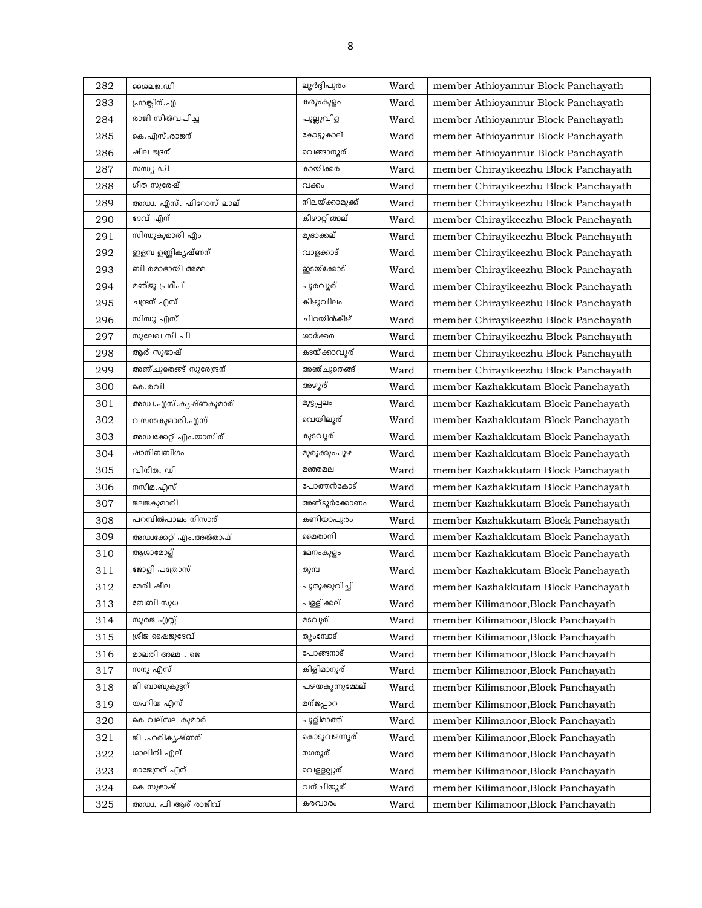| 282 | ശൈലജ.ഡി | ലൂർദ്ദിപുരം | Ward | member Athioyannur Block Panchayath |
|---|---|---|---|---|
| 283 | ഫ്രാങ്ക്ലിന്.എ | കരുംകുളം | Ward | member Athioyannur Block Panchayath |
| 284 | രാജി സിൽവപിച്ച | പുല്ലുവിള | Ward | member Athioyannur Block Panchayath |
| 285 | കെ.എസ്.രാജന് | കോട്ടുകാല് | Ward | member Athioyannur Block Panchayath |
| 286 | ഷീല ഭദ്രന് | വെങ്ങാനൂര് | Ward | member Athioyannur Block Panchayath |
| 287 | സന്ധ്യ ഡി | കായിക്കര | Ward | member Chirayikeezhu Block Panchayath |
| 288 | ഗീത സുരേഷ് | വക്കം | Ward | member Chirayikeezhu Block Panchayath |
| 289 | അഡ്വ. എസ്. ഫിറോസ് ലാല് | നിലയ്ക്കാമുക്ക് | Ward | member Chirayikeezhu Block Panchayath |
| 290 | ദേവ് എന് | കീഴാറ്റിങ്ങല് | Ward | member Chirayikeezhu Block Panchayath |
| 291 | സിന്ധുകുമാരി എം | മുദാക്കല് | Ward | member Chirayikeezhu Block Panchayath |
| 292 | ഇളമ്പ ഉണ്ണികൃഷ്ണന് | വാളക്കാട് | Ward | member Chirayikeezhu Block Panchayath |
| 293 | ബി രമാഭായി അമ്മ | ഇടയ്ക്കോട് | Ward | member Chirayikeezhu Block Panchayath |
| 294 | മഞ്ജു പ്രദീപ് | പുരവൂര് | Ward | member Chirayikeezhu Block Panchayath |
| 295 | ചന്ദ്രന് എസ് | കിഴുവിലം | Ward | member Chirayikeezhu Block Panchayath |
| 296 | സിന്ധു എസ് | ചിറയിൻകീഴ് | Ward | member Chirayikeezhu Block Panchayath |
| 297 | സുലേഖ സി പി | ശാർക്കര | Ward | member Chirayikeezhu Block Panchayath |
| 298 | ആര് സുഭാഷ് | കടയ്ക്കാവൂര് | Ward | member Chirayikeezhu Block Panchayath |
| 299 | അഞ്ചുതെങ്ങ് സുരേന്ദ്രന് | അഞ്ചുതെങ്ങ് | Ward | member Chirayikeezhu Block Panchayath |
| 300 | കെ.രവി | അഴൂര് | Ward | member Kazhakkutam Block Panchayath |
| 301 | അഡ്വ.എസ്.കൃഷ്ണകുമാര് | മുട്ടപ്പലം | Ward | member Kazhakkutam Block Panchayath |
| 302 | വസന്തകുമാരി.എസ് | വെയിലൂര് | Ward | member Kazhakkutam Block Panchayath |
| 303 | അഡ്വക്കേറ്റ് എം.യാസിര് | കുടവൂര് | Ward | member Kazhakkutam Block Panchayath |
| 304 | ഷാനിബബീഗം | മുരുക്കുംപുഴ | Ward | member Kazhakkutam Block Panchayath |
| 305 | വിനീത. ഡി | മഞ്ഞമല | Ward | member Kazhakkutam Block Panchayath |
| 306 | നസീമ.എസ് | പോത്തൻകോട് | Ward | member Kazhakkutam Block Panchayath |
| 307 | ജലജകുമാരി | അണ്ടൂർക്കോണം | Ward | member Kazhakkutam Block Panchayath |
| 308 | പറമ്പിൽപാലം നിസാര് | കണിയാപുരം | Ward | member Kazhakkutam Block Panchayath |
| 309 | അഡ്വക്കേറ്റ് എം.അൽതാഫ് | മൈതാനി | Ward | member Kazhakkutam Block Panchayath |
| 310 | ആശാമോള് | മേനംകുളം | Ward | member Kazhakkutam Block Panchayath |
| 311 | ജോളി പത്രോസ് | തുമ്പ | Ward | member Kazhakkutam Block Panchayath |
| 312 | മേരി ഷീല | പുതുക്കുറിച്ചി | Ward | member Kazhakkutam Block Panchayath |
| 313 | ബേബി സുധ | പള്ളിക്കല് | Ward | member Kilimanoor,Block Panchayath |
| 314 | സുരജ എസ്സ് | മടവൂര് | Ward | member Kilimanoor,Block Panchayath |
| 315 | ശ്രീജ ഷൈജുദേവ് | തൂംമ്പോട് | Ward | member Kilimanoor,Block Panchayath |
| 316 | മാലതി അമ്മ . ജെ | പോങ്ങനാട് | Ward | member Kilimanoor,Block Panchayath |
| 317 | സനു എസ് | കിളിമാനൂര് | Ward | member Kilimanoor,Block Panchayath |
| 318 | ജി ബാബുകുട്ടന് | പഴയകുന്നുമ്മേല് | Ward | member Kilimanoor,Block Panchayath |
| 319 | യഹിയ എസ് | മന്ജപ്പാറ | Ward | member Kilimanoor,Block Panchayath |
| 320 | കെ വല്സല കുമാര് | പുളിമാത്ത് | Ward | member Kilimanoor,Block Panchayath |
| 321 | ജി .ഹരികൃഷ്ണന് | കൊടുവഴന്നൂര് | Ward | member Kilimanoor,Block Panchayath |
| 322 | ശാലിനി എല് | നഗരൂര് | Ward | member Kilimanoor,Block Panchayath |
| 323 | രാജേന്ദ്രന് എന് | വെള്ളല്ലൂര് | Ward | member Kilimanoor,Block Panchayath |
| 324 | കെ സുഭാഷ് | വന്ചിയൂര് | Ward | member Kilimanoor,Block Panchayath |
| 325 | അഡ്വ. പി ആര് രാജീവ് | കരവാരം | Ward | member Kilimanoor,Block Panchayath |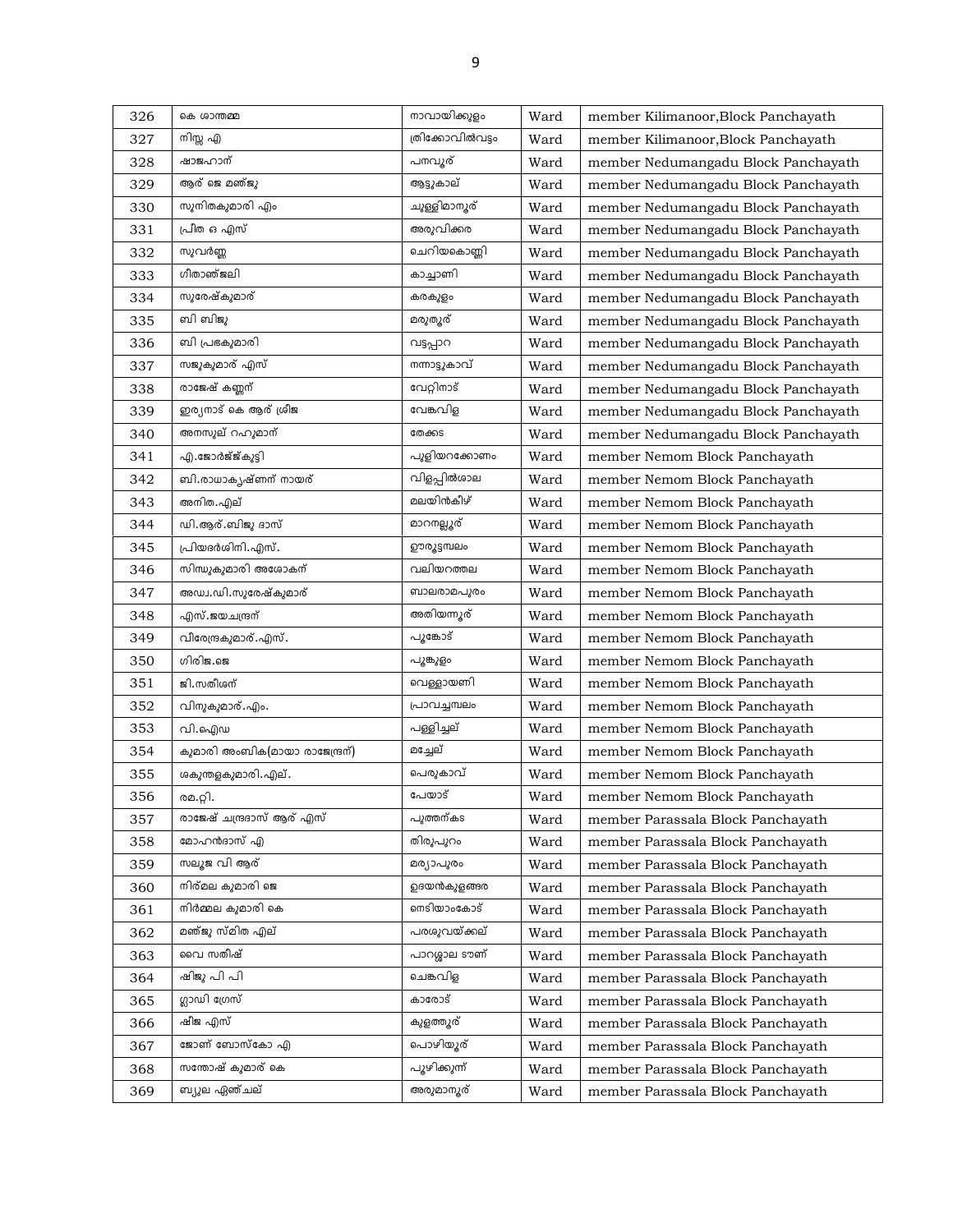| 326 | കെ ശാന്തമ്മ | നാവായിക്കുളം | Ward | member Kilimanoor,Block Panchayath |
|---|---|---|---|---|
| 327 | നിസ്സ എ | ത്രിക്കോവിൽവട്ടം | Ward | member Kilimanoor,Block Panchayath |
| 328 | ഷാജഹാന് | പനവൂര് | Ward | member Nedumangadu Block Panchayath |
| 329 | ആര് ജെ മഞ്ജു | ആട്ടുകാല് | Ward | member Nedumangadu Block Panchayath |
| 330 | സുനിതകുമാരി എം | ചുള്ളിമാനൂര് | Ward | member Nedumangadu Block Panchayath |
| 331 | പ്രീത ഒ എസ് | അരുവിക്കര | Ward | member Nedumangadu Block Panchayath |
| 332 | സുവർണ്ണ | ചെറിയകൊണ്ണി | Ward | member Nedumangadu Block Panchayath |
| 333 | ഗീതാഞ്ജലി | കാച്ചാണി | Ward | member Nedumangadu Block Panchayath |
| 334 | സുരേഷ്കുമാര് | കരകുളം | Ward | member Nedumangadu Block Panchayath |
| 335 | ബി ബിജു | മരുതൂര് | Ward | member Nedumangadu Block Panchayath |
| 336 | ബി പ്രഭകുമാരി | വട്ടപ്പാറ | Ward | member Nedumangadu Block Panchayath |
| 337 | സജുകുമാര് എസ് | നന്നാട്ടുകാവ് | Ward | member Nedumangadu Block Panchayath |
| 338 | രാജേഷ് കണ്ണന് | വേറ്റിനാട് | Ward | member Nedumangadu Block Panchayath |
| 339 | ഇര്യനാട് കെ ആര് ശ്രീജ | വേങ്കവിള | Ward | member Nedumangadu Block Panchayath |
| 340 | അനസുല് റഹുമാന് | തേക്കട | Ward | member Nedumangadu Block Panchayath |
| 341 | എ.ജോർജ്ജ്കുട്ടി | പുളിയറക്കോണം | Ward | member Nemom Block Panchayath |
| 342 | ബി.രാധാകൃഷ്ണന് നായര് | വിളപ്പിൽശാല | Ward | member Nemom Block Panchayath |
| 343 | അനിത.എല് | മലയിൻകീഴ് | Ward | member Nemom Block Panchayath |
| 344 | ഡി.ആര്.ബിജു ദാസ് | മാറനല്ലൂര് | Ward | member Nemom Block Panchayath |
| 345 | പ്രിയദർശിനി.എസ്. | ഊരൂട്ടമ്പലം | Ward | member Nemom Block Panchayath |
| 346 | സിന്ധുകുമാരി അശോകന് | വലിയറത്തല | Ward | member Nemom Block Panchayath |
| 347 | അഡ്വ.ഡി.സുരേഷ്കുമാര് | ബാലരാമപുരം | Ward | member Nemom Block Panchayath |
| 348 | എസ്.ജയചന്ദ്രന് | അതിയന്നൂര് | Ward | member Nemom Block Panchayath |
| 349 | വീരേന്ദ്രകുമാര്.എസ്. | പൂങ്കോട് | Ward | member Nemom Block Panchayath |
| 350 | ഗിരിജ.ജെ | പൂങ്കുളം | Ward | member Nemom Block Panchayath |
| 351 | ജി.സതീശന് | വെള്ളായണി | Ward | member Nemom Block Panchayath |
| 352 | വിനുകുമാര്.എം. | പ്രാവച്ചമ്പലം | Ward | member Nemom Block Panchayath |
| 353 | വി.ഐഡ | പള്ളിച്ചല് | Ward | member Nemom Block Panchayath |
| 354 | കുമാരി അംബിക(മായാ രാജേന്ദ്രന്) | മച്ചേല് | Ward | member Nemom Block Panchayath |
| 355 | ശകുന്തളകുമാരി.എല്. | പെരുകാവ് | Ward | member Nemom Block Panchayath |
| 356 | രമ.റ്റി. | പേയാട് | Ward | member Nemom Block Panchayath |
| 357 | രാജേഷ് ചന്ദ്രദാസ് ആര് എസ് | പുത്തന്കട | Ward | member Parassala Block Panchayath |
| 358 | മോഹൻദാസ് എ | തിരുപുറം | Ward | member Parassala Block Panchayath |
| 359 | സലൂജ വി ആര് | മര്യാപുരം | Ward | member Parassala Block Panchayath |
| 360 | നിര്മല കുമാരി ജെ | ഉദയൻകുളങ്ങര | Ward | member Parassala Block Panchayath |
| 361 | നിർമ്മല കുമാരി കെ | നെടിയാംകോട് | Ward | member Parassala Block Panchayath |
| 362 | മഞ്ജു സ്മിത എല് | പരശുവയ്ക്കല് | Ward | member Parassala Block Panchayath |
| 363 | വൈ സതീഷ് | പാറശ്ശാല ടൗണ് | Ward | member Parassala Block Panchayath |
| 364 | ഷിജു പി പി | ചെങ്കവിള | Ward | member Parassala Block Panchayath |
| 365 | ഗ്ലാഡി ഗ്രേസ് | കാരോട് | Ward | member Parassala Block Panchayath |
| 366 | ഷീജ എസ് | കുളത്തൂര് | Ward | member Parassala Block Panchayath |
| 367 | ജോണ് ബോസ്കോ എ | പൊഴിയൂര് | Ward | member Parassala Block Panchayath |
| 368 | സന്തോഷ് കുമാര് കെ | പൂഴിക്കുന്ന് | Ward | member Parassala Block Panchayath |
| 369 | ബ്യൂല ഏഞ്ചല് | അരുമാനൂര് | Ward | member Parassala Block Panchayath |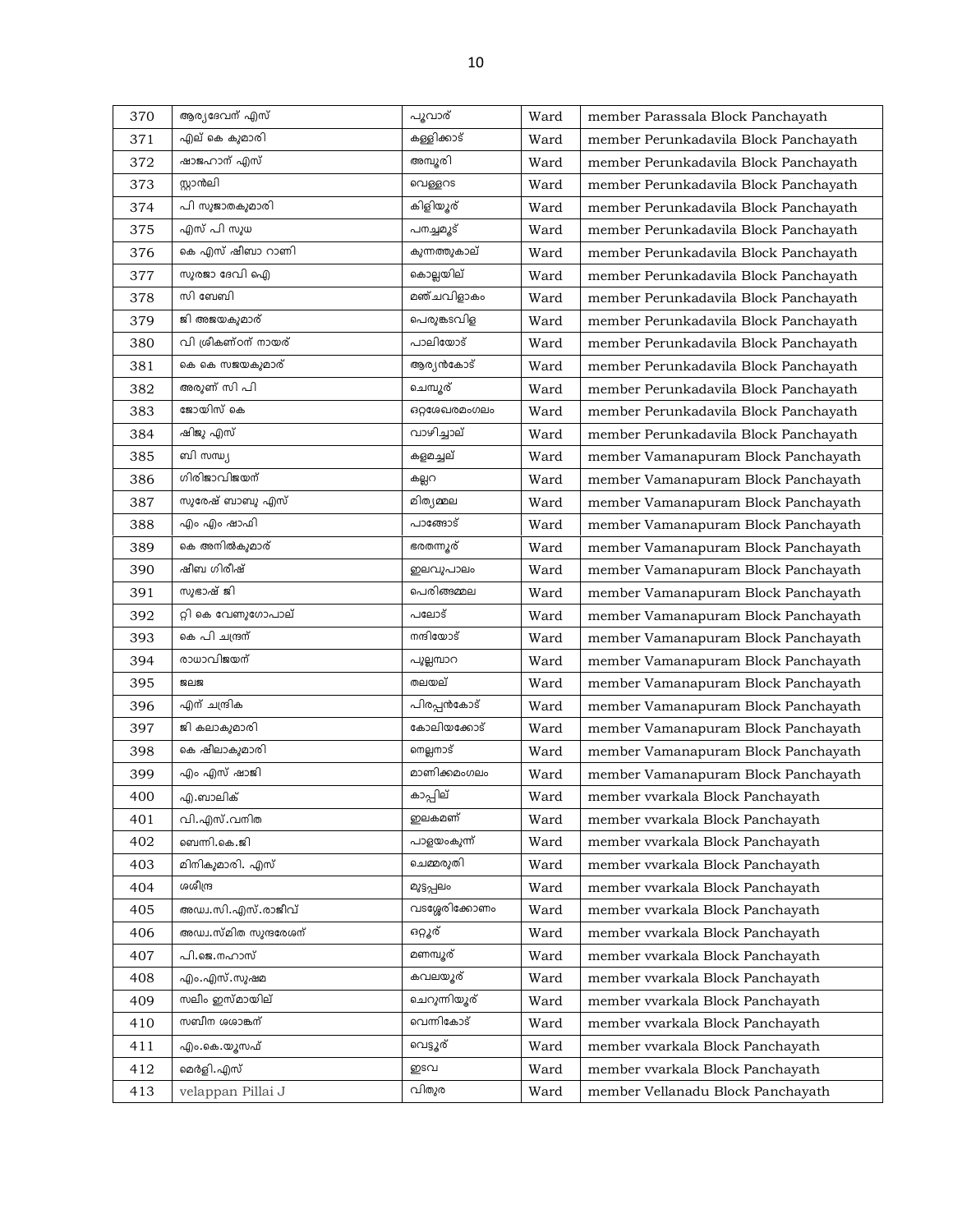| 370 | ആര്യദേവന് എസ് | പൂവാര് | Ward | member Parassala Block Panchayath |
|---|---|---|---|---|
| 371 | എല് കെ കുമാരി | കള്ളിക്കാട് | Ward | member Perunkadavila Block Panchayath |
| 372 | ഷാജഹാന് എസ് | അമ്പൂരി | Ward | member Perunkadavila Block Panchayath |
| 373 | സ്റ്റാൻലി | വെള്ളറട | Ward | member Perunkadavila Block Panchayath |
| 374 | പി സുജാതകുമാരി | കിളിയൂര് | Ward | member Perunkadavila Block Panchayath |
| 375 | എസ് പി സുധ | പനച്ചമൂട് | Ward | member Perunkadavila Block Panchayath |
| 376 | കെ എസ് ഷീബാ റാണി | കുന്നത്തുകാല് | Ward | member Perunkadavila Block Panchayath |
| 377 | സുരജാ ദേവി ഐ | കൊല്ലയില് | Ward | member Perunkadavila Block Panchayath |
| 378 | സി ബേബി | മഞ്ചവിളാകം | Ward | member Perunkadavila Block Panchayath |
| 379 | ജി അജയകുമാര് | പെരുങ്കടവിള | Ward | member Perunkadavila Block Panchayath |
| 380 | വി ശ്രീകണ്ഠന് നായര് | പാലിയോട് | Ward | member Perunkadavila Block Panchayath |
| 381 | കെ കെ സജയകുമാര് | ആര്യൻകോട് | Ward | member Perunkadavila Block Panchayath |
| 382 | അരുണ് സി പി | ചെമ്പൂര് | Ward | member Perunkadavila Block Panchayath |
| 383 | ജോയിസ് കെ | ഒറ്റശേഖരമംഗലം | Ward | member Perunkadavila Block Panchayath |
| 384 | ഷിജു എസ് | വാഴിച്ചാല് | Ward | member Perunkadavila Block Panchayath |
| 385 | ബി സന്ധ്യ | കളമച്ചല് | Ward | member Vamanapuram Block Panchayath |
| 386 | ഗിരിജാവിജയന് | കല്ലറ | Ward | member Vamanapuram Block Panchayath |
| 387 | സുരേഷ് ബാബു എസ് | മിത്യമ്മല | Ward | member Vamanapuram Block Panchayath |
| 388 | എം എം ഷാഫി | പാങ്ങോട് | Ward | member Vamanapuram Block Panchayath |
| 389 | കെ അനിൽകുമാര് | ഭരതന്നൂര് | Ward | member Vamanapuram Block Panchayath |
| 390 | ഷീബ ഗിരീഷ് | ഇലവുപാലം | Ward | member Vamanapuram Block Panchayath |
| 391 | സുഭാഷ് ജി | പെരിങ്ങമ്മല | Ward | member Vamanapuram Block Panchayath |
| 392 | റ്റി കെ വേണുഗോപാല് | പലോട് | Ward | member Vamanapuram Block Panchayath |
| 393 | കെ പി ചന്ദ്രന് | നന്ദിയോട് | Ward | member Vamanapuram Block Panchayath |
| 394 | രാധാവിജയന് | പുല്ലമ്പാറ | Ward | member Vamanapuram Block Panchayath |
| 395 | ജലജ | തലയല് | Ward | member Vamanapuram Block Panchayath |
| 396 | എന് ചന്ദ്രിക | പിരപ്പൻകോട് | Ward | member Vamanapuram Block Panchayath |
| 397 | ജി കലാകുമാരി | കോലിയക്കോട് | Ward | member Vamanapuram Block Panchayath |
| 398 | കെ ഷീലാകുമാരി | നെല്ലനാട് | Ward | member Vamanapuram Block Panchayath |
| 399 | എം എസ് ഷാജി | മാണിക്കമംഗലം | Ward | member Vamanapuram Block Panchayath |
| 400 | എ.ബാലിക് | കാപ്പില് | Ward | member vvarkala Block Panchayath |
| 401 | വി.എസ്.വനിത | ഇലകമണ് | Ward | member vvarkala Block Panchayath |
| 402 | ബെന്നി.കെ.ജി | പാളയംകുന്ന് | Ward | member vvarkala Block Panchayath |
| 403 | മിനികുമാരി. എസ് | ചെമ്മരുതി | Ward | member vvarkala Block Panchayath |
| 404 | ശശീന്ദ്ര | മുട്ടപ്പലം | Ward | member vvarkala Block Panchayath |
| 405 | അഡ്വ.സി.എസ്.രാജീവ് | വടശ്ശേരിക്കോണം | Ward | member vvarkala Block Panchayath |
| 406 | അഡ്വ.സ്മിത സുന്ദരേശന് | ഒറ്റൂര് | Ward | member vvarkala Block Panchayath |
| 407 | പി.ജെ.നഹാസ് | മണമ്പൂര് | Ward | member vvarkala Block Panchayath |
| 408 | എം.എസ്.സുഷമ | കവലയൂര് | Ward | member vvarkala Block Panchayath |
| 409 | സലിം ഇസ്മായില് | ചെറുന്നിയൂര് | Ward | member vvarkala Block Panchayath |
| 410 | സബീന ശശാങ്കന് | വെന്നികോട് | Ward | member vvarkala Block Panchayath |
| 411 | എം.കെ.യൂസഫ് | വെട്ടൂര് | Ward | member vvarkala Block Panchayath |
| 412 | മെർളി.എസ് | ഇടവ | Ward | member vvarkala Block Panchayath |
| 413 | velappan Pillai J | വിതുര | Ward | member Vellanadu Block Panchayath |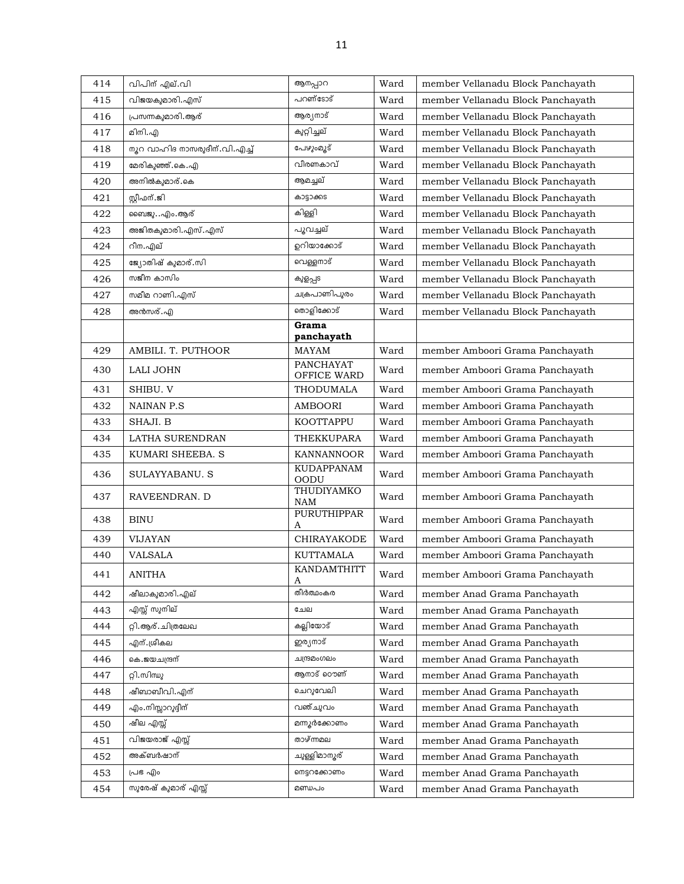| 414 | വിപിന് എല്.വി | ആനപ്പാറ | Ward | member Vellanadu Block Panchayath |
|---|---|---|---|---|
| 415 | വിജയകുമാരി.എസ് | പറണ്ടോട് | Ward | member Vellanadu Block Panchayath |
| 416 | പ്രസന്നകുമാരി.ആര് | ആര്യനാട് | Ward | member Vellanadu Block Panchayath |
| 417 | മിനി.എ | കുറ്റിച്ചല് | Ward | member Vellanadu Block Panchayath |
| 418 | നൂറ വാഹിദ നാസരുദീന്.വി.എച്ച് | പേഴുംമൂട് | Ward | member Vellanadu Block Panchayath |
| 419 | മേരികുഞ്ഞ്.കെ.എ | വീരണകാവ് | Ward | member Vellanadu Block Panchayath |
| 420 | അനിൽകുമാര്.കെ | ആമച്ചല് | Ward | member Vellanadu Block Panchayath |
| 421 | സ്റ്റീഫന്.ജി | കാട്ടാക്കട | Ward | member Vellanadu Block Panchayath |
| 422 | ബൈജു..എം.ആര് | കിള്ളി | Ward | member Vellanadu Block Panchayath |
| 423 | അജിതകുമാരി.എസ്.എസ് | പൂവച്ചല് | Ward | member Vellanadu Block Panchayath |
| 424 | റീന.എല് | ഉറിയാക്കോട് | Ward | member Vellanadu Block Panchayath |
| 425 | ജ്യോതിഷ് കുമാര്.സി | വെള്ളനാട് | Ward | member Vellanadu Block Panchayath |
| 426 | സജീന കാസിം | കുളപ്പട | Ward | member Vellanadu Block Panchayath |
| 427 | സമീമ റാണി.എസ് | ചക്രപാണിപുരം | Ward | member Vellanadu Block Panchayath |
| 428 | അൻസര്.എ | തൊളിക്കോട് | Ward | member Vellanadu Block Panchayath |
| | | **Grama panchayath** | | |
| 429 | AMBILI. T. PUTHOOR | MAYAM | Ward | member Amboori Grama Panchayath |
| 430 | LALI JOHN | PANCHAYAT OFFICE WARD | Ward | member Amboori Grama Panchayath |
| 431 | SHIBU. V | THODUMALA | Ward | member Amboori Grama Panchayath |
| 432 | NAINAN P.S | AMBOORI | Ward | member Amboori Grama Panchayath |
| 433 | SHAJI. B | KOOTTAPPU | Ward | member Amboori Grama Panchayath |
| 434 | LATHA SURENDRAN | THEKKUPARA | Ward | member Amboori Grama Panchayath |
| 435 | KUMARI SHEEBA. S | KANNANNOOR | Ward | member Amboori Grama Panchayath |
| 436 | SULAYYABANU. S | KUDAPPANAM OODU | Ward | member Amboori Grama Panchayath |
| 437 | RAVEENDRAN. D | THUDIYAMKONAM | Ward | member Amboori Grama Panchayath |
| 438 | BINU | PURUTHIPPARA | Ward | member Amboori Grama Panchayath |
| 439 | VIJAYAN | CHIRAYAKODE | Ward | member Amboori Grama Panchayath |
| 440 | VALSALA | KUTTAMALA | Ward | member Amboori Grama Panchayath |
| 441 | ANITHA | KANDAMTHITTA | Ward | member Amboori Grama Panchayath |
| 442 | ഷീലാകുമാരി.എല് | തീർത്ഥംകര | Ward | member Anad Grama Panchayath |
| 443 | എസ്സ് സുനില് | ചേല | Ward | member Anad Grama Panchayath |
| 444 | റ്റി.ആര്.ചിത്രലേഖ | കല്ലിയോട് | Ward | member Anad Grama Panchayath |
| 445 | എന്.ശ്രീകല | ഇര്യനാട് | Ward | member Anad Grama Panchayath |
| 446 | കെ.ജയചന്ദ്രന് | ചന്ദ്രമംഗലം | Ward | member Anad Grama Panchayath |
| 447 | റ്റി.സിന്ധു | ആനാട് ടൌണ് | Ward | member Anad Grama Panchayath |
| 448 | ഷീബാബീവി.എന് | ചെറുവേലി | Ward | member Anad Grama Panchayath |
| 449 | എം.നിസ്സാറുദ്ദീന് | വഞ്ചുവം | Ward | member Anad Grama Panchayath |
| 450 | ഷീല എസ്സ് | മന്നൂർക്കോണം | Ward | member Anad Grama Panchayath |
| 451 | വിജയരാജ് എസ്സ് | താഴ്ന്നമല | Ward | member Anad Grama Panchayath |
| 452 | അക്ബർഷാന് | ചുള്ളിമാനൂര് | Ward | member Anad Grama Panchayath |
| 453 | പ്രഭ എം | നെട്ടറക്കോണം | Ward | member Anad Grama Panchayath |
| 454 | സുരേഷ് കുമാര് എസ്സ് | മണ്ഡപം | Ward | member Anad Grama Panchayath |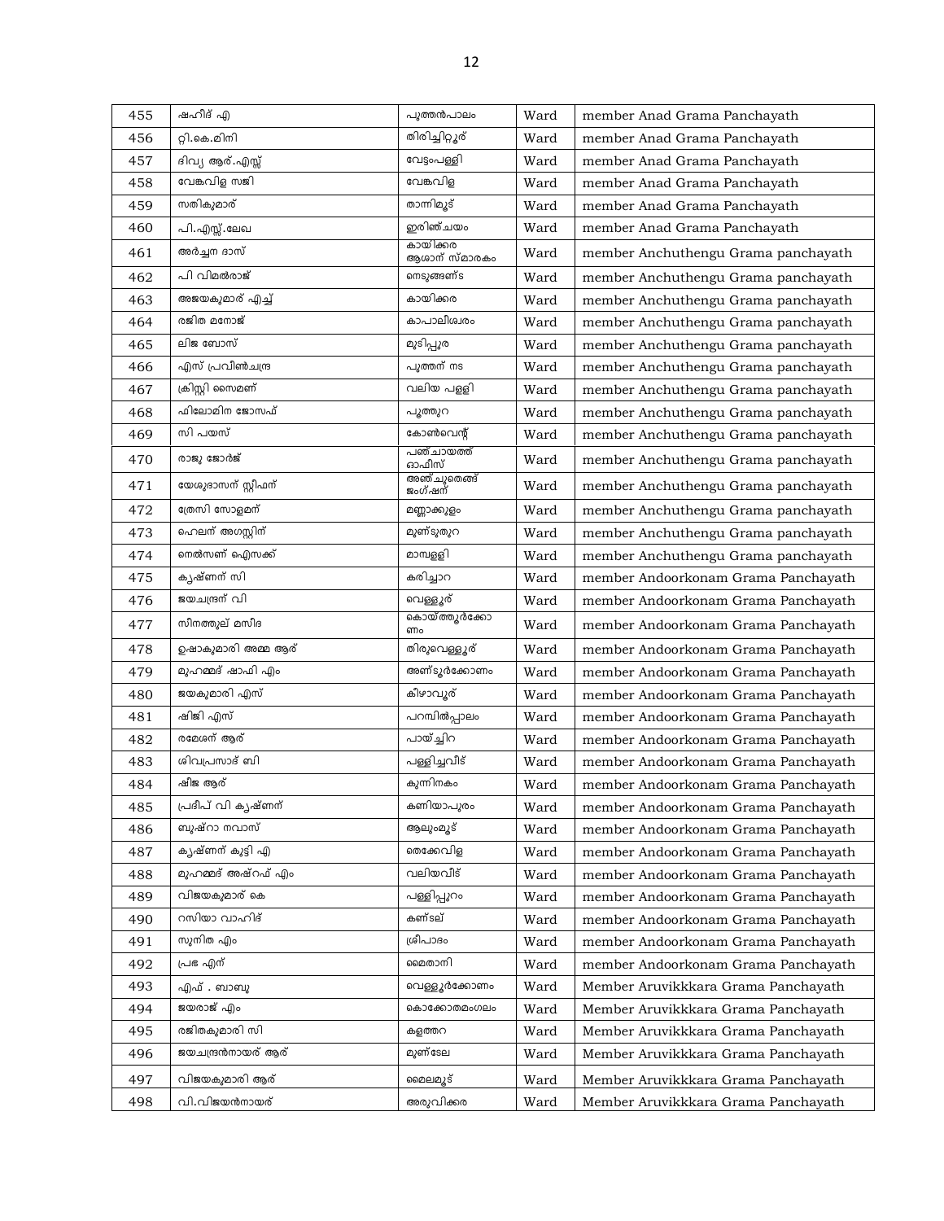| 455 | ഷഹീദ് എ | പുത്തൻപാലം | Ward | member Anad Grama Panchayath |
|---|---|---|---|---|
| 456 | റ്റി.കെ.മിനി | തിരിച്ചിറ്റൂര് | Ward | member Anad Grama Panchayath |
| 457 | ദിവ്യ ആര്.എസ്സ് | വേട്ടംപള്ളി | Ward | member Anad Grama Panchayath |
| 458 | വേങ്കവിള സജി | വേങ്കവിള | Ward | member Anad Grama Panchayath |
| 459 | സതികുമാര് | താന്നിമൂട് | Ward | member Anad Grama Panchayath |
| 460 | പി.എസ്സ്.ലേഖ | ഇരിഞ്ചയം | Ward | member Anad Grama Panchayath |
| 461 | അര്ച്ചന ദാസ് | കായിക്കര ആശാന് സ്മാരകം | Ward | member Anchuthengu Grama panchayath |
| 462 | പി വിമല്‍രാജ് | നെടുങ്ങണ്ട | Ward | member Anchuthengu Grama panchayath |
| 463 | അജയകുമാര് എച്ച് | കായിക്കര | Ward | member Anchuthengu Grama panchayath |
| 464 | രജിത മനോജ് | കാപാലീശ്വരം | Ward | member Anchuthengu Grama panchayath |
| 465 | ലിജ ബോസ് | മുടിപ്പുര | Ward | member Anchuthengu Grama panchayath |
| 466 | എസ് പ്രവീണ്‍ചന്ദ്ര | പുത്തന് nട | Ward | member Anchuthengu Grama panchayath |
| 467 | ക്രിസ്റ്റി സൈമണ് | വലിയ പള്ളി | Ward | member Anchuthengu Grama panchayath |
| 468 | ഫിലോമിന ജോസഫ് | പൂത്തുറ | Ward | member Anchuthengu Grama panchayath |
| 469 | സി പയസ് | കോണ്‍വെന്റ് | Ward | member Anchuthengu Grama panchayath |
| 470 | രാജു ജോര്‍ജ് | പഞ്ചായത്ത് ഓഫീസ് | Ward | member Anchuthengu Grama panchayath |
| 471 | യേശുദാസന് സ്റ്റീഫന് | അഞ്ചുതെങ്ങ് ജംഗ്ഷന് | Ward | member Anchuthengu Grama panchayath |
| 472 | ത്രേസി സോളമന് | മണ്ണാക്കുളം | Ward | member Anchuthengu Grama panchayath |
| 473 | ഹെലന് അഗസ്റ്റിന് | മുണ്ടുതുറ | Ward | member Anchuthengu Grama panchayath |
| 474 | നെല്‍സണ് ഐസക്ക് | മാമ്പള്ളി | Ward | member Anchuthengu Grama panchayath |
| 475 | കൃഷ്ണന് സി | കരിച്ചാറ | Ward | member Andoorkonam Grama Panchayath |
| 476 | ജയചന്ദ്രന് വി | വെള്ളൂര് | Ward | member Andoorkonam Grama Panchayath |
| 477 | സീനത്തുല് മസീദ | കൊയ്ത്തൂര്‍ക്കോണം | Ward | member Andoorkonam Grama Panchayath |
| 478 | ഉഷാകുമാരി അമ്മ ആര് | തിരുവെള്ളൂര് | Ward | member Andoorkonam Grama Panchayath |
| 479 | മുഹമ്മദ് ഷാഫി എം | അണ്ടൂര്‍ക്കോണം | Ward | member Andoorkonam Grama Panchayath |
| 480 | ജയകുമാരി എസ് | കീഴാവൂര് | Ward | member Andoorkonam Grama Panchayath |
| 481 | ഷിജി എസ് | പറമ്പില്‍പ്പാലം | Ward | member Andoorkonam Grama Panchayath |
| 482 | രമേശന് ആര് | പായ്ച്ചിറ | Ward | member Andoorkonam Grama Panchayath |
| 483 | ശിവപ്രസാദ് ബി | പള്ളിച്ചവീട് | Ward | member Andoorkonam Grama Panchayath |
| 484 | ഷീജ ആര് | കുന്നിനകം | Ward | member Andoorkonam Grama Panchayath |
| 485 | പ്രദീപ് വി കൃഷ്ണന് | കണിയാപുരം | Ward | member Andoorkonam Grama Panchayath |
| 486 | ബുഷ്റാ നവാസ് | ആലുംമൂട് | Ward | member Andoorkonam Grama Panchayath |
| 487 | കൃഷ്ണന് കുട്ടി എ | തെക്കേവിള | Ward | member Andoorkonam Grama Panchayath |
| 488 | മുഹമ്മദ് അഷ്റഫ് എം | വലിയവീട് | Ward | member Andoorkonam Grama Panchayath |
| 489 | വിജയകുമാര് കെ | പള്ളിപ്പുറം | Ward | member Andoorkonam Grama Panchayath |
| 490 | റസിയാ വാഹിദ് | കണ്ടല് | Ward | member Andoorkonam Grama Panchayath |
| 491 | സുനിത എം | ശ്രീപാദം | Ward | member Andoorkonam Grama Panchayath |
| 492 | പ്രഭ എന് | മൈതാനി | Ward | member Andoorkonam Grama Panchayath |
| 493 | എഫ് . ബാബു | വെള്ളൂര്‍ക്കോണം | Ward | Member Aruvikkkara Grama Panchayath |
| 494 | ജയരാജ് എം | കൊക്കോതമംഗലം | Ward | Member Aruvikkkara Grama Panchayath |
| 495 | രജിതകുമാരി സി | കളത്തറ | Ward | Member Aruvikkkara Grama Panchayath |
| 496 | ജയചന്ദ്രന്‍നായര് ആര് | മുണ്ടേല | Ward | Member Aruvikkkara Grama Panchayath |
| 497 | വിജയകുമാരി ആര് | മൈലമൂട് | Ward | Member Aruvikkkara Grama Panchayath |
| 498 | വി.വിജയന്‍നായര് | അരുവിക്കര | Ward | Member Aruvikkkara Grama Panchayath |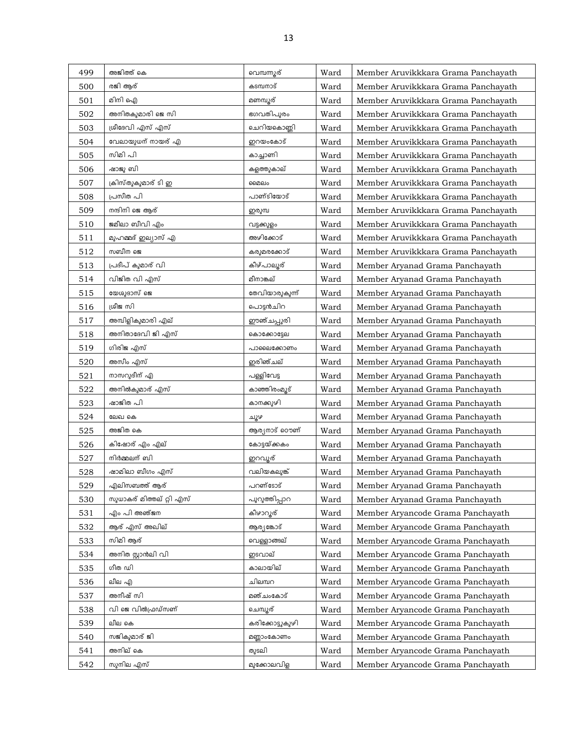| 499 | അജിത്ത് കെ | വെമ്പന്നൂര് | Ward | Member Aruvikkkara Grama Panchayath |
|---|---|---|---|---|
| 500 | രജി ആര് | കടമ്പനാട് | Ward | Member Aruvikkkara Grama Panchayath |
| 501 | മിനി ഐ | മണമ്പൂര് | Ward | Member Aruvikkkara Grama Panchayath |
| 502 | അനിതകുമാരി ജെ സി | ഭഗവതിപുരം | Ward | Member Aruvikkkara Grama Panchayath |
| 503 | ശ്രീദേവി എസ് എസ് | ചെറിയകൊണ്ണി | Ward | Member Aruvikkkara Grama Panchayath |
| 504 | വേലായുധന് നായര് എ | ഇറയംകോട് | Ward | Member Aruvikkkara Grama Panchayath |
| 505 | സിമി പി | കാച്ചാണി | Ward | Member Aruvikkkara Grama Panchayath |
| 506 | ഷാജു ബി | കളത്തുകാല് | Ward | Member Aruvikkkara Grama Panchayath |
| 507 | ക്രിസ്തുകുമാര് ടി ഇ | മൈലം | Ward | Member Aruvikkkara Grama Panchayath |
| 508 | പ്രസീത പി | പാണ്ടിയോട് | Ward | Member Aruvikkkara Grama Panchayath |
| 509 | നന്ദിനി ജെ ആര് | ഇരുമ്പ | Ward | Member Aruvikkkara Grama Panchayath |
| 510 | ജമീലാ ബീവി എം | വട്ടക്കുളം | Ward | Member Aruvikkkara Grama Panchayath |
| 511 | മുഹമ്മദ് ഇല്യാസ് എ | അഴിക്കോട് | Ward | Member Aruvikkkara Grama Panchayath |
| 512 | സബീന ജെ | കരുമരക്കോട് | Ward | Member Aruvikkkara Grama Panchayath |
| 513 | പ്രദീപ് കുമാര് വി | കീഴ്പാലൂര് | Ward | Member Aryanad Grama Panchayath |
| 514 | വിജിത വി എസ് | മീനാങ്കല് | Ward | Member Aryanad Grama Panchayath |
| 515 | യേശുദാസ് ജെ | തേവിയാരുകുന്ന് | Ward | Member Aryanad Grama Panchayath |
| 516 | ശ്രീജ സി | പൊട്ടന്‍ചിറ | Ward | Member Aryanad Grama Panchayath |
| 517 | അമ്പിളികുമാരി എല് | ഈഞ്ചപ്പുരി | Ward | Member Aryanad Grama Panchayath |
| 518 | അനിതാദേവി ജി എസ് | കൊക്കോട്ടേല | Ward | Member Aryanad Grama Panchayath |
| 519 | ഗിരിജ എസ് | പാലൈക്കോണം | Ward | Member Aryanad Grama Panchayath |
| 520 | അസീം എസ് | ഇരിഞ്ചല് | Ward | Member Aryanad Grama Panchayath |
| 521 | നാസറുദീന് എ | പള്ളിവേട്ട | Ward | Member Aryanad Grama Panchayath |
| 522 | അനില്‍കുമാര് എസ് | കാഞ്ഞിരംമൂട് | Ward | Member Aryanad Grama Panchayath |
| 523 | ഷാജിത പി | കാനക്കുഴി | Ward | Member Aryanad Grama Panchayath |
| 524 | ലേഖ കെ | ചൂഴ | Ward | Member Aryanad Grama Panchayath |
| 525 | അജിത കെ | ആര്യനാട് ടൌണ് | Ward | Member Aryanad Grama Panchayath |
| 526 | കിഷോര് എം എല് | കോട്ടയ്ക്കകം | Ward | Member Aryanad Grama Panchayath |
| 527 | നിര്‍മ്മലന് ബി | ഇറവൂര് | Ward | Member Aryanad Grama Panchayath |
| 528 | ഷാമിലാ ബീഗം എസ് | വലിയകലുങ്ക് | Ward | Member Aryanad Grama Panchayath |
| 529 | എലിസബത്ത് ആര് | പറണ്ടോട് | Ward | Member Aryanad Grama Panchayath |
| 530 | സുധാകര് മിത്തല് റ്റി എസ് | പുറുത്തിപ്പാറ | Ward | Member Aryanad Grama Panchayath |
| 531 | എം പി അഞ്ജന | കീഴാറൂര് | Ward | Member Aryancode Grama Panchayath |
| 532 | ആര് എസ് അഖില് | ആര്യങ്കോട് | Ward | Member Aryancode Grama Panchayath |
| 533 | സിമി ആര് | വെള്ളാങ്ങല് | Ward | Member Aryancode Grama Panchayath |
| 534 | അനിത സ്റ്റാന്‍ലി വി | ഇടവാല് | Ward | Member Aryancode Grama Panchayath |
| 535 | ഗീത ഡി | കാലായില് | Ward | Member Aryancode Grama Panchayath |
| 536 | ലീല എ | ചിലമ്പറ | Ward | Member Aryancode Grama Panchayath |
| 537 | അനീഷ് സി | മഞ്ചംകോട് | Ward | Member Aryancode Grama Panchayath |
| 538 | വി ജെ വില്‍ഫ്രഡ്സണ് | ചെമ്പൂര് | Ward | Member Aryancode Grama Panchayath |
| 539 | ലീല കെ | കരിക്കോട്ടുകുഴി | Ward | Member Aryancode Grama Panchayath |
| 540 | സജികുമാര് ജി | മണ്ണാംകോണം | Ward | Member Aryancode Grama Panchayath |
| 541 | അനില് കെ | തുടലി | Ward | Member Aryancode Grama Panchayath |
| 542 | സുനില എസ് | മുക്കോലവിള | Ward | Member Aryancode Grama Panchayath |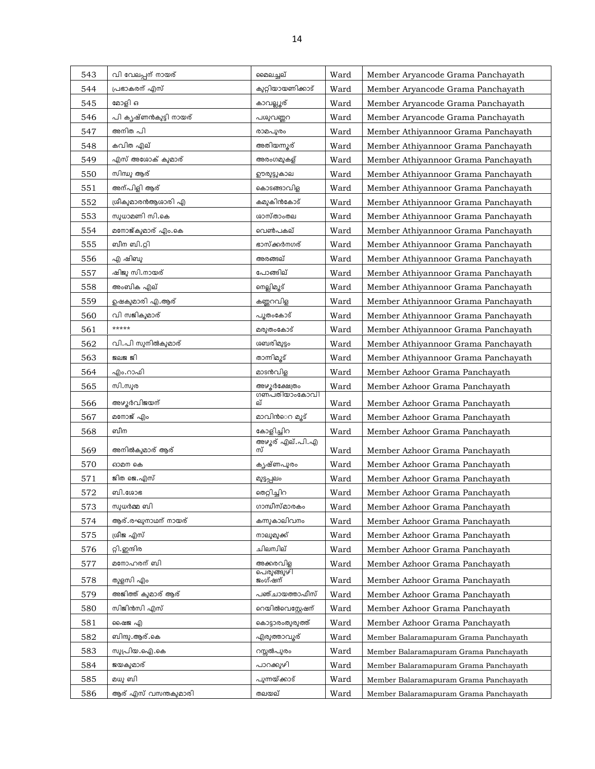| 543 | വി വേലപ്പന് നായര് | മൈലച്ചല് | Ward | Member Aryancode Grama Panchayath |
|---|---|---|---|---|
| 544 | പ്രഭാകരന് എസ് | കുറ്റിയായണിക്കാട് | Ward | Member Aryancode Grama Panchayath |
| 545 | മോളി ഒ | കാവല്ലൂര് | Ward | Member Aryancode Grama Panchayath |
| 546 | പി കൃഷ്ണൻകുട്ടി നായര് | പശുവണ്ണറ | Ward | Member Aryancode Grama Panchayath |
| 547 | അനിത പി | രാമപുരം | Ward | Member Athiyannoor Grama Panchayath |
| 548 | കവിത എല് | അതിയന്നൂര് | Ward | Member Athiyannoor Grama Panchayath |
| 549 | എസ് അശോക് കുമാര് | അരംഗമുകള് | Ward | Member Athiyannoor Grama Panchayath |
| 550 | സിന്ധു ആര് | ഊരുട്ടുകാല | Ward | Member Athiyannoor Grama Panchayath |
| 551 | അന്പിളി ആര് | കൊടങ്ങാവിള | Ward | Member Athiyannoor Grama Panchayath |
| 552 | ശ്രീകുമാരൻആശാരി എ | കമുകിൻകോട് | Ward | Member Athiyannoor Grama Panchayath |
| 553 | സുധാമണി സി.കെ | ശാസ്താംതല | Ward | Member Athiyannoor Grama Panchayath |
| 554 | മനോജ്കുമാര് എം.കെ | വെൺപകല് | Ward | Member Athiyannoor Grama Panchayath |
| 555 | ബീന ബി.റ്റി | ഭാസ്ക്കർനഗര് | Ward | Member Athiyannoor Grama Panchayath |
| 556 | എ ഷിബു | അരങ്ങല് | Ward | Member Athiyannoor Grama Panchayath |
| 557 | ഷിജു സി.നായര് | പോങ്ങില് | Ward | Member Athiyannoor Grama Panchayath |
| 558 | അംബിക എല് | നെല്ലിമൂട് | Ward | Member Athiyannoor Grama Panchayath |
| 559 | ഉഷകുമാരി എ.ആര് | കണ്ണറവിള | Ward | Member Athiyannoor Grama Panchayath |
| 560 | വി സജികുമാര് | പൂതംകോട് | Ward | Member Athiyannoor Grama Panchayath |
| 561 | ***** | മരുതംകോട് | Ward | Member Athiyannoor Grama Panchayath |
| 562 | വി.പി സുനിൽകുമാര് | ശബരിമുട്ടം | Ward | Member Athiyannoor Grama Panchayath |
| 563 | ജലജ ജി | താന്നിമൂട് | Ward | Member Athiyannoor Grama Panchayath |
| 564 | എം.റാഫി | മാടൻവിള | Ward | Member Azhoor Grama Panchayath |
| 565 | സി.സുര | അഴൂർക്ഷേത്രം | Ward | Member Azhoor Grama Panchayath |
| 566 | അഴൂർവിജയന് | ഗണപതിയാംകോവില് | Ward | Member Azhoor Grama Panchayath |
| 567 | മനോജ് എം | മാവിൻറെ മൂട് | Ward | Member Azhoor Grama Panchayath |
| 568 | ബീന | കോളിച്ചിറ | Ward | Member Azhoor Grama Panchayath |
| 569 | അനിൽകുമാര് ആര് | അഴൂര് എല്.പി.എസ് | Ward | Member Azhoor Grama Panchayath |
| 570 | ഓമന കെ | കൃഷ്ണപുരം | Ward | Member Azhoor Grama Panchayath |
| 571 | ജിത ജെ.എസ് | മുട്ടപ്പലം | Ward | Member Azhoor Grama Panchayath |
| 572 | ബി.ശോഭ | തെറ്റിച്ചിറ | Ward | Member Azhoor Grama Panchayath |
| 573 | സുധർമ്മ ബി | ഗാന്ധിസ്മാരകം | Ward | Member Azhoor Grama Panchayath |
| 574 | ആര്.രഘുനാഥന് നായര് | കന്നുകാലിവനം | Ward | Member Azhoor Grama Panchayath |
| 575 | ശ്രീജ എസ് | നാലുമുക്ക് | Ward | Member Azhoor Grama Panchayath |
| 576 | റ്റി.ഇന്ദിര | ചിലമ്പില് | Ward | Member Azhoor Grama Panchayath |
| 577 | മനോഹരന് ബി | അക്കരവിള | Ward | Member Azhoor Grama Panchayath |
| 578 | തുളസി എം | പെരുങ്ങുഴി ജംഗ്ഷന് | Ward | Member Azhoor Grama Panchayath |
| 579 | അജിത്ത് കുമാര് ആര് | പഞ്ചായത്താഫീസ് | Ward | Member Azhoor Grama Panchayath |
| 580 | സിജിൻസി എസ് | റെയിൽവെസ്റ്റേഷന് | Ward | Member Azhoor Grama Panchayath |
| 581 | ഷൈജ എ | കൊട്ടാരംതുരുത്ത് | Ward | Member Azhoor Grama Panchayath |
| 582 | ബിന്ദു.ആര്.കെ | എരുത്താവൂര് | Ward | Member Balaramapuram Grama Panchayath |
| 583 | സുപ്രിയ.ഐ.കെ | റസ്സൽപുരം | Ward | Member Balaramapuram Grama Panchayath |
| 584 | ജയകുമാര് | പാറക്കുഴി | Ward | Member Balaramapuram Grama Panchayath |
| 585 | മധു ബി | പുന്നയ്ക്കാട് | Ward | Member Balaramapuram Grama Panchayath |
| 586 | ആര് എസ് വസന്തകുമാരി | തലയല് | Ward | Member Balaramapuram Grama Panchayath |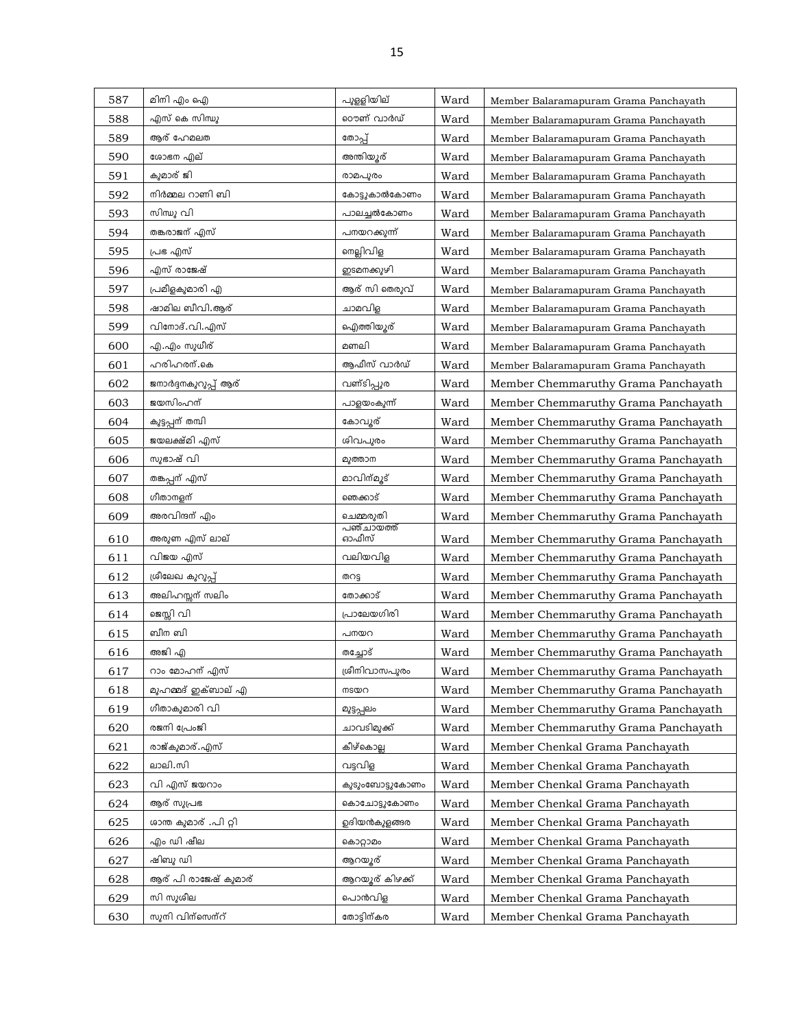| 587 | മിനി എം ഐ | പുള്ളിയില് | Ward | Member Balaramapuram Grama Panchayath |
|---|---|---|---|---|
| 588 | എസ് കെ സിന്ധു | ടൌണ് വാർഡ് | Ward | Member Balaramapuram Grama Panchayath |
| 589 | ആര് ഹേമലത | തോപ്പ് | Ward | Member Balaramapuram Grama Panchayath |
| 590 | ശോഭന എല് | അന്തിയൂര് | Ward | Member Balaramapuram Grama Panchayath |
| 591 | കുമാര് ജി | രാമപുരം | Ward | Member Balaramapuram Grama Panchayath |
| 592 | നിർമ്മല റാണി ബി | കോട്ടുകാൽകോണം | Ward | Member Balaramapuram Grama Panchayath |
| 593 | സിന്ധു വി | പാലച്ചൽകോണം | Ward | Member Balaramapuram Grama Panchayath |
| 594 | തങ്കരാജന് എസ് | പനയറക്കുന്ന് | Ward | Member Balaramapuram Grama Panchayath |
| 595 | പ്രഭ എസ് | നെല്ലിവിള | Ward | Member Balaramapuram Grama Panchayath |
| 596 | എസ് രാജേഷ് | ഇടമനക്കുഴി | Ward | Member Balaramapuram Grama Panchayath |
| 597 | പ്രമീളകുമാരി എ | ആര് സി തെരുവ് | Ward | Member Balaramapuram Grama Panchayath |
| 598 | ഷാമില ബീവി.ആര് | ചാമവിള | Ward | Member Balaramapuram Grama Panchayath |
| 599 | വിനോദ്.വി.എസ് | ഐത്തിയൂര് | Ward | Member Balaramapuram Grama Panchayath |
| 600 | എ.എം സുധീര് | മണലി | Ward | Member Balaramapuram Grama Panchayath |
| 601 | ഹരിഹരന്.കെ | ആഫീസ് വാർഡ് | Ward | Member Balaramapuram Grama Panchayath |
| 602 | ജനാർദ്ദനകുറുപ്പ് ആര് | വണ്ടിപ്പുര | Ward | Member Chemmaruthy Grama Panchayath |
| 603 | ജയസിംഹന് | പാളയംകുന്ന് | Ward | Member Chemmaruthy Grama Panchayath |
| 604 | കുട്ടപ്പന് തമ്പി | കോവൂര് | Ward | Member Chemmaruthy Grama Panchayath |
| 605 | ജയലക്ഷ്മി എസ് | ശിവപുരം | Ward | Member Chemmaruthy Grama Panchayath |
| 606 | സുഭാഷ് വി | മുത്താന | Ward | Member Chemmaruthy Grama Panchayath |
| 607 | തങ്കപ്പന് എസ് | മാവിന്മൂട് | Ward | Member Chemmaruthy Grama Panchayath |
| 608 | ഗീതാനളന് | ഞെക്കാട് | Ward | Member Chemmaruthy Grama Panchayath |
| 609 | അരവിന്ദന് എം | ചെമ്മരുതി | Ward | Member Chemmaruthy Grama Panchayath |
| 610 | അരുണ എസ് ലാല് | പഞ്ചായത്ത് ഓഫീസ് | Ward | Member Chemmaruthy Grama Panchayath |
| 611 | വിജയ എസ് | വലിയവിള | Ward | Member Chemmaruthy Grama Panchayath |
| 612 | ശ്രീലേഖ കുറുപ്പ് | തറട്ട | Ward | Member Chemmaruthy Grama Panchayath |
| 613 | അലിഹസ്സന് സലിം | തോക്കാട് | Ward | Member Chemmaruthy Grama Panchayath |
| 614 | ജെസ്സി വി | പ്രാലേയഗിരി | Ward | Member Chemmaruthy Grama Panchayath |
| 615 | ബീന ബി | പനയറ | Ward | Member Chemmaruthy Grama Panchayath |
| 616 | അജി എ | തച്ചോട് | Ward | Member Chemmaruthy Grama Panchayath |
| 617 | റാം മോഹന് എസ് | ശ്രീനിവാസപുരം | Ward | Member Chemmaruthy Grama Panchayath |
| 618 | മുഹമ്മദ് ഇക്ബാല് എ | നടയറ | Ward | Member Chemmaruthy Grama Panchayath |
| 619 | ഗീതാകുമാരി വി | മുട്ടപ്പലം | Ward | Member Chemmaruthy Grama Panchayath |
| 620 | രജനി പ്രേംജി | ചാവടിമുക്ക് | Ward | Member Chemmaruthy Grama Panchayath |
| 621 | രാജ്കുമാര്.എസ് | കീഴ്കൊല്ല | Ward | Member Chenkal Grama Panchayath |
| 622 | ലാലി.സി | വട്ടവിള | Ward | Member Chenkal Grama Panchayath |
| 623 | വി എസ് ജയറാം | കുടുംബോട്ടുകോണം | Ward | Member Chenkal Grama Panchayath |
| 624 | ആര് സുപ്രഭ | കൊചോട്ടുകോണം | Ward | Member Chenkal Grama Panchayath |
| 625 | ശാന്ത കുമാര് .പി റ്റി | ഉദിയൻകുളങ്ങര | Ward | Member Chenkal Grama Panchayath |
| 626 | എം ഡി ഷീല | കൊറ്റാമം | Ward | Member Chenkal Grama Panchayath |
| 627 | ഷിബു ഡി | ആറയൂര് | Ward | Member Chenkal Grama Panchayath |
| 628 | ആര് പി രാജേഷ് കുമാര് | ആറയൂര് കിഴക്ക് | Ward | Member Chenkal Grama Panchayath |
| 629 | സി സുശീല | പൊൻവിള | Ward | Member Chenkal Grama Panchayath |
| 630 | സുനി വിന്സെന്റ് | തോട്ടിന്കര | Ward | Member Chenkal Grama Panchayath |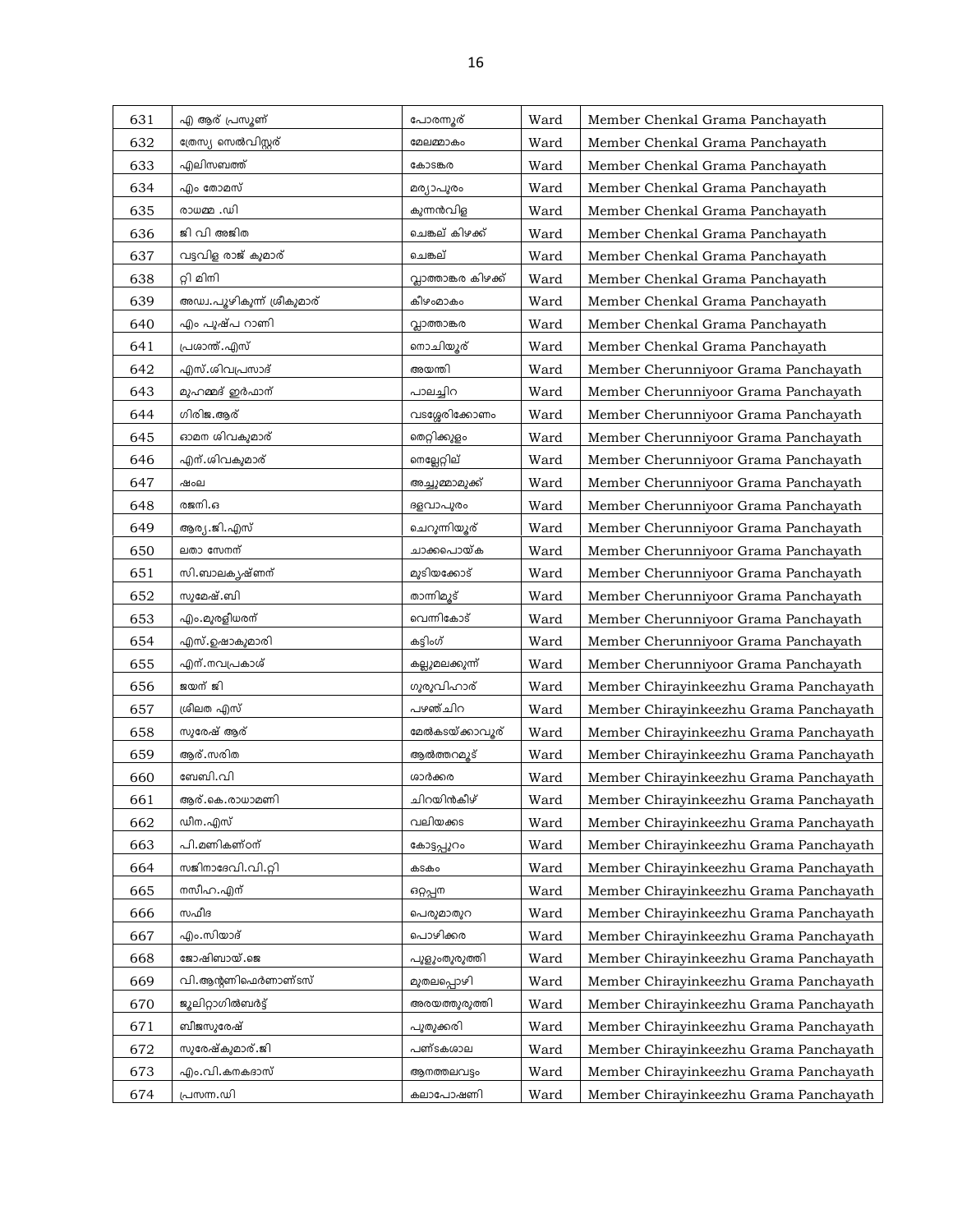| 631 | എ ആര് പ്രസൂണ് | പോരന്നൂര് | Ward | Member Chenkal Grama Panchayath |
|---|---|---|---|---|
| 632 | ത്രേസ്യ സെൽവിസ്റ്റര് | മേലമ്മാകം | Ward | Member Chenkal Grama Panchayath |
| 633 | എലിസബത്ത് | കോടങ്കര | Ward | Member Chenkal Grama Panchayath |
| 634 | എം തോമസ് | മര്യാപുരം | Ward | Member Chenkal Grama Panchayath |
| 635 | രാധമ്മ .ഡി | കുന്നൻവിള | Ward | Member Chenkal Grama Panchayath |
| 636 | ജി വി അജിത | ചെങ്കല് കിഴക്ക് | Ward | Member Chenkal Grama Panchayath |
| 637 | വട്ടവിള രാജ് കുമാര് | ചെങ്കല് | Ward | Member Chenkal Grama Panchayath |
| 638 | റ്റി മിനി | വ്ലാത്താങ്കര കിഴക്ക് | Ward | Member Chenkal Grama Panchayath |
| 639 | അഡ്വ.പൂഴികുന്ന് ശ്രീകുമാര് | കീഴംമാകം | Ward | Member Chenkal Grama Panchayath |
| 640 | എം പുഷ്പ റാണി | വ്ലാത്താങ്കര | Ward | Member Chenkal Grama Panchayath |
| 641 | പ്രശാന്ത്.എസ് | നൊച്ചിയൂര് | Ward | Member Chenkal Grama Panchayath |
| 642 | എസ്.ശിവപ്രസാദ് | അയന്തി | Ward | Member Cherunniyoor Grama Panchayath |
| 643 | മുഹമ്മദ് ഇർഫാന് | പാലച്ചിറ | Ward | Member Cherunniyoor Grama Panchayath |
| 644 | ഗിരിജ.ആര് | വടശ്ശേരിക്കോണം | Ward | Member Cherunniyoor Grama Panchayath |
| 645 | ഓമന ശിവകുമാര് | തെറ്റിക്കുളം | Ward | Member Cherunniyoor Grama Panchayath |
| 646 | എന്.ശിവകുമാര് | നെല്ലേറ്റില് | Ward | Member Cherunniyoor Grama Panchayath |
| 647 | ഷംല | അച്ചുമ്മാമുക്ക് | Ward | Member Cherunniyoor Grama Panchayath |
| 648 | രജനി.ഒ | ദളവാപുരം | Ward | Member Cherunniyoor Grama Panchayath |
| 649 | ആര്യ.ജി.എസ് | ചെറുന്നിയൂര് | Ward | Member Cherunniyoor Grama Panchayath |
| 650 | ലതാ സേനന് | ചാക്കപൊയ്ക | Ward | Member Cherunniyoor Grama Panchayath |
| 651 | സി.ബാലകൃഷ്ണന് | മുടിയക്കോട് | Ward | Member Cherunniyoor Grama Panchayath |
| 652 | സുമേഷ്.ബി | താന്നിമൂട് | Ward | Member Cherunniyoor Grama Panchayath |
| 653 | എം.മുരളീധരന് | വെന്നികോട് | Ward | Member Cherunniyoor Grama Panchayath |
| 654 | എസ്.ഉഷാകുമാരി | കട്ടിംഗ് | Ward | Member Cherunniyoor Grama Panchayath |
| 655 | എന്.നവപ്രകാശ് | കല്ലുമലക്കുന്ന് | Ward | Member Cherunniyoor Grama Panchayath |
| 656 | ജയന് ജി | ഗുരുവിഹാര് | Ward | Member Chirayinkeezhu Grama Panchayath |
| 657 | ശ്രീലത എസ് | പഴഞ്ചിറ | Ward | Member Chirayinkeezhu Grama Panchayath |
| 658 | സുരേഷ് ആര് | മേൽകടയ്ക്കാവൂര് | Ward | Member Chirayinkeezhu Grama Panchayath |
| 659 | ആര്.സരിത | ആൽത്തറമൂട് | Ward | Member Chirayinkeezhu Grama Panchayath |
| 660 | ബേബി.വി | ശാർക്കര | Ward | Member Chirayinkeezhu Grama Panchayath |
| 661 | ആര്.കെ.രാധാമണി | ചിറയിൻകീഴ് | Ward | Member Chirayinkeezhu Grama Panchayath |
| 662 | ഡീന.എസ് | വലിയക്കട | Ward | Member Chirayinkeezhu Grama Panchayath |
| 663 | പി.മണികണ്ഠന് | കോട്ടപ്പുറം | Ward | Member Chirayinkeezhu Grama Panchayath |
| 664 | സജിനാദേവി.വി.റ്റി | കടകം | Ward | Member Chirayinkeezhu Grama Panchayath |
| 665 | നസീഹ.എന് | ഒറ്റപ്പന | Ward | Member Chirayinkeezhu Grama Panchayath |
| 666 | സഫീദ | പെരുമാതുറ | Ward | Member Chirayinkeezhu Grama Panchayath |
| 667 | എം.സിയാദ് | പൊഴിക്കര | Ward | Member Chirayinkeezhu Grama Panchayath |
| 668 | ജോഷിബായ്.ജെ | പുളുംതുരുത്തി | Ward | Member Chirayinkeezhu Grama Panchayath |
| 669 | വി.ആന്റണിഫെർണാണ്ടസ് | മുതലപ്പൊഴി | Ward | Member Chirayinkeezhu Grama Panchayath |
| 670 | ജൂലിറ്റാഗിൽബർട്ട് | അരയതുരുത്തി | Ward | Member Chirayinkeezhu Grama Panchayath |
| 671 | ബിജസുരേഷ് | പുതുക്കരി | Ward | Member Chirayinkeezhu Grama Panchayath |
| 672 | സുരേഷ്കുമാര്.ജി | പണ്ടകശാല | Ward | Member Chirayinkeezhu Grama Panchayath |
| 673 | എം.വി.കനകദാസ് | ആനത്തലവട്ടം | Ward | Member Chirayinkeezhu Grama Panchayath |
| 674 | പ്രസന്ന.ഡി | കലാപോഷണി | Ward | Member Chirayinkeezhu Grama Panchayath |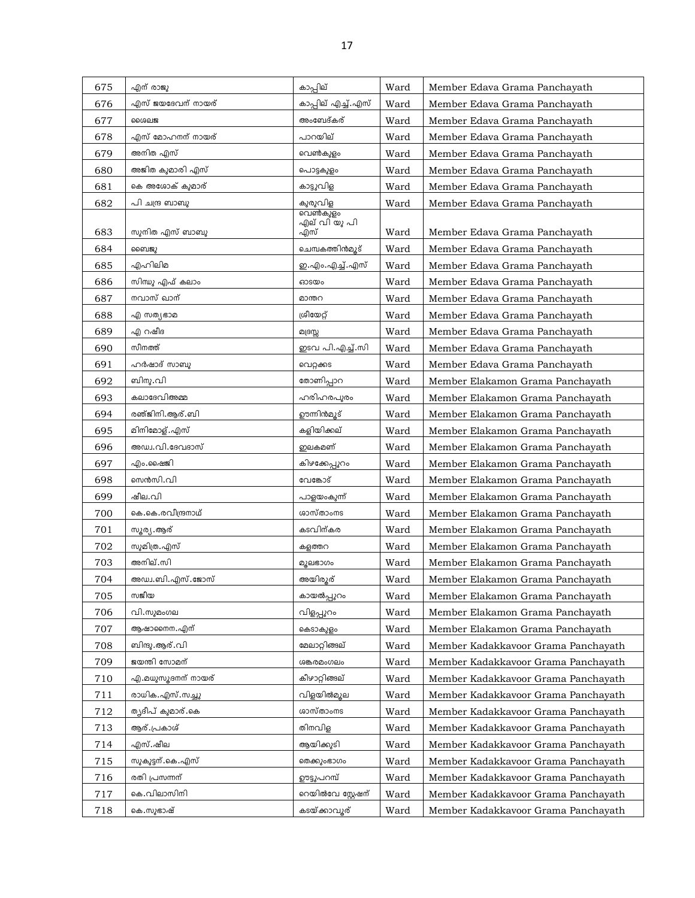| 675 | എന് രാജു | കാപ്പില് | Ward | Member Edava Grama Panchayath |
|---|---|---|---|---|
| 676 | എസ് ജയദേവന് നായര് | കാപ്പില് എച്ച്.എസ് | Ward | Member Edava Grama Panchayath |
| 677 | ശൈലജ | അംബേദ്കര് | Ward | Member Edava Grama Panchayath |
| 678 | എസ് മോഹനന് നായര് | പാറയില് | Ward | Member Edava Grama Panchayath |
| 679 | അനിത എസ് | വെണ്കുളം | Ward | Member Edava Grama Panchayath |
| 680 | അജിത കുമാരി എസ് | പൊട്ടകുളം | Ward | Member Edava Grama Panchayath |
| 681 | കെ അശോക് കുമാര് | കാട്ടുവിള | Ward | Member Edava Grama Panchayath |
| 682 | പി ചന്ദ്ര ബാബു | കുരുവിള | Ward | Member Edava Grama Panchayath |
| 683 | സുനിത എസ് ബാബു | വെണ്കുളം എല് വി യു പി എസ് | Ward | Member Edava Grama Panchayath |
| 684 | ബൈജു | ചെമ്പകത്തിന്മൂട് | Ward | Member Edava Grama Panchayath |
| 685 | എഹിലിമ | ഇ.എം.എച്ച്.എസ് | Ward | Member Edava Grama Panchayath |
| 686 | സിന്ധു എഫ് കലാം | ഓടയം | Ward | Member Edava Grama Panchayath |
| 687 | നവാസ് ഖാന് | മാന്തറ | Ward | Member Edava Grama Panchayath |
| 688 | എ സത്യഭാമ | ശ്രീയേറ്റ് | Ward | Member Edava Grama Panchayath |
| 689 | എ റഷീദ | മദ്രസ്സ | Ward | Member Edava Grama Panchayath |
| 690 | സീനത്ത് | ഇടവ പി.എച്ച്.സി | Ward | Member Edava Grama Panchayath |
| 691 | ഹര്ഷാദ് സാബു | വെറ്റക്കട | Ward | Member Edava Grama Panchayath |
| 692 | ബിനു.വി | തോണിപ്പാറ | Ward | Member Elakamon Grama Panchayath |
| 693 | കലാദേവിഅമ്മ | ഹരിഹരപുരം | Ward | Member Elakamon Grama Panchayath |
| 694 | രഞ്ജിനി.ആര്.ബി | ഊന്നിന്മൂട് | Ward | Member Elakamon Grama Panchayath |
| 695 | മിനിമോള്.എസ് | കളിയിക്കല് | Ward | Member Elakamon Grama Panchayath |
| 696 | അഡ്വ.വി.ദേവദാസ് | ഇലകമണ് | Ward | Member Elakamon Grama Panchayath |
| 697 | എം.ഷൈജി | കിഴക്കേപ്പുറം | Ward | Member Elakamon Grama Panchayath |
| 698 | സെൻസി.വി | വേങ്കോട് | Ward | Member Elakamon Grama Panchayath |
| 699 | ഷീല.വി | പാളയംകുന്ന് | Ward | Member Elakamon Grama Panchayath |
| 700 | കെ.കെ.രവീന്ദ്രനാഥ് | ശാസ്താംനട | Ward | Member Elakamon Grama Panchayath |
| 701 | സൂര്യ.ആര് | കടവിന്കര | Ward | Member Elakamon Grama Panchayath |
| 702 | സുമിത്ര.എസ് | കളത്തറ | Ward | Member Elakamon Grama Panchayath |
| 703 | അനില്.സി | മൂലഭാഗം | Ward | Member Elakamon Grama Panchayath |
| 704 | അഡ്വ.ബി.എസ്.ജോസ് | അയിരൂര് | Ward | Member Elakamon Grama Panchayath |
| 705 | സജീയ | കായൽപ്പുറം | Ward | Member Elakamon Grama Panchayath |
| 706 | വി.സുമംഗല | വിളപ്പുറം | Ward | Member Elakamon Grama Panchayath |
| 707 | ആഷാനൈന.എന് | കെടാകുളം | Ward | Member Elakamon Grama Panchayath |
| 708 | ബിന്ദു.ആര്.വി | മേലാറ്റിങ്ങല് | Ward | Member Kadakkavoor Grama Panchayath |
| 709 | ജയന്തി സോമന് | ശങ്കരമംഗലം | Ward | Member Kadakkavoor Grama Panchayath |
| 710 | എ.മധുസൂദനന് നായര് | കീഴാറ്റിങ്ങല് | Ward | Member Kadakkavoor Grama Panchayath |
| 711 | രാധിക.എസ്.സച്ചു | വിളയില്മൂല | Ward | Member Kadakkavoor Grama Panchayath |
| 712 | തൃദീപ് കുമാര്.കെ | ശാസ്താംനട | Ward | Member Kadakkavoor Grama Panchayath |
| 713 | ആര്.പ്രകാശ് | തിനവിള | Ward | Member Kadakkavoor Grama Panchayath |
| 714 | എസ്.ഷീല | ആയിക്കുടി | Ward | Member Kadakkavoor Grama Panchayath |
| 715 | സുകുട്ടന്.കെ.എസ് | തെക്കുംഭാഗം | Ward | Member Kadakkavoor Grama Panchayath |
| 716 | രതി പ്രസന്നന് | ഊട്ടുപറമ്പ് | Ward | Member Kadakkavoor Grama Panchayath |
| 717 | കെ.വിലാസിനി | റെയില്വേ സ്റ്റേഷന് | Ward | Member Kadakkavoor Grama Panchayath |
| 718 | കെ.സുഭാഷ് | കടയ്ക്കാവൂര് | Ward | Member Kadakkavoor Grama Panchayath |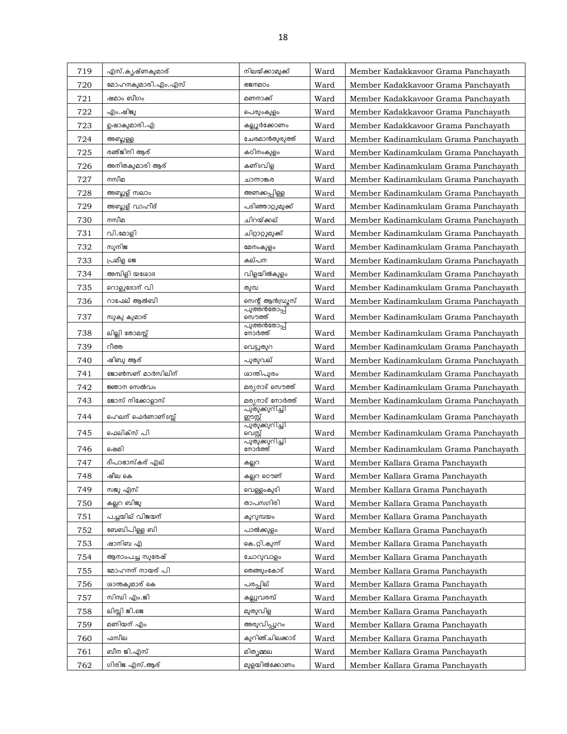| 719 | എസ്.കൃഷ്ണകുമാര് | നിലയ്ക്കാമുക്ക് | Ward | Member Kadakkavoor Grama Panchayath |
|---|---|---|---|---|
| 720 | മോഹനകുമാരി.എം.എസ് | ഭജനമഠം | Ward | Member Kadakkavoor Grama Panchayath |
| 721 | ഷമാം ബീഗം | മണനാക്ക് | Ward | Member Kadakkavoor Grama Panchayath |
| 722 | എം.ഷിജു | പെരുംകുളം | Ward | Member Kadakkavoor Grama Panchayath |
| 723 | ഉഷാകുമാരി.എ | കല്ലൂർക്കോണം | Ward | Member Kadakkavoor Grama Panchayath |
| 724 | അബ്ദുള്ള | ചേരമാൻതുരുത്ത് | Ward | Member Kadinamkulam Grama Panchayath |
| 725 | രഞ്ജിനി ആര് | കഠിനംകുളം | Ward | Member Kadinamkulam Grama Panchayath |
| 726 | അനിതകുമാരി ആര് | കണ്ടവിള | Ward | Member Kadinamkulam Grama Panchayath |
| 727 | നസീമ | ചാന്നാങ്കര | Ward | Member Kadinamkulam Grama Panchayath |
| 728 | അബ്ദുള് സലാം | അണക്കപ്പിള്ള | Ward | Member Kadinamkulam Grama Panchayath |
| 729 | അബ്ദുള് വാഹീദ് | പടിഞ്ഞാറ്റുമുക്ക് | Ward | Member Kadinamkulam Grama Panchayath |
| 730 | നസീമ | ചിറയ്ക്കല് | Ward | Member Kadinamkulam Grama Panchayath |
| 731 | വി.മോളി | ചിറ്റാറ്റുമുക്ക് | Ward | Member Kadinamkulam Grama Panchayath |
| 732 | സുനിജ | മേനംകുളം | Ward | Member Kadinamkulam Grama Panchayath |
| 733 | പ്രമീള ജെ | കല്പന | Ward | Member Kadinamkulam Grama Panchayath |
| 734 | അമ്പിളി യശോദ | വിളയിൽകുളം | Ward | Member Kadinamkulam Grama Panchayath |
| 735 | റൊളുദോന് വി | തുമ്പ | Ward | Member Kadinamkulam Grama Panchayath |
| 736 | റാഫേല് ആൽബി | സെന്റ് ആൻഡ്രൂസ് | Ward | Member Kadinamkulam Grama Panchayath |
| 737 | സുകു കുമാര് | പുത്തൻതോപ്പ് സൌത്ത് | Ward | Member Kadinamkulam Grama Panchayath |
| 738 | ലില്ലി തോമസ്സ് | പുത്തൻതോപ്പ് നോർത്ത് | Ward | Member Kadinamkulam Grama Panchayath |
| 739 | റീത്ത | വെട്ടുതുറ | Ward | Member Kadinamkulam Grama Panchayath |
| 740 | ഷിബു ആര് | പുതുവല് | Ward | Member Kadinamkulam Grama Panchayath |
| 741 | ജോൺസണ് മാർസിലിന് | ശാന്തിപുരം | Ward | Member Kadinamkulam Grama Panchayath |
| 742 | ജ്ഞാന സെൽവം | മര്യനാട് സൌത്ത് | Ward | Member Kadinamkulam Grama Panchayath |
| 743 | ജോസ് നിക്കോളാസ് | മര്യനാട് നോർത്ത് | Ward | Member Kadinamkulam Grama Panchayath |
| 744 | ഹെലന് ഫെർണാണ്ടസ്സ് | പുതുക്കുറിച്ചി ഈസ്റ്റ് | Ward | Member Kadinamkulam Grama Panchayath |
| 745 | ഫെലിക്സ് പി | പുതുക്കുറിച്ചി വെസ്റ്റ് | Ward | Member Kadinamkulam Grama Panchayath |
| 746 | ഷെമി | പുതുക്കുറിച്ചി നോർത്ത് | Ward | Member Kadinamkulam Grama Panchayath |
| 747 | ദീപാഭാസ്കര് എല് | കല്ലറ | Ward | Member Kallara Grama Panchayath |
| 748 | ഷീല കെ | കല്ലറ ടൌണ് | Ward | Member Kallara Grama Panchayath |
| 749 | സജു എസ് | വെള്ളംകുടി | Ward | Member Kallara Grama Panchayath |
| 750 | കല്ലറ ബിജു | താപസഗിരി | Ward | Member Kallara Grama Panchayath |
| 751 | പച്ചയില് വിജയന് | കുറുമ്പയം | Ward | Member Kallara Grama Panchayath |
| 752 | ബേബിപിള്ള ബി | പാൽക്കുളം | Ward | Member Kallara Grama Panchayath |
| 753 | ഷാനിബ എ | കെ.റ്റി.കുന്ന് | Ward | Member Kallara Grama Panchayath |
| 754 | ആനാംപച്ച സുരേഷ് | ചോറുവാളം | Ward | Member Kallara Grama Panchayath |
| 755 | മോഹനന് നായര് പി | തെങ്ങുംകോട് | Ward | Member Kallara Grama Panchayath |
| 756 | ശാന്തകുമാര് കെ | പരപ്പില് | Ward | Member Kallara Grama Panchayath |
| 757 | സിന്ധി എം.ജി | കല്ലുവരമ്പ് | Ward | Member Kallara Grama Panchayath |
| 758 | ലിസ്സി ജി.ജെ | മുതുവിള | Ward | Member Kallara Grama Panchayath |
| 759 | മണിയന് എം | അരുവിപ്പുറം | Ward | Member Kallara Grama Panchayath |
| 760 | ഫസീല | കുറിഞ്ചിലക്കാട് | Ward | Member Kallara Grama Panchayath |
| 761 | ബീന ജി.എസ് | മിതൃമ്മല | Ward | Member Kallara Grama Panchayath |
| 762 | ഗിരിജ എസ്.ആര് | മുളയിൽക്കോണം | Ward | Member Kallara Grama Panchayath |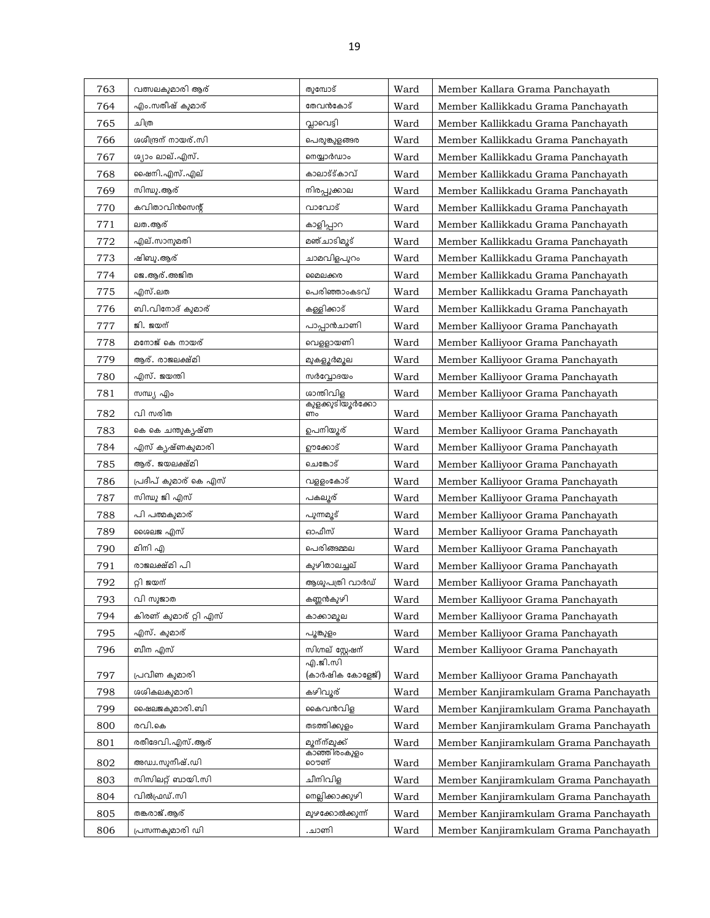| 763 | വത്സലകുമാരി ആര് | തുമ്പോട് | Ward | Member Kallara Grama Panchayath |
|---|---|---|---|---|
| 764 | എം.സതീഷ് കുമാര് | തേവൻകോട് | Ward | Member Kallikkadu Grama Panchayath |
| 765 | ചിത്ര | വ്ലാവെട്ടി | Ward | Member Kallikkadu Grama Panchayath |
| 766 | ശശീന്ദ്രന് നായര്.സി | പെരുങ്കുളങ്ങര | Ward | Member Kallikkadu Grama Panchayath |
| 767 | ശ്യാം ലാല്.എസ്. | നെയ്യാർഡാം | Ward | Member Kallikkadu Grama Panchayath |
| 768 | ഷൈനി.എസ്.എല് | കാലാട്ട്കാവ് | Ward | Member Kallikkadu Grama Panchayath |
| 769 | സിന്ധു.ആര് | നിരപ്പുക്കാല | Ward | Member Kallikkadu Grama Panchayath |
| 770 | കവിതാവിൻസെന്റ് | വാവോട് | Ward | Member Kallikkadu Grama Panchayath |
| 771 | ലത.ആര് | കാളിപ്പാറ | Ward | Member Kallikkadu Grama Panchayath |
| 772 | എല്.സാനുമതി | മഞ്ചാടിമൂട് | Ward | Member Kallikkadu Grama Panchayath |
| 773 | ഷിബു.ആര് | ചാമവിളപുറം | Ward | Member Kallikkadu Grama Panchayath |
| 774 | ജെ.ആര്.അജിത | മൈലക്കര | Ward | Member Kallikkadu Grama Panchayath |
| 775 | എസ്.ലത | പെരിഞ്ഞാംകടവ് | Ward | Member Kallikkadu Grama Panchayath |
| 776 | ബി.വിനോദ് കുമാര് | കള്ളിക്കാട് | Ward | Member Kallikkadu Grama Panchayath |
| 777 | ജി. ജയന് | പാപ്പാൻചാണി | Ward | Member Kalliyoor Grama Panchayath |
| 778 | മനോജ് കെ നായര് | വെള്ളായണി | Ward | Member Kalliyoor Grama Panchayath |
| 779 | ആര്. രാജലക്ഷ്മി | മുകളൂർമൂല | Ward | Member Kalliyoor Grama Panchayath |
| 780 | എസ്. ജയന്തി | സർവ്വോദയം | Ward | Member Kalliyoor Grama Panchayath |
| 781 | സന്ധ്യ എം | ശാന്തിവിള | Ward | Member Kalliyoor Grama Panchayath |
| 782 | വി സരിത | കുളക്കുടിയൂർക്കോണം | Ward | Member Kalliyoor Grama Panchayath |
| 783 | കെ കെ ചന്ദ്രകൃഷ്ണ | ഉപനിയൂര് | Ward | Member Kalliyoor Grama Panchayath |
| 784 | എസ് കൃഷ്ണകുമാരി | ഊക്കോട് | Ward | Member Kalliyoor Grama Panchayath |
| 785 | ആര്. ജയലക്ഷ്മി | ചെങ്കോട് | Ward | Member Kalliyoor Grama Panchayath |
| 786 | പ്രദീപ് കുമാര് കെ എസ് | വള്ളംകോട് | Ward | Member Kalliyoor Grama Panchayath |
| 787 | സിന്ധു ജി എസ് | പകലൂര് | Ward | Member Kalliyoor Grama Panchayath |
| 788 | പി പത്മകുമാര് | പുന്നമൂട് | Ward | Member Kalliyoor Grama Panchayath |
| 789 | ശൈലജ എസ് | ഓഫീസ് | Ward | Member Kalliyoor Grama Panchayath |
| 790 | മിനി എ | പെരിങ്ങമ്മല | Ward | Member Kalliyoor Grama Panchayath |
| 791 | രാജലക്ഷ്മി പി | കുഴിതാലച്ചല് | Ward | Member Kalliyoor Grama Panchayath |
| 792 | റ്റി ജയന് | ആശുപത്രി വാർഡ് | Ward | Member Kalliyoor Grama Panchayath |
| 793 | വി സുജാത | കണ്ണൻകുഴി | Ward | Member Kalliyoor Grama Panchayath |
| 794 | കിരണ് കുമാര് റ്റി എസ് | കാക്കാമൂല | Ward | Member Kalliyoor Grama Panchayath |
| 795 | എസ്. കുമാര് | പൂങ്കുളം | Ward | Member Kalliyoor Grama Panchayath |
| 796 | ബീന എസ് | സിഗ്നല് സ്റ്റേഷന് | Ward | Member Kalliyoor Grama Panchayath |
| 797 | പ്രവീണ കുമാരി | എ.ജി.സി (കാർഷിക കോളേജ്) | Ward | Member Kalliyoor Grama Panchayath |
| 798 | ശശികലകുമാരി | കഴിവൂര് | Ward | Member Kanjiramkulam Grama Panchayath |
| 799 | ഷൈലജകുമാരി.ബി | കൈവൻവിള | Ward | Member Kanjiramkulam Grama Panchayath |
| 800 | രവി.കെ | തടത്തിക്കുളം | Ward | Member Kanjiramkulam Grama Panchayath |
| 801 | രതീദേവി.എസ്.ആര് | മൂന്ന്മുക്ക് | Ward | Member Kanjiramkulam Grama Panchayath |
| 802 | അഡ്വ.സുനീഷ്.ഡി | കാഞ്ഞിരംകുളം ടൌണ് | Ward | Member Kanjiramkulam Grama Panchayath |
| 803 | സിസിലറ്റ് ബായി.സി | ചീനിവിള | Ward | Member Kanjiramkulam Grama Panchayath |
| 804 | വിൽഫ്രഡ്.സി | നെല്ലിക്കാക്കുഴി | Ward | Member Kanjiramkulam Grama Panchayath |
| 805 | തങ്കരാജ്.ആര് | മുഴക്കോൽക്കുന്ന് | Ward | Member Kanjiramkulam Grama Panchayath |
| 806 | പ്രസന്നകുമാരി ഡി | .ചാണി | Ward | Member Kanjiramkulam Grama Panchayath |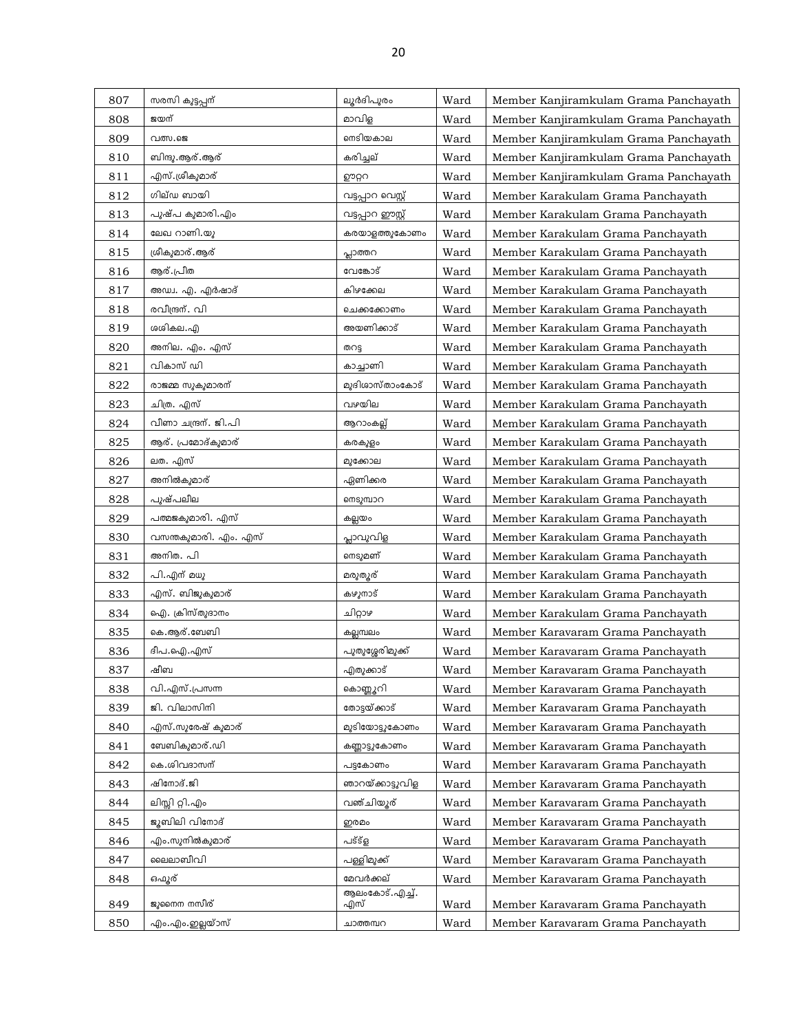| 807 | സരസി കുട്ടപ്പന് | ലൂർദിപുരം | Ward | Member Kanjiramkulam Grama Panchayath |
|---|---|---|---|---|
| 808 | ജയന് | മാവിള | Ward | Member Kanjiramkulam Grama Panchayath |
| 809 | വത്സ.ജെ | നെടിയകാല | Ward | Member Kanjiramkulam Grama Panchayath |
| 810 | ബിന്ദു.ആര്.ആര് | കരിച്ചല് | Ward | Member Kanjiramkulam Grama Panchayath |
| 811 | എസ്.ശ്രീകുമാര് | ഊറ്ററ | Ward | Member Kanjiramkulam Grama Panchayath |
| 812 | ഗില്ഡ ബായി | വട്ടപ്പാറ വെസ്റ്റ് | Ward | Member Karakulam Grama Panchayath |
| 813 | പുഷ്പ കുമാരി.എം | വട്ടപ്പാറ ഈസ്റ്റ് | Ward | Member Karakulam Grama Panchayath |
| 814 | ലേഖ റാണി.യു | കരയാളത്തുകോണം | Ward | Member Karakulam Grama Panchayath |
| 815 | ശ്രീകുമാര്.ആര് | പ്ലാത്തറ | Ward | Member Karakulam Grama Panchayath |
| 816 | ആര്.പ്രീത | വേങ്കോട് | Ward | Member Karakulam Grama Panchayath |
| 817 | അഡ്വ. എ. എർഷാദ് | കിഴക്കേല | Ward | Member Karakulam Grama Panchayath |
| 818 | രവീന്ദ്രന്. വി | ചെക്കക്കോണം | Ward | Member Karakulam Grama Panchayath |
| 819 | ശശികല.എ | അയണിക്കാട് | Ward | Member Karakulam Grama Panchayath |
| 820 | അനില. എം. എസ് | തറട്ട | Ward | Member Karakulam Grama Panchayath |
| 821 | വികാസ് ഡി | കാച്ചാണി | Ward | Member Karakulam Grama Panchayath |
| 822 | രാജമ്മ സുകുമാരന് | മുദിശാസ്താംകോട് | Ward | Member Karakulam Grama Panchayath |
| 823 | ചിത്ര. എസ് | വഴയില | Ward | Member Karakulam Grama Panchayath |
| 824 | വീണാ ചന്ദ്രന്. ജി.പി | ആറാംകല്ല് | Ward | Member Karakulam Grama Panchayath |
| 825 | ആര്. പ്രമോദ്കുമാര് | കരകുളം | Ward | Member Karakulam Grama Panchayath |
| 826 | ലത. എസ് | മുക്കോല | Ward | Member Karakulam Grama Panchayath |
| 827 | അനിൽകുമാര് | ഏണിക്കര | Ward | Member Karakulam Grama Panchayath |
| 828 | പുഷ്പലീല | നെടുമ്പാറ | Ward | Member Karakulam Grama Panchayath |
| 829 | പത്മജകുമാരി. എസ് | കല്ലയം | Ward | Member Karakulam Grama Panchayath |
| 830 | വസന്തകുമാരി. എം. എസ് | പ്ലാവുവിള | Ward | Member Karakulam Grama Panchayath |
| 831 | അനിത. പി | നെടുമണ് | Ward | Member Karakulam Grama Panchayath |
| 832 | പി.എന് മധു | മരുതൂര് | Ward | Member Karakulam Grama Panchayath |
| 833 | എസ്. ബിജുകുമാര് | കഴുനാട് | Ward | Member Karakulam Grama Panchayath |
| 834 | ഐ. ക്രിസ്തുദാസ് | ചിറ്റാഴ | Ward | Member Karakulam Grama Panchayath |
| 835 | കെ.ആര്.ബേബി | കല്ലമ്പലം | Ward | Member Karavaram Grama Panchayath |
| 836 | ദീപ.ഐ.എസ് | പുതുശ്ശേരിമുക്ക് | Ward | Member Karavaram Grama Panchayath |
| 837 | ഷീബ | എതുക്കാട് | Ward | Member Karavaram Grama Panchayath |
| 838 | വി.എസ്.പ്രസന്ന | കൊണ്ണൂറി | Ward | Member Karavaram Grama Panchayath |
| 839 | ജി. വിലാസിനി | തോട്ടയ്ക്കാട് | Ward | Member Karavaram Grama Panchayath |
| 840 | എസ്.സുരേഷ് കുമാര് | മുടിയോട്ടുകോണം | Ward | Member Karavaram Grama Panchayath |
| 841 | ബേബികുമാര്.ഡി | കണ്ണാട്ടുകോണം | Ward | Member Karavaram Grama Panchayath |
| 842 | കെ.ശിവദാസന് | പട്ടകോണം | Ward | Member Karavaram Grama Panchayath |
| 843 | ഷിനോദ്.ജി | ഞാറയ്ക്കാട്ടുവിള | Ward | Member Karavaram Grama Panchayath |
| 844 | ലിസ്സി റ്റി.എം | വഞ്ചിയൂര് | Ward | Member Karavaram Grama Panchayath |
| 845 | ജൂബിലി വിനോദ് | ഇരമം | Ward | Member Karavaram Grama Panchayath |
| 846 | എം.സുനിൽകുമാര് | പട്ട്ള | Ward | Member Karavaram Grama Panchayath |
| 847 | ലൈലാബീവി | പള്ളിമുക്ക് | Ward | Member Karavaram Grama Panchayath |
| 848 | ഒഫൂര് | മേവർക്കല് | Ward | Member Karavaram Grama Panchayath |
| 849 | ജുനൈന നസീര് | ആലംകോട്.എച്ച്. എസ് | Ward | Member Karavaram Grama Panchayath |
| 850 | എം.എം.ഇല്ല്യാസ് | ചാത്തമ്പറ | Ward | Member Karavaram Grama Panchayath |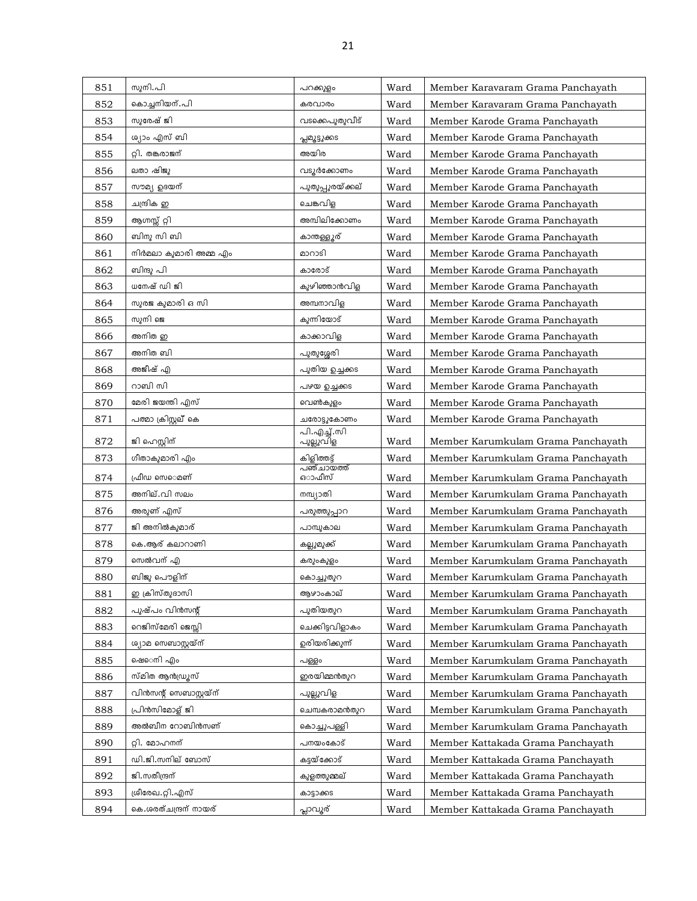| 851 | സുനി.പി | പറക്കുളം | Ward | Member Karavaram Grama Panchayath |
|---|---|---|---|---|
| 852 | കൊച്ചനിയന്.പി | കരവാരം | Ward | Member Karavaram Grama Panchayath |
| 853 | സുരേഷ് ജി | വടക്കെപുതുവീട് | Ward | Member Karode Grama Panchayath |
| 854 | ശ്യാം എസ് ബി | പ്ലാമൂട്ടുക്കട | Ward | Member Karode Grama Panchayath |
| 855 | റ്റി. തങ്കരാജന് | അയിര | Ward | Member Karode Grama Panchayath |
| 856 | ലതാ ഷിജു | വടൂർക്കോണം | Ward | Member Karode Grama Panchayath |
| 857 | സൗമ്യ ഉദയന് | പുതുപ്പുരയ്ക്കല് | Ward | Member Karode Grama Panchayath |
| 858 | ചന്ദ്രിക ഇ | ചെങ്കവിള | Ward | Member Karode Grama Panchayath |
| 859 | ആഗസ്റ്റ് റ്റി | അമ്പിലിക്കോണം | Ward | Member Karode Grama Panchayath |
| 860 | ബിനു സി ബി | കാന്തള്ളൂര് | Ward | Member Karode Grama Panchayath |
| 861 | നിർമലാ കുമാരി അമ്മ എം | മാറാടി | Ward | Member Karode Grama Panchayath |
| 862 | ബിന്ദു പി | കാരോട് | Ward | Member Karode Grama Panchayath |
| 863 | ധനേഷ് ഡി ജി | കുഴിഞ്ഞാൻവിള | Ward | Member Karode Grama Panchayath |
| 864 | സുരജ കുമാരി ഒ സി | അമ്പനാവിള | Ward | Member Karode Grama Panchayath |
| 865 | സുനി ജെ | കുന്നിയോട് | Ward | Member Karode Grama Panchayath |
| 866 | അനിത ഇ | കാക്കാവിള | Ward | Member Karode Grama Panchayath |
| 867 | അനിത ബി | പുതുശ്ശേരി | Ward | Member Karode Grama Panchayath |
| 868 | അജീഷ് എ | പുതിയ ഉച്ചക്കട | Ward | Member Karode Grama Panchayath |
| 869 | റാബി സി | പഴയ ഉച്ചക്കട | Ward | Member Karode Grama Panchayath |
| 870 | മേരി ജയന്തി എസ് | വെൺകുളം | Ward | Member Karode Grama Panchayath |
| 871 | പത്മാ ക്രിസ്റ്റല് കെ | ചരോട്ടുകോണം | Ward | Member Karode Grama Panchayath |
| 872 | ജി ഹെസ്റ്റിന് | പി.എച്ച്.സി പുല്ലുവിള | Ward | Member Karumkulam Grama Panchayath |
| 873 | ഗീതാകുമാരി എം | കിളിത്തട്ട് | Ward | Member Karumkulam Grama Panchayath |
| 874 | ഫ്രീഡ സെെമണ് | പഞ്ചായത്ത് ഓാഫീസ് | Ward | Member Karumkulam Grama Panchayath |
| 875 | അനില്.വി സലം | നമ്പ്യാതി | Ward | Member Karumkulam Grama Panchayath |
| 876 | അരുണ് എസ് | പരുത്തുപ്പാറ | Ward | Member Karumkulam Grama Panchayath |
| 877 | ജി അനിൽകുമാര് | പാമ്പുകാല | Ward | Member Karumkulam Grama Panchayath |
| 878 | കെ.ആര് കലാറാണി | കല്ലുമുക്ക് | Ward | Member Karumkulam Grama Panchayath |
| 879 | സെൽവന് എ | കരുംകുളം | Ward | Member Karumkulam Grama Panchayath |
| 880 | ബിജു പൌളിന് | കൊച്ചുതുറ | Ward | Member Karumkulam Grama Panchayath |
| 881 | ഇ ക്രിസ്തുദാസി | ആഴാംകാല് | Ward | Member Karumkulam Grama Panchayath |
| 882 | പുഷ്പം വിൻസന്റ് | പുതിയതുറ | Ward | Member Karumkulam Grama Panchayath |
| 883 | റെജിസ്മേരി ജെസ്സി | ചെക്കിട്ടവിളാകം | Ward | Member Karumkulam Grama Panchayath |
| 884 | ശ്യാമ സെബാസ്റ്റയ്ന് | ഉരിയരിക്കുന്ന് | Ward | Member Karumkulam Grama Panchayath |
| 885 | ഷെെനി എം | പള്ളം | Ward | Member Karumkulam Grama Panchayath |
| 886 | സ്മിത ആൻഡ്രൂസ് | ഇരയിമ്മൻതുറ | Ward | Member Karumkulam Grama Panchayath |
| 887 | വിൻസന്റ് സെബാസ്റ്റയ്ന് | പുല്ലുവിള | Ward | Member Karumkulam Grama Panchayath |
| 888 | പ്രിൻസിമോള് ജി | ചെമ്പകരാമൻതുറ | Ward | Member Karumkulam Grama Panchayath |
| 889 | അൽബീന റോബിൻസണ് | കൊച്ചുപള്ളി | Ward | Member Karumkulam Grama Panchayath |
| 890 | റ്റി. മോഹനന് | പനയംകോട് | Ward | Member Kattakada Grama Panchayath |
| 891 | ഡി.ജി.സനില് ബോസ് | കട്ടയ്ക്കോട് | Ward | Member Kattakada Grama Panchayath |
| 892 | ജി.സതീന്ദ്രന് | കുളത്തുമ്മല് | Ward | Member Kattakada Grama Panchayath |
| 893 | ശ്രീരേഖ.റ്റി.എസ് | കാട്ടാക്കട | Ward | Member Kattakada Grama Panchayath |
| 894 | കെ.ശരത്ചന്ദ്രന് നായര് | പ്ലാവൂര് | Ward | Member Kattakada Grama Panchayath |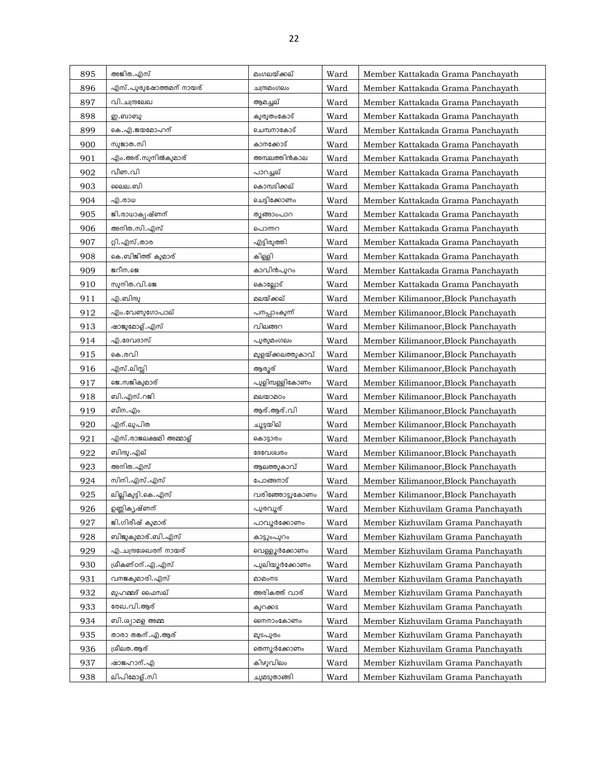| 895 | അജിത.എസ് | മംഗലയ്ക്കല് | Ward | Member Kattakada Grama Panchayath |
|---|---|---|---|---|
| 896 | എസ്.പുരുഷോത്തമന് നായര് | ചന്ദ്രമംഗലം | Ward | Member Kattakada Grama Panchayath |
| 897 | വി.ചന്ദ്രലേഖ | ആമച്ചല് | Ward | Member Kattakada Grama Panchayath |
| 898 | ഇ.ബാബു | കുരുതംകോട് | Ward | Member Kattakada Grama Panchayath |
| 899 | കെ.എ.ജയമോഹന് | ചെമ്പനാകോട് | Ward | Member Kattakada Grama Panchayath |
| 900 | സുജാത.സി | കാനക്കോട് | Ward | Member Kattakada Grama Panchayath |
| 901 | എം.അര്.സുനിൽകുമാര് | അമ്പലത്തിൻകാല | Ward | Member Kattakada Grama Panchayath |
| 902 | വീണ.വി | പാറച്ചല് | Ward | Member Kattakada Grama Panchayath |
| 903 | ലൈല.ബി | കൊമ്പടിക്കല് | Ward | Member Kattakada Grama Panchayath |
| 904 | എ.രാധ | ചെട്ടിക്കോണം | Ward | Member Kattakada Grama Panchayath |
| 905 | ജി.രാധാകൃഷ്ണന് | തൂങ്ങാംപാറ | Ward | Member Kattakada Grama Panchayath |
| 906 | അനിത.സി.എസ് | പൊന്നറ | Ward | Member Kattakada Grama Panchayath |
| 907 | റ്റി.എസ്.താര | എട്ടിരുത്തി | Ward | Member Kattakada Grama Panchayath |
| 908 | കെ.ബിജിത്ത് കുമാര് | കിള്ളി | Ward | Member Kattakada Grama Panchayath |
| 909 | ജറീന.ജെ | കാവിൻപുറം | Ward | Member Kattakada Grama Panchayath |
| 910 | സുനിത.വി.ജെ | കൊല്ലോട് | Ward | Member Kattakada Grama Panchayath |
| 911 | എ.ബിന്ദു | മലയ്ക്കല് | Ward | Member Kilimanoor,Block Panchayath |
| 912 | എം.വേണുഗോപാല് | പനപ്പാംകുന്ന് | Ward | Member Kilimanoor,Block Panchayath |
| 913 | ഷാജുമോള്.എസ് | വിലങ്ങറ | Ward | Member Kilimanoor,Block Panchayath |
| 914 | എ.ദേവദാസ് | പുതുമംഗലം | Ward | Member Kilimanoor,Block Panchayath |
| 915 | കെ.രവി | മുളയ്ക്കലത്തുകാവ് | Ward | Member Kilimanoor,Block Panchayath |
| 916 | എസ്.ലിസ്സി | ആരൂര് | Ward | Member Kilimanoor,Block Panchayath |
| 917 | ജെ.സജികുമാര് | പുളിമ്പള്ളികോണം | Ward | Member Kilimanoor,Block Panchayath |
| 918 | ബി.എസ്.റജി | മലയാമഠം | Ward | Member Kilimanoor,Block Panchayath |
| 919 | ബീന.എം | ആര്.ആര്.വി | Ward | Member Kilimanoor,Block Panchayath |
| 920 | എന്.ലുപിത | ചൂട്ടയില് | Ward | Member Kilimanoor,Block Panchayath |
| 921 | എസ്.രാജലക്ഷ്മി അമ്മാള് | കൊട്ടാരം | Ward | Member Kilimanoor,Block Panchayath |
| 922 | ബിന്ദു.എല് | ദേവേശ്വരം | Ward | Member Kilimanoor,Block Panchayath |
| 923 | അനിത.എസ് | ആലത്തുകാവ് | Ward | Member Kilimanoor,Block Panchayath |
| 924 | സിനി.എസ്.എസ് | പോങ്ങനാട് | Ward | Member Kilimanoor,Block Panchayath |
| 925 | ലില്ലികുട്ടി.കെ.എസ് | വരിഞ്ഞോട്ടുകോണം | Ward | Member Kilimanoor,Block Panchayath |
| 926 | ഉണ്ണികൃഷ്ണന് | പുരവൂര് | Ward | Member Kizhuvilam Grama Panchayath |
| 927 | ജി.ഗിരീഷ് കുമാര് | പാവൂർക്കോണം | Ward | Member Kizhuvilam Grama Panchayath |
| 928 | ബിജുകുമാര്.ബി.എസ് | കാട്ടുംപുറം | Ward | Member Kizhuvilam Grama Panchayath |
| 929 | എ.ചന്ദ്രശേഖരന് നായര് | വെള്ളൂർക്കോണം | Ward | Member Kizhuvilam Grama Panchayath |
| 930 | ശ്രീകണ്ഠന്.എ.എസ് | പുലിയൂർക്കോണം | Ward | Member Kizhuvilam Grama Panchayath |
| 931 | വനജകുമാരി.എസ് | മാമംനട | Ward | Member Kizhuvilam Grama Panchayath |
| 932 | മുഹമ്മദ് ഫൈസല് | അരികത്ത് വാര് | Ward | Member Kizhuvilam Grama Panchayath |
| 933 | രേഖ.വി.ആര് | കുറക്കട | Ward | Member Kizhuvilam Grama Panchayath |
| 934 | ബി.ശ്യാമള അമ്മ | നൈനാംകോണം | Ward | Member Kizhuvilam Grama Panchayath |
| 935 | താരാ തങ്കന്.എ.ആര് | മുടപുരം | Ward | Member Kizhuvilam Grama Panchayath |
| 936 | ശ്രീലത.ആര് | തെന്നൂർക്കോണം | Ward | Member Kizhuvilam Grama Panchayath |
| 937 | ഷാജഹാന്.എ | കിഴുവിലം | Ward | Member Kizhuvilam Grama Panchayath |
| 938 | ലിപിമോള്.സി | ചുമടുതാങ്ങി | Ward | Member Kizhuvilam Grama Panchayath |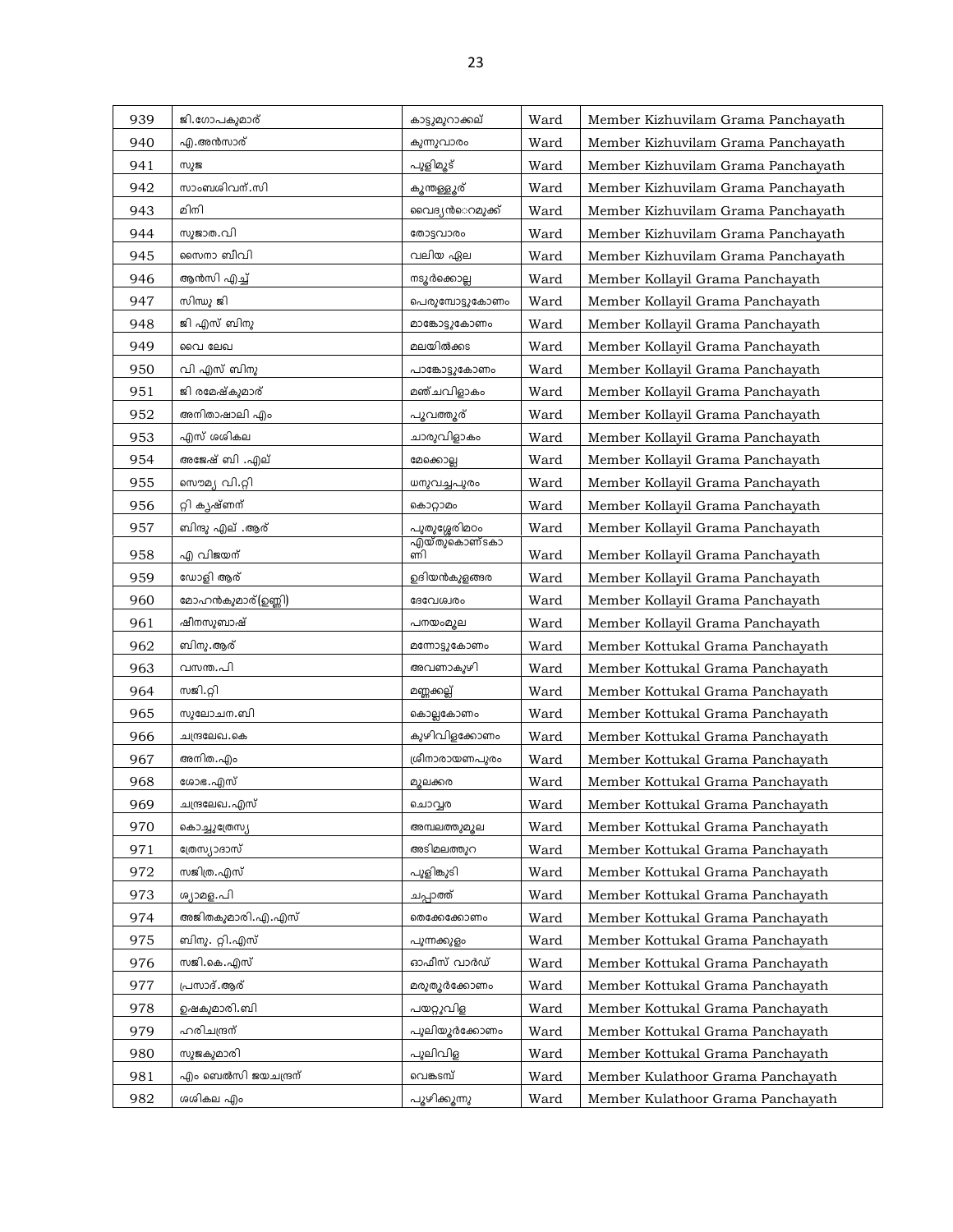| 939 | ജി.ഗോപകുമാര് | കാട്ടുമുറാക്കല് | Ward | Member Kizhuvilam Grama Panchayath |
|---|---|---|---|---|
| 940 | എ.അൻസാര് | കുന്നുവാരം | Ward | Member Kizhuvilam Grama Panchayath |
| 941 | സുജ | പുളിമൂട് | Ward | Member Kizhuvilam Grama Panchayath |
| 942 | സാംബശിവന്.സി | കൂന്തള്ളൂര് | Ward | Member Kizhuvilam Grama Panchayath |
| 943 | മിനി | വൈദ്യൻെറമുക്ക് | Ward | Member Kizhuvilam Grama Panchayath |
| 944 | സുജാത.വി | തോട്ടവാരം | Ward | Member Kizhuvilam Grama Panchayath |
| 945 | സൈനാ ബീവി | വലിയ ഏല | Ward | Member Kizhuvilam Grama Panchayath |
| 946 | ആൻസി എച്ച് | നട്ടൂർക്കൊല്ല | Ward | Member Kollayil Grama Panchayath |
| 947 | സിന്ധു ജി | പെരുമ്പോട്ടുകോണം | Ward | Member Kollayil Grama Panchayath |
| 948 | ജി എസ് ബിനു | മാങ്കോട്ടുകോണം | Ward | Member Kollayil Grama Panchayath |
| 949 | വൈ ലേഖ | മലയിൽക്കട | Ward | Member Kollayil Grama Panchayath |
| 950 | വി എസ് ബിനു | പാങ്കോട്ടുകോണം | Ward | Member Kollayil Grama Panchayath |
| 951 | ജി രമേഷ്കുമാര് | മഞ്ചവിളാകം | Ward | Member Kollayil Grama Panchayath |
| 952 | അനിതാഷാലി എം | പൂവത്തൂര് | Ward | Member Kollayil Grama Panchayath |
| 953 | എസ് ശശികല | ചാരുവിളാകം | Ward | Member Kollayil Grama Panchayath |
| 954 | അജേഷ് ബി .എല് | മേക്കൊല്ല | Ward | Member Kollayil Grama Panchayath |
| 955 | സൌമ്യ വി.റ്റി | ധനുവച്ചപുരം | Ward | Member Kollayil Grama Panchayath |
| 956 | റ്റി കൃഷ്ണന് | കൊറ്റാമം | Ward | Member Kollayil Grama Panchayath |
| 957 | ബിന്ദു എല് .ആര് | പുതുശ്ശേരിമഠം | Ward | Member Kollayil Grama Panchayath |
| 958 | എ വിജയന് | എയ്തുകൊണ്ടകാണി | Ward | Member Kollayil Grama Panchayath |
| 959 | ഡോളി ആര് | ഉദിയൻകുളങ്ങര | Ward | Member Kollayil Grama Panchayath |
| 960 | മോഹൻകുമാര്(ഉണ്ണി) | ദേവേശ്വരം | Ward | Member Kollayil Grama Panchayath |
| 961 | ഷീനസുബാഷ് | പനയംമൂല | Ward | Member Kollayil Grama Panchayath |
| 962 | ബിനു.ആര് | മന്നോട്ടുകോണം | Ward | Member Kottukal Grama Panchayath |
| 963 | വസന്ത.പി | അവണാകുഴി | Ward | Member Kottukal Grama Panchayath |
| 964 | സജി.റ്റി | മണ്ണക്കല്ല് | Ward | Member Kottukal Grama Panchayath |
| 965 | സുലോചന.ബി | കൊല്ലകോണം | Ward | Member Kottukal Grama Panchayath |
| 966 | ചന്ദ്രലേഖ.കെ | കുഴിവിളക്കോണം | Ward | Member Kottukal Grama Panchayath |
| 967 | അനിത.എം | ശ്രീനാരായണപുരം | Ward | Member Kottukal Grama Panchayath |
| 968 | ശോഭ.എസ് | മൂലക്കര | Ward | Member Kottukal Grama Panchayath |
| 969 | ചന്ദ്രലേഖ.എസ് | ചൊവ്വര | Ward | Member Kottukal Grama Panchayath |
| 970 | കൊച്ചുത്രേസ്യ | അമ്പലത്തുമൂല | Ward | Member Kottukal Grama Panchayath |
| 971 | ത്രേസ്യാദാസ് | അടിമലത്തുറ | Ward | Member Kottukal Grama Panchayath |
| 972 | സജിത്ര.എസ് | പുളിങ്കുടി | Ward | Member Kottukal Grama Panchayath |
| 973 | ശ്യാമള.പി | ചപ്പാത്ത് | Ward | Member Kottukal Grama Panchayath |
| 974 | അജിതകുമാരി.എ.എസ് | തെക്കേക്കോണം | Ward | Member Kottukal Grama Panchayath |
| 975 | ബിനു. റ്റി.എസ് | പുന്നക്കുളം | Ward | Member Kottukal Grama Panchayath |
| 976 | സജി.കെ.എസ് | ഓഫീസ് വാർഡ് | Ward | Member Kottukal Grama Panchayath |
| 977 | പ്രസാദ്.ആര് | മരുതൂർക്കോണം | Ward | Member Kottukal Grama Panchayath |
| 978 | ഉഷകുമാരി.ബി | പയറ്റുവിള | Ward | Member Kottukal Grama Panchayath |
| 979 | ഹരിചന്ദ്രന് | പുലിയൂർക്കോണം | Ward | Member Kottukal Grama Panchayath |
| 980 | സുജകുമാരി | പുലിവിള | Ward | Member Kottukal Grama Panchayath |
| 981 | എം ബെൽസി ജയചന്ദ്രന് | വെങ്കടമ്പ് | Ward | Member Kulathoor Grama Panchayath |
| 982 | ശശികല എം | പൂഴിക്കുന്നു | Ward | Member Kulathoor Grama Panchayath |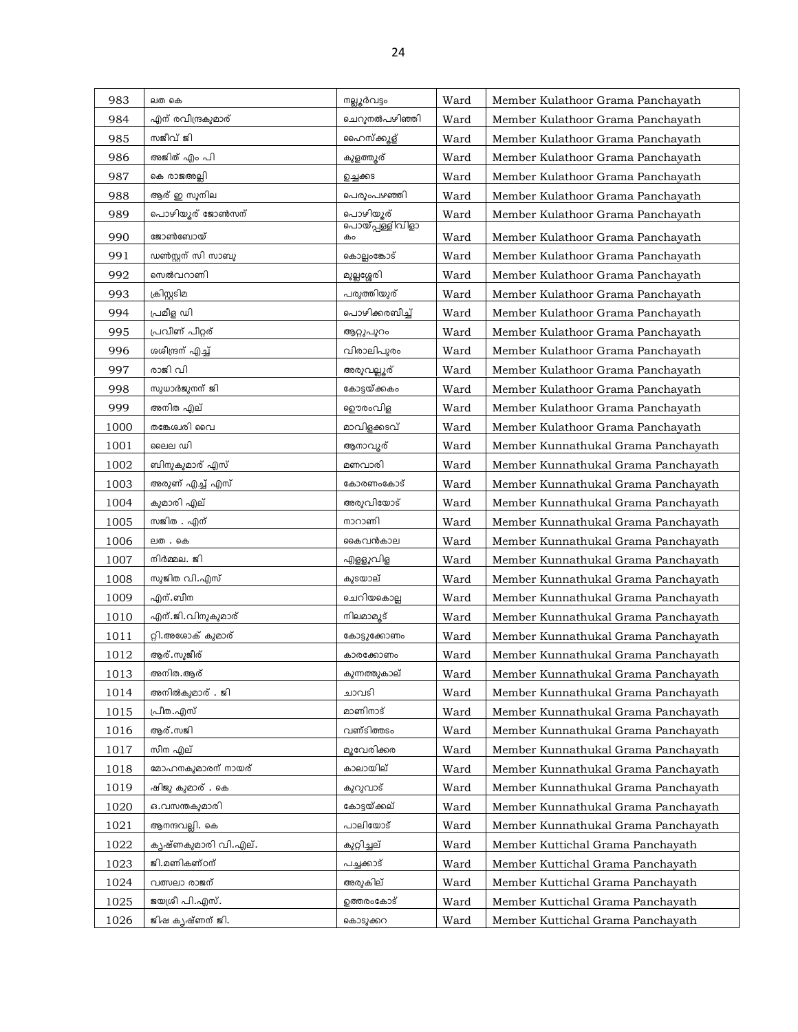| 983 | ലത കെ | നല്ലൂർവട്ടം | Ward | Member Kulathoor Grama Panchayath |
|---|---|---|---|---|
| 984 | എന് രവീന്ദ്രകുമാര് | ചെറുനൽപഴിഞ്ഞി | Ward | Member Kulathoor Grama Panchayath |
| 985 | സജീവ് ജി | ഹൈസ്ക്കൂള് | Ward | Member Kulathoor Grama Panchayath |
| 986 | അജിത് എം പി | കുളത്തൂര് | Ward | Member Kulathoor Grama Panchayath |
| 987 | കെ രാജഅല്ലി | ഉച്ചക്കട | Ward | Member Kulathoor Grama Panchayath |
| 988 | ആര് ഇ സുനില | പെരുംപഴഞ്ഞി | Ward | Member Kulathoor Grama Panchayath |
| 989 | പൊഴിയൂര് ജോൺസന് | പൊഴിയൂര് | Ward | Member Kulathoor Grama Panchayath |
| 990 | ജോൺബോയ് | പൊയ്പ്പള്ളിവിളാകം | Ward | Member Kulathoor Grama Panchayath |
| 991 | ഡൺസ്റ്റന് സി സാബു | കൊല്ലംകോട് | Ward | Member Kulathoor Grama Panchayath |
| 992 | സെൽവറാണി | മുല്ലശ്ശേരി | Ward | Member Kulathoor Grama Panchayath |
| 993 | ക്രിസ്റ്റടിമ | പരുത്തിയൂര് | Ward | Member Kulathoor Grama Panchayath |
| 994 | പ്രമീള ഡി | പൊഴിക്കരബീച്ച് | Ward | Member Kulathoor Grama Panchayath |
| 995 | പ്രവീണ് പീറ്റര് | ആറ്റുപുറം | Ward | Member Kulathoor Grama Panchayath |
| 996 | ശശീന്ദ്രന് എച്ച് | വിരാലിപുരം | Ward | Member Kulathoor Grama Panchayath |
| 997 | രാജി വി | അരുവല്ലൂര് | Ward | Member Kulathoor Grama Panchayath |
| 998 | സുധാർജുനന് ജി | കോട്ടയ്ക്കകം | Ward | Member Kulathoor Grama Panchayath |
| 999 | അനിത എല് | ഊരംവിള | Ward | Member Kulathoor Grama Panchayath |
| 1000 | തങ്കേശരി വൈ | മാവിളക്കടവ് | Ward | Member Kulathoor Grama Panchayath |
| 1001 | ലൈല ഡി | ആനാവൂര് | Ward | Member Kunnathukal Grama Panchayath |
| 1002 | ബിനുകുമാര് എസ് | മണവാരി | Ward | Member Kunnathukal Grama Panchayath |
| 1003 | അരുണ് എച്ച് എസ് | കോരണംകോട് | Ward | Member Kunnathukal Grama Panchayath |
| 1004 | കുമാരി എല് | അരുവിയോട് | Ward | Member Kunnathukal Grama Panchayath |
| 1005 | സജിത . എന് | നാറാണി | Ward | Member Kunnathukal Grama Panchayath |
| 1006 | ലത . കെ | കൈവൻകാല | Ward | Member Kunnathukal Grama Panchayath |
| 1007 | നിർമ്മല. ജി | എള്ളുവിള | Ward | Member Kunnathukal Grama Panchayath |
| 1008 | സുജിത വി.എസ് | കുടയാല് | Ward | Member Kunnathukal Grama Panchayath |
| 1009 | എന്.ബീന | ചെറിയകൊല്ല | Ward | Member Kunnathukal Grama Panchayath |
| 1010 | എന്.ജി.വിനുകുമാര് | നിലമാമൂട് | Ward | Member Kunnathukal Grama Panchayath |
| 1011 | റ്റി.അശോക് കുമാര് | കോട്ടുക്കോണം | Ward | Member Kunnathukal Grama Panchayath |
| 1012 | ആര്.സുജീര് | കാരക്കോണം | Ward | Member Kunnathukal Grama Panchayath |
| 1013 | അനിത.ആര് | കുന്നത്തുകാല് | Ward | Member Kunnathukal Grama Panchayath |
| 1014 | അനിൽകുമാര് . ജി | ചാവടി | Ward | Member Kunnathukal Grama Panchayath |
| 1015 | പ്രീത.എസ് | മാണിനാട് | Ward | Member Kunnathukal Grama Panchayath |
| 1016 | ആര്.സജി | വണ്ടിത്തടം | Ward | Member Kunnathukal Grama Panchayath |
| 1017 | സീന എല് | മൂവേരിക്കര | Ward | Member Kunnathukal Grama Panchayath |
| 1018 | മോഹനകുമാരന് നായര് | കാലായില് | Ward | Member Kunnathukal Grama Panchayath |
| 1019 | ഷിജു കുമാര് . കെ | കുറുവാട് | Ward | Member Kunnathukal Grama Panchayath |
| 1020 | ഒ.വസന്തകുമാരി | കോട്ടയ്ക്കല് | Ward | Member Kunnathukal Grama Panchayath |
| 1021 | ആനന്ദവല്ലി. കെ | പാലിയോട് | Ward | Member Kunnathukal Grama Panchayath |
| 1022 | കൃഷ്ണകുമാരി വി.എല്. | കുറ്റിച്ചല് | Ward | Member Kuttichal Grama Panchayath |
| 1023 | ജി.മണികണ്ഠന് | പച്ചക്കാട് | Ward | Member Kuttichal Grama Panchayath |
| 1024 | വത്സലാ രാജന് | അരുകില് | Ward | Member Kuttichal Grama Panchayath |
| 1025 | ജയശ്രീ പി.എസ്. | ഉത്തരംകോട് | Ward | Member Kuttichal Grama Panchayath |
| 1026 | ജിഷ കൃഷ്ണന് ജി. | കൊടുക്കറ | Ward | Member Kuttichal Grama Panchayath |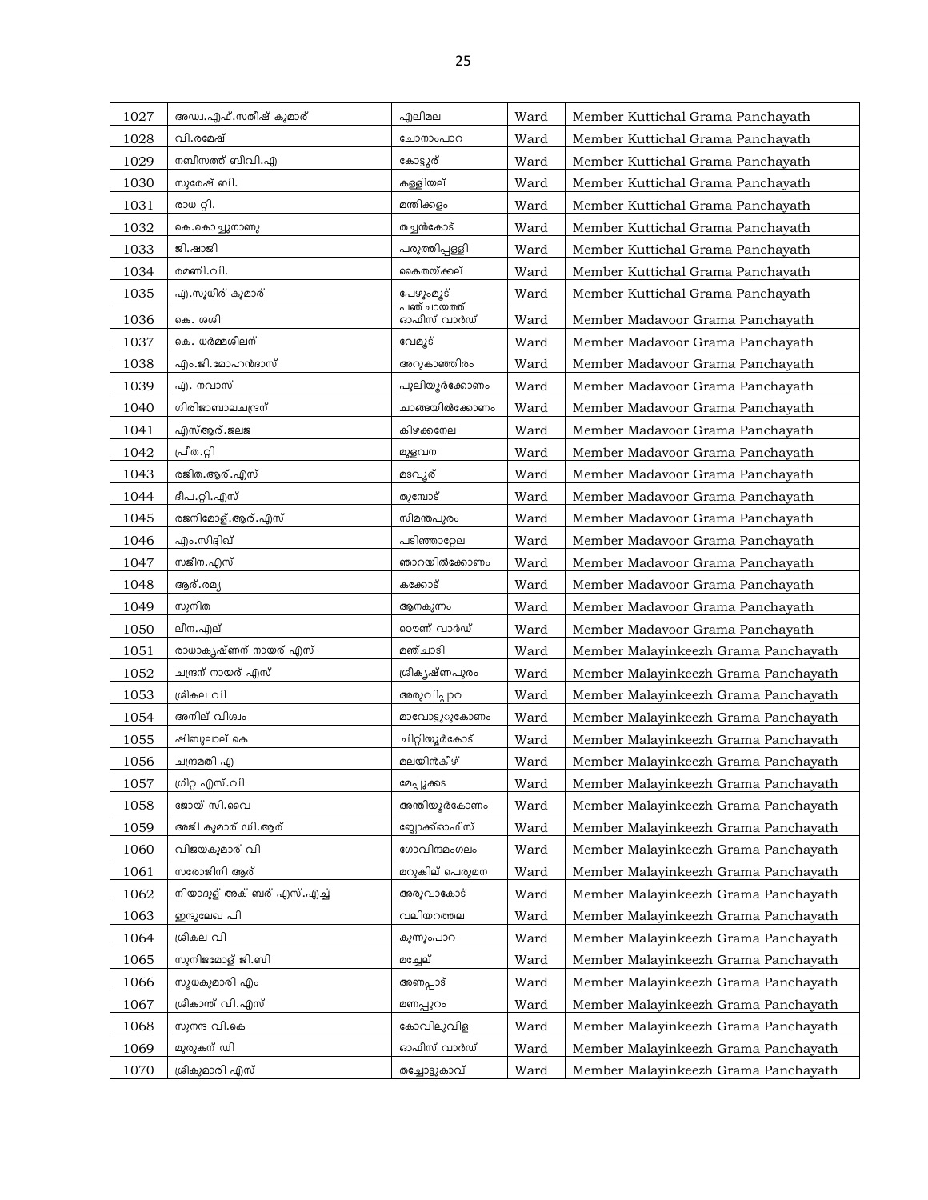| 1027 | അഡ്വ.എഫ്.സതീഷ് കുമാര് | എലിമല | Ward | Member Kuttichal Grama Panchayath |
|---|---|---|---|---|
| 1028 | വി.രമേഷ് | ചോനാംപാറ | Ward | Member Kuttichal Grama Panchayath |
| 1029 | നബീസത്ത് ബീവി.എ | കോട്ടൂര് | Ward | Member Kuttichal Grama Panchayath |
| 1030 | സുരേഷ് ബി. | കള്ളിയല് | Ward | Member Kuttichal Grama Panchayath |
| 1031 | രാധ റ്റി. | മന്തിക്കളം | Ward | Member Kuttichal Grama Panchayath |
| 1032 | കെ.കൊച്ചുനാണു | തച്ചൻകോട് | Ward | Member Kuttichal Grama Panchayath |
| 1033 | ജി.ഷാജി | പരുത്തിപ്പള്ളി | Ward | Member Kuttichal Grama Panchayath |
| 1034 | രമണി.വി. | കൈതയ്ക്കല് | Ward | Member Kuttichal Grama Panchayath |
| 1035 | എ.സുധീര് കുമാര് | പേഴുംമൂട് | Ward | Member Kuttichal Grama Panchayath |
| 1036 | കെ. ശശി | പഞ്ചായത്ത് ഓഫീസ് വാർഡ് | Ward | Member Madavoor Grama Panchayath |
| 1037 | കെ. ധർമ്മശീലന് | വേമൂട് | Ward | Member Madavoor Grama Panchayath |
| 1038 | എം.ജി.മോഹൻദാസ് | അറുകാഞ്ഞിരം | Ward | Member Madavoor Grama Panchayath |
| 1039 | എ. നവാസ് | പുലിയൂർക്കോണം | Ward | Member Madavoor Grama Panchayath |
| 1040 | ഗിരിജാബാലചന്ദ്രന് | ചാങ്ങയിൽക്കോണം | Ward | Member Madavoor Grama Panchayath |
| 1041 | എസ്ആര്.ജലജ | കിഴക്കനേല | Ward | Member Madavoor Grama Panchayath |
| 1042 | പ്രീത.റ്റി | മുളവന | Ward | Member Madavoor Grama Panchayath |
| 1043 | രജിത.ആര്.എസ് | മടവൂര് | Ward | Member Madavoor Grama Panchayath |
| 1044 | ദീപ.റ്റി.എസ് | തുമ്പോട് | Ward | Member Madavoor Grama Panchayath |
| 1045 | രജനിമോള്.ആര്.എസ് | സീമന്തപുരം | Ward | Member Madavoor Grama Panchayath |
| 1046 | എം.സിദ്ദിഖ് | പടിഞ്ഞാറ്റേല | Ward | Member Madavoor Grama Panchayath |
| 1047 | സജീന.എസ് | ഞാറയിൽക്കോണം | Ward | Member Madavoor Grama Panchayath |
| 1048 | ആര്.രമ്യ | കക്കോട് | Ward | Member Madavoor Grama Panchayath |
| 1049 | സുനിത | ആനകുന്നം | Ward | Member Madavoor Grama Panchayath |
| 1050 | ലീന.എല് | ടൌണ് വാർഡ് | Ward | Member Madavoor Grama Panchayath |
| 1051 | രാധാകൃഷ്ണന് നായര് എസ് | മഞ്ചാടി | Ward | Member Malayinkeezh Grama Panchayath |
| 1052 | ചന്ദ്രന് നായര് എസ് | ശ്രീകൃഷ്ണപുരം | Ward | Member Malayinkeezh Grama Panchayath |
| 1053 | ശ്രീകല വി | അരുവിപ്പാറ | Ward | Member Malayinkeezh Grama Panchayath |
| 1054 | അനില് വിശ്വം | മാവോട്ടുകോണം | Ward | Member Malayinkeezh Grama Panchayath |
| 1055 | ഷിബുലാല് കെ | ചിറ്റിയൂർകോട് | Ward | Member Malayinkeezh Grama Panchayath |
| 1056 | ചന്ദ്രമതി എ | മലയിൻകീഴ് | Ward | Member Malayinkeezh Grama Panchayath |
| 1057 | ഗ്രീറ്റ എസ്.വി | മേപ്പൂക്കട | Ward | Member Malayinkeezh Grama Panchayath |
| 1058 | ജോയ് സി.വൈ | അന്തിയൂർകോണം | Ward | Member Malayinkeezh Grama Panchayath |
| 1059 | അജി കുമാര് ഡി.ആര് | ബ്ലോക്ക്ഓഫീസ് | Ward | Member Malayinkeezh Grama Panchayath |
| 1060 | വിജയകുമാര് വി | ഗോവിന്ദമംഗലം | Ward | Member Malayinkeezh Grama Panchayath |
| 1061 | സരോജിനി ആര് | മറുകില് പെരുമന | Ward | Member Malayinkeezh Grama Panchayath |
| 1062 | നിയാദുള് അക് ബര് എസ്.എച്ച് | അരുവാകോട് | Ward | Member Malayinkeezh Grama Panchayath |
| 1063 | ഇന്ദുലേഖ പി | വലിയറത്തല | Ward | Member Malayinkeezh Grama Panchayath |
| 1064 | ശ്രീകല വി | കുന്നുംപാറ | Ward | Member Malayinkeezh Grama Panchayath |
| 1065 | സുനിജമോള് ജി.ബി | മച്ചേല് | Ward | Member Malayinkeezh Grama Panchayath |
| 1066 | സുധകുമാരി എം | അണപ്പാട് | Ward | Member Malayinkeezh Grama Panchayath |
| 1067 | ശ്രീകാന്ത് വി.എസ് | മണപ്പുറം | Ward | Member Malayinkeezh Grama Panchayath |
| 1068 | സുനന്ദ വി.കെ | കോവിലുവിള | Ward | Member Malayinkeezh Grama Panchayath |
| 1069 | മുരുകന് ഡി | ഓഫീസ് വാർഡ് | Ward | Member Malayinkeezh Grama Panchayath |
| 1070 | ശ്രീകുമാരി എസ് | തച്ചോട്ടുകാവ് | Ward | Member Malayinkeezh Grama Panchayath |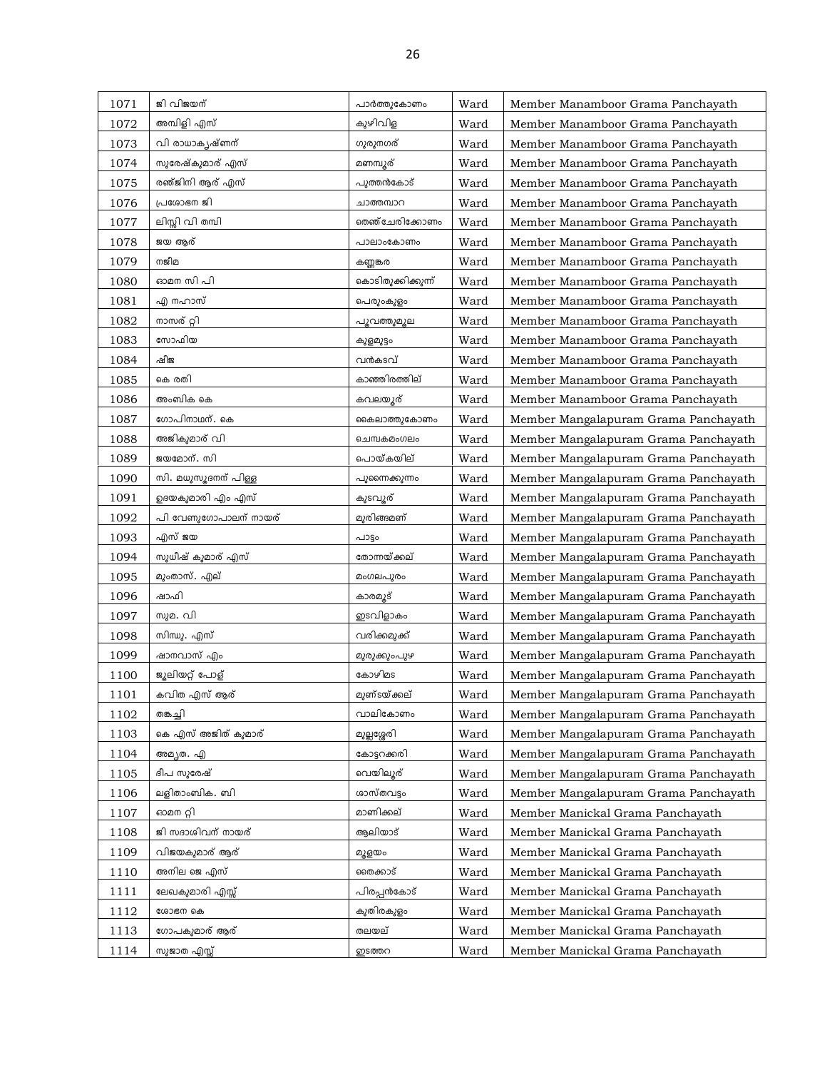| 1071 | ജി വിജയന് | പാർത്തുകോണം | Ward | Member Manamboor Grama Panchayath |
|---|---|---|---|---|
| 1072 | അമ്പിളി എസ് | കുഴിവിള | Ward | Member Manamboor Grama Panchayath |
| 1073 | വി രാധാകൃഷ്ണന് | ഗുരുനഗര് | Ward | Member Manamboor Grama Panchayath |
| 1074 | സുരേഷ്കുമാര് എസ് | മണമ്പൂര് | Ward | Member Manamboor Grama Panchayath |
| 1075 | രഞ്ജിനി ആര് എസ് | പുത്തൻകോട് | Ward | Member Manamboor Grama Panchayath |
| 1076 | പ്രശോഭന ജി | ചാത്തമ്പാറ | Ward | Member Manamboor Grama Panchayath |
| 1077 | ലിസ്സി വി തമ്പി | തെഞ്ചേരിക്കോണം | Ward | Member Manamboor Grama Panchayath |
| 1078 | ജയ ആര് | പാലാംകോണം | Ward | Member Manamboor Grama Panchayath |
| 1079 | നജീമ | കണ്ണങ്കര | Ward | Member Manamboor Grama Panchayath |
| 1080 | ഓമന സി പി | കൊടിതൂക്കിക്കുന്ന് | Ward | Member Manamboor Grama Panchayath |
| 1081 | എ നഹാസ് | പെരുംകുളം | Ward | Member Manamboor Grama Panchayath |
| 1082 | നാസര് റ്റി | പൂവത്തുമൂല | Ward | Member Manamboor Grama Panchayath |
| 1083 | സോഫിയ | കുളമുട്ടം | Ward | Member Manamboor Grama Panchayath |
| 1084 | ഷീജ | വൻകടവ് | Ward | Member Manamboor Grama Panchayath |
| 1085 | കെ രതി | കാഞ്ഞിരത്തില് | Ward | Member Manamboor Grama Panchayath |
| 1086 | അംബിക കെ | കവലയൂര് | Ward | Member Manamboor Grama Panchayath |
| 1087 | ഗോപിനാഥന്. കെ | കൈലാത്തുകോണം | Ward | Member Mangalapuram Grama Panchayath |
| 1088 | അജികുമാര് വി | ചെമ്പകമംഗലം | Ward | Member Mangalapuram Grama Panchayath |
| 1089 | ജയമോന്. സി | പൊയ്കയില് | Ward | Member Mangalapuram Grama Panchayath |
| 1090 | സി. മധുസൂദനന് പിള്ള | പുന്നൈക്കുന്നം | Ward | Member Mangalapuram Grama Panchayath |
| 1091 | ഉദയകുമാരി എം എസ് | കുടവൂര് | Ward | Member Mangalapuram Grama Panchayath |
| 1092 | പി വേണുഗോപാലന് നായര് | മുരിങ്ങമണ് | Ward | Member Mangalapuram Grama Panchayath |
| 1093 | എസ് ജയ | പാട്ടം | Ward | Member Mangalapuram Grama Panchayath |
| 1094 | സുധീഷ് കുമാര് എസ് | തോന്നയ്ക്കല് | Ward | Member Mangalapuram Grama Panchayath |
| 1095 | മുംതാസ്. എല് | മംഗലപുരം | Ward | Member Mangalapuram Grama Panchayath |
| 1096 | ഷാഫി | കാരമൂട് | Ward | Member Mangalapuram Grama Panchayath |
| 1097 | സുമ. വി | ഇടവിളാകം | Ward | Member Mangalapuram Grama Panchayath |
| 1098 | സിന്ധു. എസ് | വരിക്കമുക്ക് | Ward | Member Mangalapuram Grama Panchayath |
| 1099 | ഷാനവാസ് എം | മുരുക്കുംപുഴ | Ward | Member Mangalapuram Grama Panchayath |
| 1100 | ജൂലിയറ്റ് പോള് | കോഴിമട | Ward | Member Mangalapuram Grama Panchayath |
| 1101 | കവിത എസ് ആര് | മുണ്ടയ്ക്കല് | Ward | Member Mangalapuram Grama Panchayath |
| 1102 | തങ്കച്ചി | വാലികോണം | Ward | Member Mangalapuram Grama Panchayath |
| 1103 | കെ എസ് അജിത് കുമാര് | മുല്ലശ്ശേരി | Ward | Member Mangalapuram Grama Panchayath |
| 1104 | അമൃത. എ | കോട്ടറക്കരി | Ward | Member Mangalapuram Grama Panchayath |
| 1105 | ദീപ സുരേഷ് | വെയിലൂര് | Ward | Member Mangalapuram Grama Panchayath |
| 1106 | ലളിതാംബിക. ബി | ശാസ്തവട്ടം | Ward | Member Mangalapuram Grama Panchayath |
| 1107 | ഓമന റ്റി | മാണിക്കല് | Ward | Member Manickal Grama Panchayath |
| 1108 | ജി സദാശിവന് നായര് | ആലിയാട് | Ward | Member Manickal Grama Panchayath |
| 1109 | വിജയകുമാര് ആര് | മൂളയം | Ward | Member Manickal Grama Panchayath |
| 1110 | അനില ജെ എസ് | തൈക്കാട് | Ward | Member Manickal Grama Panchayath |
| 1111 | ലേഖകുമാരി എസ്സ് | പിരപ്പൻകോട് | Ward | Member Manickal Grama Panchayath |
| 1112 | ശോഭന കെ | കുതിരകുളം | Ward | Member Manickal Grama Panchayath |
| 1113 | ഗോപകുമാര് ആര് | തലയല് | Ward | Member Manickal Grama Panchayath |
| 1114 | സുജാത എസ്സ് | ഇടത്തറ | Ward | Member Manickal Grama Panchayath |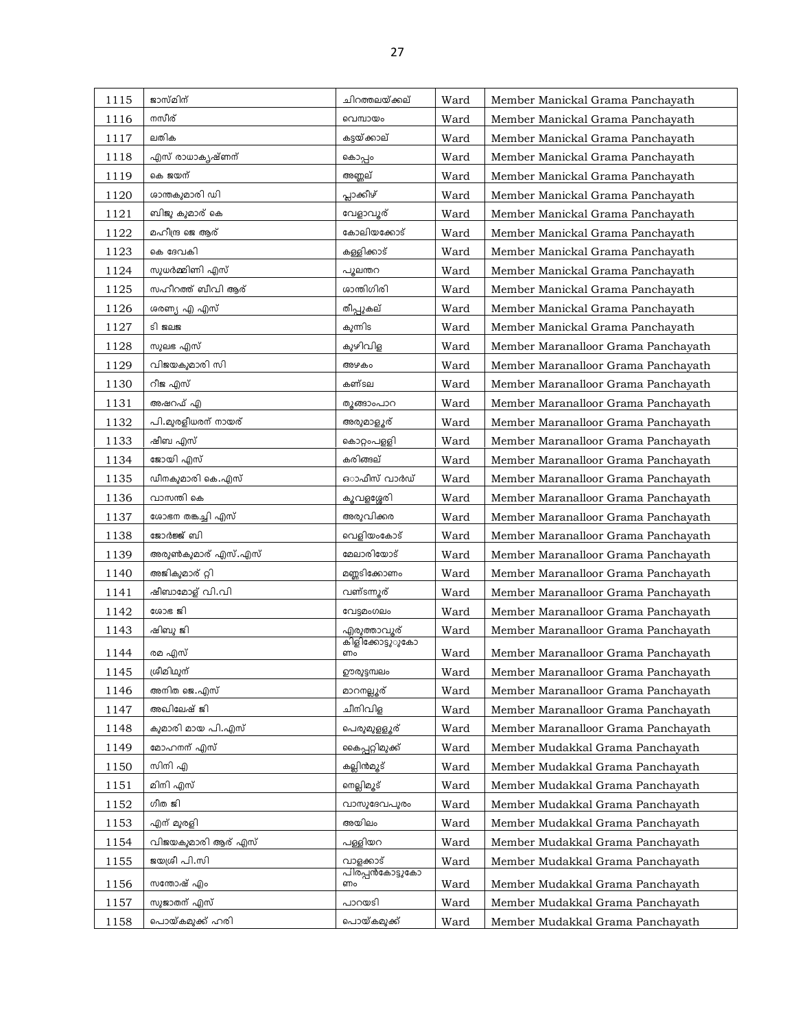| 1115 | ജാസ്മിന് | ചിറത്തലയ്ക്കല് | Ward | Member Manickal Grama Panchayath |
|---|---|---|---|---|
| 1116 | നസീര് | വെമ്പായം | Ward | Member Manickal Grama Panchayath |
| 1117 | ലതിക | കട്ടയ്ക്കാല് | Ward | Member Manickal Grama Panchayath |
| 1118 | എസ് രാധാകൃഷ്ണന് | കൊപ്പം | Ward | Member Manickal Grama Panchayath |
| 1119 | കെ ജയന് | അണ്ണല് | Ward | Member Manickal Grama Panchayath |
| 1120 | ശാന്തകുമാരി ഡി | പ്ലാക്കീഴ് | Ward | Member Manickal Grama Panchayath |
| 1121 | ബിജു കുമാര് കെ | വേളാവൂര് | Ward | Member Manickal Grama Panchayath |
| 1122 | മഹീന്ദ്ര ജെ ആര് | കോലിയക്കോട് | Ward | Member Manickal Grama Panchayath |
| 1123 | കെ ദേവകി | കള്ളിക്കാട് | Ward | Member Manickal Grama Panchayath |
| 1124 | സുധര്മ്മിണി എസ് | പൂലന്തറ | Ward | Member Manickal Grama Panchayath |
| 1125 | സഹീറത്ത് ബീവി ആര് | ശാന്തിഗിരി | Ward | Member Manickal Grama Panchayath |
| 1126 | ശരണ്യ എ എസ് | തീപ്പുകല് | Ward | Member Manickal Grama Panchayath |
| 1127 | ടി ജലജ | കുന്നിട | Ward | Member Manickal Grama Panchayath |
| 1128 | സുലഭ എസ് | കുഴിവിള | Ward | Member Maranalloor Grama Panchayath |
| 1129 | വിജയകുമാരി സി | അഴകം | Ward | Member Maranalloor Grama Panchayath |
| 1130 | റീജ എസ് | കണ്ടല | Ward | Member Maranalloor Grama Panchayath |
| 1131 | അഷറഫ് എ | തൂങ്ങാംപാറ | Ward | Member Maranalloor Grama Panchayath |
| 1132 | പി.മുരളീധരന് നായര് | അരുമാളൂര് | Ward | Member Maranalloor Grama Panchayath |
| 1133 | ഷീബ എസ് | കൊറ്റംപള്ളി | Ward | Member Maranalloor Grama Panchayath |
| 1134 | ജോയി എസ് | കരിങ്ങല് | Ward | Member Maranalloor Grama Panchayath |
| 1135 | ഡീനകുമാരി കെ.എസ് | ഓഫീസ് വാർഡ് | Ward | Member Maranalloor Grama Panchayath |
| 1136 | വാസന്തി കെ | കൂവളശ്ശേരി | Ward | Member Maranalloor Grama Panchayath |
| 1137 | ശോഭന തങ്കച്ചി എസ് | അരുവിക്കര | Ward | Member Maranalloor Grama Panchayath |
| 1138 | ജോർജ്ജ് ബി | വെളിയംകോട് | Ward | Member Maranalloor Grama Panchayath |
| 1139 | അരുൺകുമാര് എസ്.എസ് | മേലാരിയോട് | Ward | Member Maranalloor Grama Panchayath |
| 1140 | അജികുമാര് റ്റി | മണ്ണടിക്കോണം | Ward | Member Maranalloor Grama Panchayath |
| 1141 | ഷീബാമോള് വി.വി | വണ്ടന്നൂര് | Ward | Member Maranalloor Grama Panchayath |
| 1142 | ശോഭ ജി | വേട്ടമംഗലം | Ward | Member Maranalloor Grama Panchayath |
| 1143 | ഷിബു ജി | എരുത്താവൂര് | Ward | Member Maranalloor Grama Panchayath |
| 1144 | രമ എസ് | കിളിക്കോട്ടുകോണം | Ward | Member Maranalloor Grama Panchayath |
| 1145 | ശ്രീമിഥുന് | ഊരൂട്ടമ്പലം | Ward | Member Maranalloor Grama Panchayath |
| 1146 | അനിത ജെ.എസ് | മാറനല്ലൂര് | Ward | Member Maranalloor Grama Panchayath |
| 1147 | അഖിലേഷ് ജി | ചീനിവിള | Ward | Member Maranalloor Grama Panchayath |
| 1148 | കുമാരി മായ പി.എസ് | പെരുമുള്ളൂര് | Ward | Member Maranalloor Grama Panchayath |
| 1149 | മോഹനന് എസ് | കൈപ്പറ്റിമുക്ക് | Ward | Member Mudakkal Grama Panchayath |
| 1150 | സിനി എ | കല്ലിൻമൂട് | Ward | Member Mudakkal Grama Panchayath |
| 1151 | മിനി എസ് | നെല്ലിമൂട് | Ward | Member Mudakkal Grama Panchayath |
| 1152 | ഗീത ജി | വാസുദേവപുരം | Ward | Member Mudakkal Grama Panchayath |
| 1153 | എന് മുരളി | അയിലം | Ward | Member Mudakkal Grama Panchayath |
| 1154 | വിജയകുമാരി ആര് എസ് | പള്ളിയറ | Ward | Member Mudakkal Grama Panchayath |
| 1155 | ജയശ്രീ പി.സി | വാളക്കാട് | Ward | Member Mudakkal Grama Panchayath |
| 1156 | സന്തോഷ് എം | പിരപ്പൻകോട്ടുകോണം | Ward | Member Mudakkal Grama Panchayath |
| 1157 | സുജാതന് എസ് | പാറയടി | Ward | Member Mudakkal Grama Panchayath |
| 1158 | പൊയ്കമുക്ക് ഹരി | പൊയ്കമുക്ക് | Ward | Member Mudakkal Grama Panchayath |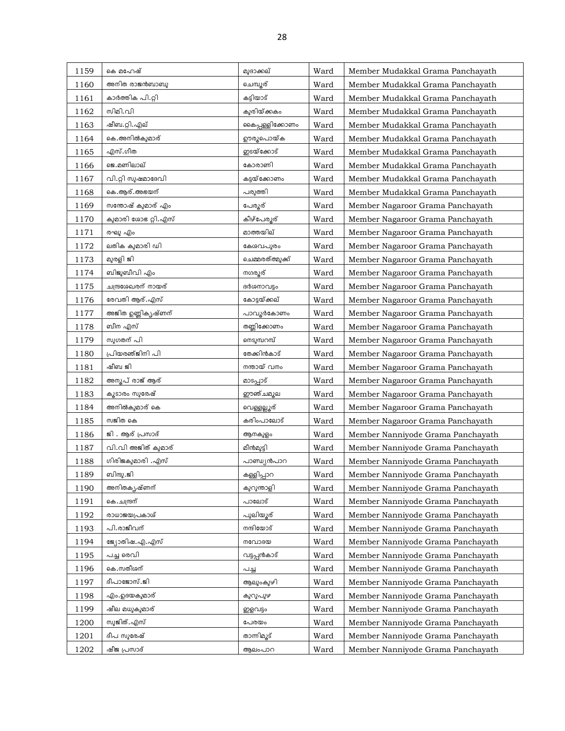| 1159 | കെ മഹേഷ് | മുദാക്കല് | Ward | Member Mudakkal Grama Panchayath |
|---|---|---|---|---|
| 1160 | അനിത രാജൻബാബു | ചെമ്പൂര് | Ward | Member Mudakkal Grama Panchayath |
| 1161 | കാർത്തിക പി.റ്റി | കട്ടിയാട് | Ward | Member Mudakkal Grama Panchayath |
| 1162 | സിമി.വി | കുരിയ്ക്കകം | Ward | Member Mudakkal Grama Panchayath |
| 1163 | ഷീബ.റ്റി.എല് | കൈപ്പള്ളിക്കോണം | Ward | Member Mudakkal Grama Panchayath |
| 1164 | കെ.അനിൽകുമാര് | ഊരൂപൊയ്ക | Ward | Member Mudakkal Grama Panchayath |
| 1165 | എസ്.ഗീത | ഇടയ്ക്കോട് | Ward | Member Mudakkal Grama Panchayath |
| 1166 | ജെ.മണിലാല് | കോരാണി | Ward | Member Mudakkal Grama Panchayath |
| 1167 | വി.റ്റി സുഷമാദേവി | കട്ടയ്ക്കോണം | Ward | Member Mudakkal Grama Panchayath |
| 1168 | കെ.ആര്.അഭയന് | പരുത്തി | Ward | Member Mudakkal Grama Panchayath |
| 1169 | സന്തോഷ് കുമാര് എം | പേരൂര് | Ward | Member Nagaroor Grama Panchayath |
| 1170 | കുമാരി ശോഭ റ്റി.എസ് | കീഴ്പേരൂര് | Ward | Member Nagaroor Grama Panchayath |
| 1171 | രഘു എം | മാത്തയില് | Ward | Member Nagaroor Grama Panchayath |
| 1172 | ലതിക കുമാരി ഡി | കേശവപുരം | Ward | Member Nagaroor Grama Panchayath |
| 1173 | മുരളി ജി | ചെമ്മരത്ത്മുക്ക് | Ward | Member Nagaroor Grama Panchayath |
| 1174 | ബിജുബീവി എം | നഗരൂര് | Ward | Member Nagaroor Grama Panchayath |
| 1175 | ചന്ദ്രശേഖരന് നായര് | ദർശനാവട്ടം | Ward | Member Nagaroor Grama Panchayath |
| 1176 | രേവതി ആര്.എസ് | കോട്ടയ്ക്കല് | Ward | Member Nagaroor Grama Panchayath |
| 1177 | അജിത ഉണ്ണികൃഷ്ണന് | പാവൂർകോണം | Ward | Member Nagaroor Grama Panchayath |
| 1178 | ബീന എസ് | തണ്ണിക്കോണം | Ward | Member Nagaroor Grama Panchayath |
| 1179 | സുഗതന് പി | നെടുമ്പറമ്പ് | Ward | Member Nagaroor Grama Panchayath |
| 1180 | പ്രിയരഞ്ജിനി പി | തേക്കിൻകാട് | Ward | Member Nagaroor Grama Panchayath |
| 1181 | ഷീബ ജി | നന്തായ് വനം | Ward | Member Nagaroor Grama Panchayath |
| 1182 | അനൂപ് രാജ് ആര് | മാടപ്പാട് | Ward | Member Nagaroor Grama Panchayath |
| 1183 | കൂടാരം സുരേഷ് | ഈഞ്ചമൂല | Ward | Member Nagaroor Grama Panchayath |
| 1184 | അനിൽകുമാര് കെ | വെള്ളല്ലൂര് | Ward | Member Nagaroor Grama Panchayath |
| 1185 | സജിത കെ | കരിംപാലോട് | Ward | Member Nagaroor Grama Panchayath |
| 1186 | ജി . ആര് പ്രസാദ് | ആനകുളം | Ward | Member Nanniyode Grama Panchayath |
| 1187 | വി.വി അജിത് കുമാര് | മീൻമുട്ടി | Ward | Member Nanniyode Grama Panchayath |
| 1188 | ഗിരിജകുമാരി .എസ് | പാണ്ഡ്യൻപാറ | Ward | Member Nanniyode Grama Panchayath |
| 1189 | ബിന്ദു.ജി | കള്ളിപ്പാറ | Ward | Member Nanniyode Grama Panchayath |
| 1190 | അനിതകൃഷ്ണന് | കുറുന്താളി | Ward | Member Nanniyode Grama Panchayath |
| 1191 | കെ.ചന്ദ്രന് | പാലോട് | Ward | Member Nanniyode Grama Panchayath |
| 1192 | രാധാജയപ്രകാശ് | പുലിയൂര് | Ward | Member Nanniyode Grama Panchayath |
| 1193 | പി.രാജീവന് | നന്ദിയോട് | Ward | Member Nanniyode Grama Panchayath |
| 1194 | ജ്യോതിഷ.എ.എസ് | നവോദയ | Ward | Member Nanniyode Grama Panchayath |
| 1195 | പച്ച രെവി | വട്ടപ്പൻകാട് | Ward | Member Nanniyode Grama Panchayath |
| 1196 | കെ.സതീശന് | പച്ച | Ward | Member Nanniyode Grama Panchayath |
| 1197 | ദീപാജോസ്.ജി | ആലുംകുഴി | Ward | Member Nanniyode Grama Panchayath |
| 1198 | എം.ഉദയകുമാര് | കുറുപുഴ | Ward | Member Nanniyode Grama Panchayath |
| 1199 | ഷീല മധുകുമാര് | ഇളവട്ടം | Ward | Member Nanniyode Grama Panchayath |
| 1200 | സുജിത്.എസ് | പേരയം | Ward | Member Nanniyode Grama Panchayath |
| 1201 | ദീപ സുരേഷ് | താന്നിമൂട് | Ward | Member Nanniyode Grama Panchayath |
| 1202 | ഷീജ പ്രസാദ് | ആലംപാറ | Ward | Member Nanniyode Grama Panchayath |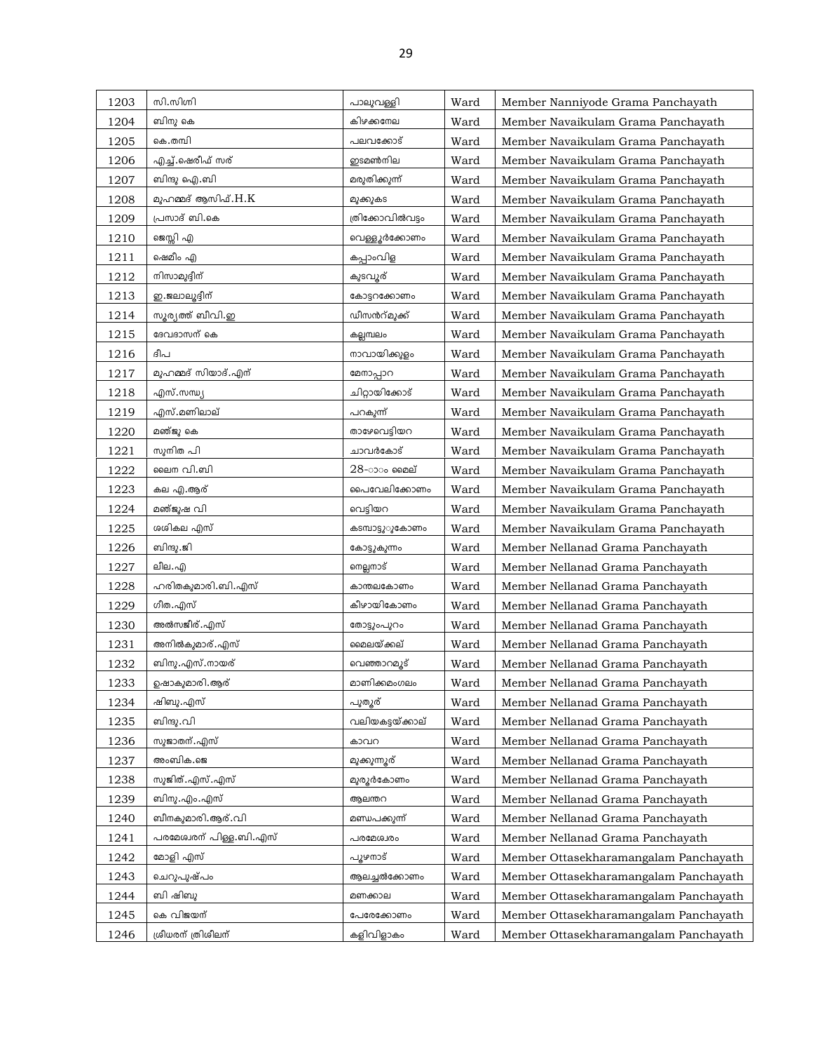| 1203 | സി.സിന്ധി | പാലുവള്ളി | Ward | Member Nanniyode Grama Panchayath |
|---|---|---|---|---|
| 1204 | ബിനു കെ | കിഴക്കനേല | Ward | Member Navaikulam Grama Panchayath |
| 1205 | കെ.തമ്പി | പലവക്കോട് | Ward | Member Navaikulam Grama Panchayath |
| 1206 | എച്ച്.ഷെരീഫ് സര് | ഇടമൺനില | Ward | Member Navaikulam Grama Panchayath |
| 1207 | ബിന്ദു ഐ.ബി | മരുതിക്കുന്ന് | Ward | Member Navaikulam Grama Panchayath |
| 1208 | മുഹമ്മദ് ആസിഫ്.H.K | മുക്കുകട | Ward | Member Navaikulam Grama Panchayath |
| 1209 | പ്രസാദ് ബി.കെ | ത്രിക്കോവിൽവട്ടം | Ward | Member Navaikulam Grama Panchayath |
| 1210 | ജെസ്സി എ | വെള്ളൂർക്കോണം | Ward | Member Navaikulam Grama Panchayath |
| 1211 | ഷെമീം എ | കപ്പാംവിള | Ward | Member Navaikulam Grama Panchayath |
| 1212 | നിസാമുദ്ദീന് | കുടവൂര് | Ward | Member Navaikulam Grama Panchayath |
| 1213 | ഇ.ജലാലുദ്ദീന് | കോട്ടറക്കോണം | Ward | Member Navaikulam Grama Panchayath |
| 1214 | സൂര്യത്ത് ബീവി.ഇ | ഡീസൻറ്മുക്ക് | Ward | Member Navaikulam Grama Panchayath |
| 1215 | ദേവദാസന് കെ | കല്ലമ്പലം | Ward | Member Navaikulam Grama Panchayath |
| 1216 | ദീപ | നാവായിക്കുളം | Ward | Member Navaikulam Grama Panchayath |
| 1217 | മുഹമ്മദ് സിയാദ്.എന് | മേനാപ്പാറ | Ward | Member Navaikulam Grama Panchayath |
| 1218 | എസ്.സന്ധ്യ | ചിറ്റായിക്കോട് | Ward | Member Navaikulam Grama Panchayath |
| 1219 | എസ്.മണിലാല് | പറകുന്ന് | Ward | Member Navaikulam Grama Panchayath |
| 1220 | മഞ്ജു കെ | താഴെവെട്ടിയറ | Ward | Member Navaikulam Grama Panchayath |
| 1221 | സുനിത പി | ചാവർകോട് | Ward | Member Navaikulam Grama Panchayath |
| 1222 | ലൈന വി.ബി | 28-ാം മൈല് | Ward | Member Navaikulam Grama Panchayath |
| 1223 | കല എ.ആര് | പൈവേലിക്കോണം | Ward | Member Navaikulam Grama Panchayath |
| 1224 | മഞ്ജുഷ വി | വെട്ടിയറ | Ward | Member Navaikulam Grama Panchayath |
| 1225 | ശശികല എസ് | കടമ്പാട്ടുകോണം | Ward | Member Navaikulam Grama Panchayath |
| 1226 | ബിന്ദു.ജി | കോട്ടുകുന്നം | Ward | Member Nellanad Grama Panchayath |
| 1227 | ലീല.എ | നെല്ലനാട് | Ward | Member Nellanad Grama Panchayath |
| 1228 | ഹരിതകുമാരി.ബി.എസ് | കാന്തലകോണം | Ward | Member Nellanad Grama Panchayath |
| 1229 | ഗീത.എസ് | കീഴായികോണം | Ward | Member Nellanad Grama Panchayath |
| 1230 | അൽസജീര്.എസ് | തോട്ടുംപുറം | Ward | Member Nellanad Grama Panchayath |
| 1231 | അനിൽകുമാര്.എസ് | മൈലയ്ക്കല് | Ward | Member Nellanad Grama Panchayath |
| 1232 | ബിനു.എസ്.നായര് | വെഞ്ഞാറമൂട് | Ward | Member Nellanad Grama Panchayath |
| 1233 | ഉഷാകുമാരി.ആര് | മാണിക്കമംഗലം | Ward | Member Nellanad Grama Panchayath |
| 1234 | ഷിബു.എസ് | പുതൂര് | Ward | Member Nellanad Grama Panchayath |
| 1235 | ബിന്ദു.വി | വലിയകട്ടയ്ക്കാല് | Ward | Member Nellanad Grama Panchayath |
| 1236 | സുജാതന്.എസ് | കാവറ | Ward | Member Nellanad Grama Panchayath |
| 1237 | അംബിക.ജെ | മുക്കുന്നൂര് | Ward | Member Nellanad Grama Panchayath |
| 1238 | സുജിത്.എസ്.എസ് | മുരൂർകോണം | Ward | Member Nellanad Grama Panchayath |
| 1239 | ബിനു.എം.എസ് | ആലന്തറ | Ward | Member Nellanad Grama Panchayath |
| 1240 | ബീനകുമാരി.ആര്.വി | മണ്ഡപക്കുന്ന് | Ward | Member Nellanad Grama Panchayath |
| 1241 | പരമേശ്വരന് പിള്ള.ബി.എസ് | പരമേശ്വരം | Ward | Member Nellanad Grama Panchayath |
| 1242 | മോളി എസ് | പൂഴനാട് | Ward | Member Ottasekharamangalam Panchayath |
| 1243 | ചെറുപുഷ്പം | ആലച്ചൽക്കോണം | Ward | Member Ottasekharamangalam Panchayath |
| 1244 | ബി ഷിബു | മണക്കാല | Ward | Member Ottasekharamangalam Panchayath |
| 1245 | കെ വിജയന് | പേരേക്കോണം | Ward | Member Ottasekharamangalam Panchayath |
| 1246 | ശ്രീധരന് ത്രിശീലന് | കളിവിളാകം | Ward | Member Ottasekharamangalam Panchayath |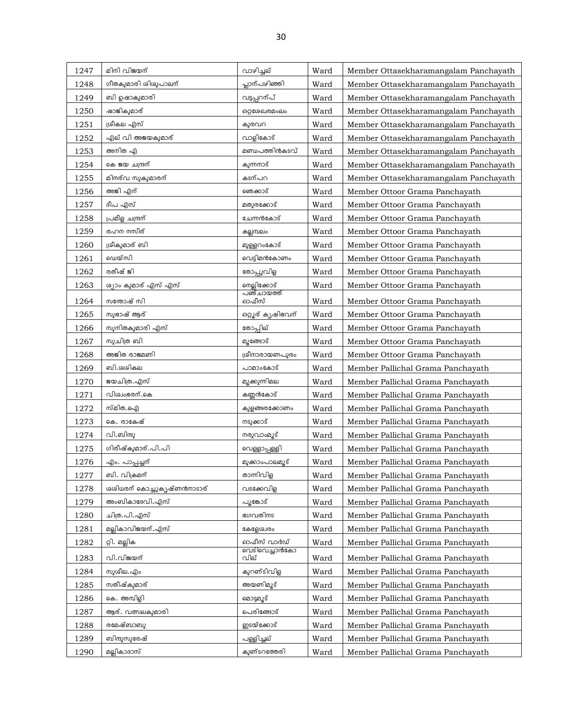| 1247 | മിനി വിജയന് | വാഴിച്ചല് | Ward | Member Ottasekharamangalam Panchayath |
|---|---|---|---|---|
| 1248 | ഗീതകുമാരി ശിശുപാലന് | പ്ലാന്പഴിഞ്ഞി | Ward | Member Ottasekharamangalam Panchayath |
| 1249 | ബി ഉഷാകുമാരി | വട്ടപ്പറന്പ് | Ward | Member Ottasekharamangalam Panchayath |
| 1250 | ഷാജികുമാര് | ഒറ്റശേഖരമംഗലം | Ward | Member Ottasekharamangalam Panchayath |
| 1251 | ശ്രീകല എസ് | കുരവറ | Ward | Member Ottasekharamangalam Panchayath |
| 1252 | എല് വി അജയകുമാര് | വാളികോട് | Ward | Member Ottasekharamangalam Panchayath |
| 1253 | അനിത എ | മണ്ഡപത്തിൻകടവ് | Ward | Member Ottasekharamangalam Panchayath |
| 1254 | കെ ജയ ചന്ദ്രന് | കുന്നനാട് | Ward | Member Ottasekharamangalam Panchayath |
| 1255 | മിനര്വ സുകുമാരന് | കടന്പറ | Ward | Member Ottasekharamangalam Panchayath |
| 1256 | അജി എന് | ഞെക്കാട് | Ward | Member Ottoor Grama Panchayath |
| 1257 | ദീപ എസ് | മതുരക്കോട് | Ward | Member Ottoor Grama Panchayath |
| 1258 | പ്രമീള ചന്ദ്രന് | ചേന്നൻകോട് | Ward | Member Ottoor Grama Panchayath |
| 1259 | രഹന നസീര് | കല്ലമ്പലം | Ward | Member Ottoor Grama Panchayath |
| 1260 | ശ്രീകുമാര് ബി | മുള്ളറംകോട് | Ward | Member Ottoor Grama Panchayath |
| 1261 | ഡെയ്സി | വെട്ടിമൻകോണം | Ward | Member Ottoor Grama Panchayath |
| 1262 | രതീഷ് ജി | തോപ്പുവിള | Ward | Member Ottoor Grama Panchayath |
| 1263 | ശ്യാം കുമാര് എസ് എസ് | നെല്ലിക്കോട് | Ward | Member Ottoor Grama Panchayath |
| 1264 | സന്തോഷ് സി | പഞ്ചായത്ത് ഓഫീസ് | Ward | Member Ottoor Grama Panchayath |
| 1265 | സുഭാഷ് ആര് | ഒറ്റൂര് കൃഷിഭവന് | Ward | Member Ottoor Grama Panchayath |
| 1266 | സുനിതകുമാരി എസ് | തോപ്പില് | Ward | Member Ottoor Grama Panchayath |
| 1267 | സുചിത്ര ബി | മൂങ്ങോട് | Ward | Member Ottoor Grama Panchayath |
| 1268 | അജിത രാജമണി | ശ്രീനാരായണപുരം | Ward | Member Ottoor Grama Panchayath |
| 1269 | ബി.ശശികല | പാമാംകോട് | Ward | Member Pallichal Grama Panchayath |
| 1270 | ജയചിത്ര.എസ് | മുക്കുന്നിമല | Ward | Member Pallichal Grama Panchayath |
| 1271 | വിശ്വംഭരന്.കെ | കണ്ണൻകോട് | Ward | Member Pallichal Grama Panchayath |
| 1272 | സ്മിത.ഐ | കുളങ്ങരക്കോണം | Ward | Member Pallichal Grama Panchayath |
| 1273 | കെ. രാകേഷ് | നടുക്കാട് | Ward | Member Pallichal Grama Panchayath |
| 1274 | വി.ബിന്ദു | നരുവാംമൂട് | Ward | Member Pallichal Grama Panchayath |
| 1275 | ഗിരീഷ്കുമാര്.പി.പി | വെള്ളാപ്പള്ളി | Ward | Member Pallichal Grama Panchayath |
| 1276 | എം. പാപ്പച്ചന് | മുക്കാംപാലമൂട് | Ward | Member Pallichal Grama Panchayath |
| 1277 | ബി. വിക്രമന് | താന്നിവിള | Ward | Member Pallichal Grama Panchayath |
| 1278 | ശശിധരന് കൊച്ചുകൃഷ്ണൻനാടാര് | വടക്കേവിള | Ward | Member Pallichal Grama Panchayath |
| 1279 | അംബികാദേവി.എസ് | പൂങ്കോട് | Ward | Member Pallichal Grama Panchayath |
| 1280 | ചിത്ര.പി.എസ് | ഭഗവതിനട | Ward | Member Pallichal Grama Panchayath |
| 1281 | മല്ലികാവിജയന്.എസ് | കേശ്ശേശരം | Ward | Member Pallichal Grama Panchayath |
| 1282 | റ്റി. മല്ലിക | ഓഫീസ് വാർഡ് | Ward | Member Pallichal Grama Panchayath |
| 1283 | വി.വിജയന് | വെടിവെച്ചാൻകോവില് | Ward | Member Pallichal Grama Panchayath |
| 1284 | സുശീല.എം | കുറണ്ടിവിള | Ward | Member Pallichal Grama Panchayath |
| 1285 | സതീഷ്കുമാര് | അയണിമൂട് | Ward | Member Pallichal Grama Panchayath |
| 1286 | കെ. അമ്പിളി | മൊട്ടമൂട് | Ward | Member Pallichal Grama Panchayath |
| 1287 | ആര്. വത്സലകുമാരി | പെരിങ്ങോട് | Ward | Member Pallichal Grama Panchayath |
| 1288 | രമേഷ്ബാബു | ഇടയ്ക്കോട് | Ward | Member Pallichal Grama Panchayath |
| 1289 | ബിന്ദുസുരേഷ് | പള്ളിച്ചല് | Ward | Member Pallichal Grama Panchayath |
| 1290 | മല്ലികാദാസ് | കുണ്ടറത്തേരി | Ward | Member Pallichal Grama Panchayath |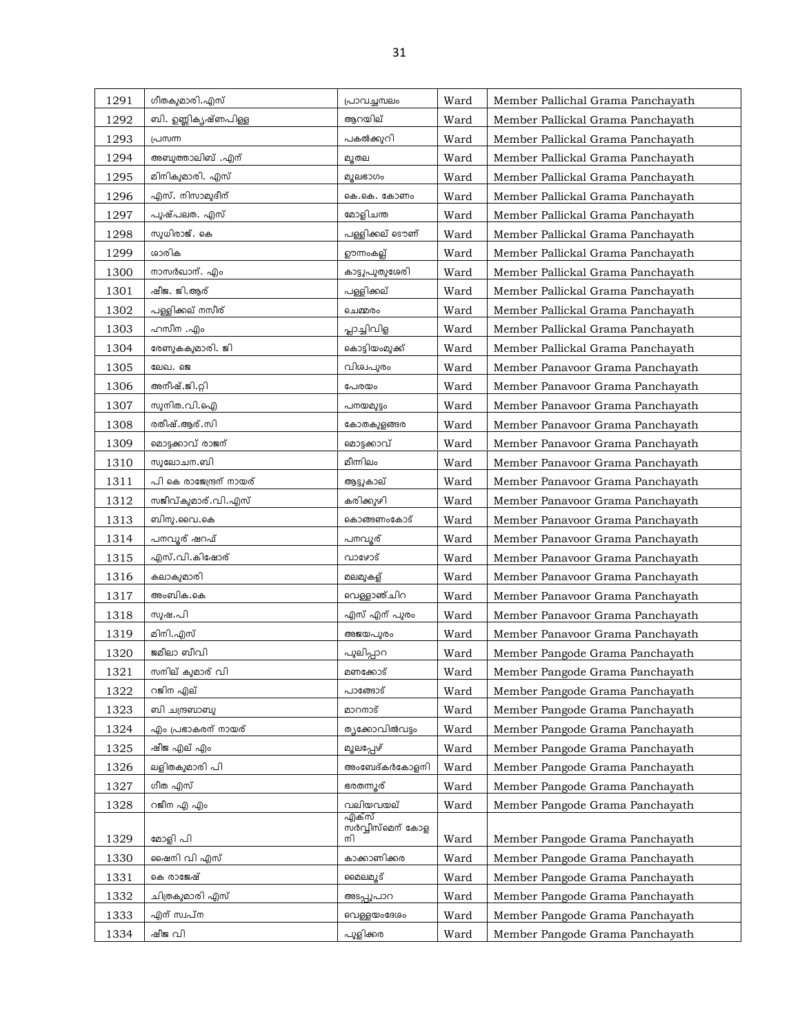| 1291 | ഗീതകുമാരി.എസ് | പ്രാവച്ചമ്പലം | Ward | Member Pallichal Grama Panchayath |
|---|---|---|---|---|
| 1292 | ബി. ഉണ്ണികൃഷ്ണപിള്ള | ആറയില് | Ward | Member Pallickal Grama Panchayath |
| 1293 | പ്രസന്ന | പകൽക്കുറി | Ward | Member Pallickal Grama Panchayath |
| 1294 | അബുത്താലിബ് .എന് | മൂതല | Ward | Member Pallickal Grama Panchayath |
| 1295 | മിനികുമാരി. എസ് | മൂലഭാഗം | Ward | Member Pallickal Grama Panchayath |
| 1296 | എസ്. നിസാമുദീന് | കെ.കെ. കോണം | Ward | Member Pallickal Grama Panchayath |
| 1297 | പുഷ്പലത. എസ് | മോളിചന്ത | Ward | Member Pallickal Grama Panchayath |
| 1298 | സുധിരാജ്. കെ | പള്ളിക്കല് ടൌണ് | Ward | Member Pallickal Grama Panchayath |
| 1299 | ശാരിക | ഊന്നംകല്ല് | Ward | Member Pallickal Grama Panchayath |
| 1300 | നാസർഖാന്. എം | കാട്ടുപുതുശേരി | Ward | Member Pallickal Grama Panchayath |
| 1301 | ഷീജ. ജി.ആര് | പള്ളിക്കല് | Ward | Member Pallickal Grama Panchayath |
| 1302 | പള്ളിക്കല് നസീര് | ചെമ്മരം | Ward | Member Pallickal Grama Panchayath |
| 1303 | ഹസീന .എം | പ്ലാച്ചിവിള | Ward | Member Pallickal Grama Panchayath |
| 1304 | രേണുകകുമാരി. ജി | കൊട്ടിയംമുക്ക് | Ward | Member Pallickal Grama Panchayath |
| 1305 | ലേഖ. ജെ | വിശ്വപുരം | Ward | Member Panavoor Grama Panchayath |
| 1306 | അനീഷ്.ജി.റ്റി | പേരയം | Ward | Member Panavoor Grama Panchayath |
| 1307 | സുനിത.വി.ഐ | പനയമുട്ടം | Ward | Member Panavoor Grama Panchayath |
| 1308 | രതീഷ്.ആര്.സി | കോതകുളങ്ങര | Ward | Member Panavoor Grama Panchayath |
| 1309 | മൊട്ടക്കാവ് രാജന് | മൊട്ടക്കാവ് | Ward | Member Panavoor Grama Panchayath |
| 1310 | സുലോചന.ബി | മീന്നിലം | Ward | Member Panavoor Grama Panchayath |
| 1311 | പി കെ രാജേന്ദ്രന് നായര് | ആട്ടുകാല് | Ward | Member Panavoor Grama Panchayath |
| 1312 | സജീവ്കുമാര്.വി.എസ് | കരിക്കുഴി | Ward | Member Panavoor Grama Panchayath |
| 1313 | ബിനു.വൈ.കെ | കൊങ്ങണംകോട് | Ward | Member Panavoor Grama Panchayath |
| 1314 | പനവൂര് ഷറഫ് | പനവൂര് | Ward | Member Panavoor Grama Panchayath |
| 1315 | എസ്.വി.കിഷോര് | വാഴോട് | Ward | Member Panavoor Grama Panchayath |
| 1316 | കലാകുമാരി | മലമുകള് | Ward | Member Panavoor Grama Panchayath |
| 1317 | അംബിക.കെ | വെള്ളാഞ്ചിറ | Ward | Member Panavoor Grama Panchayath |
| 1318 | സുഷ.പി | എസ് എന് പുരം | Ward | Member Panavoor Grama Panchayath |
| 1319 | മിനി.എസ് | അജയപുരം | Ward | Member Panavoor Grama Panchayath |
| 1320 | ജമീലാ ബീവി | പുലിപ്പാറ | Ward | Member Pangode Grama Panchayath |
| 1321 | സനില് കുമാര് വി | മണക്കോട് | Ward | Member Pangode Grama Panchayath |
| 1322 | റജീന എല് | പാങ്ങോട് | Ward | Member Pangode Grama Panchayath |
| 1323 | ബി ചന്ദ്രബാബു | മാറനാട് | Ward | Member Pangode Grama Panchayath |
| 1324 | എം പ്രഭാകരന് നായര് | തൃക്കോവിൽവട്ടം | Ward | Member Pangode Grama Panchayath |
| 1325 | ഷീജ എല് എം | മൂലപ്പേഴ് | Ward | Member Pangode Grama Panchayath |
| 1326 | ലളിതകുമാരി പി | അംബേദ്കർകോളനി | Ward | Member Pangode Grama Panchayath |
| 1327 | ഗീത എസ് | ഭരതന്നൂര് | Ward | Member Pangode Grama Panchayath |
| 1328 | റജീന എ എം | വലിയവയല് | Ward | Member Pangode Grama Panchayath |
| 1329 | മോളി പി | എക്സ് സർവ്വീസ്മെന് കോളനി | Ward | Member Pangode Grama Panchayath |
| 1330 | ഷൈനി വി എസ് | കാക്കാണിക്കര | Ward | Member Pangode Grama Panchayath |
| 1331 | കെ രാജേഷ് | മൈലമൂട് | Ward | Member Pangode Grama Panchayath |
| 1332 | ചിത്രകുമാരി എസ് | അടപ്പുപാറ | Ward | Member Pangode Grama Panchayath |
| 1333 | എന് സ്വപ്ന | വെള്ളയംദേശം | Ward | Member Pangode Grama Panchayath |
| 1334 | ഷീജ വി | പുളിക്കര | Ward | Member Pangode Grama Panchayath |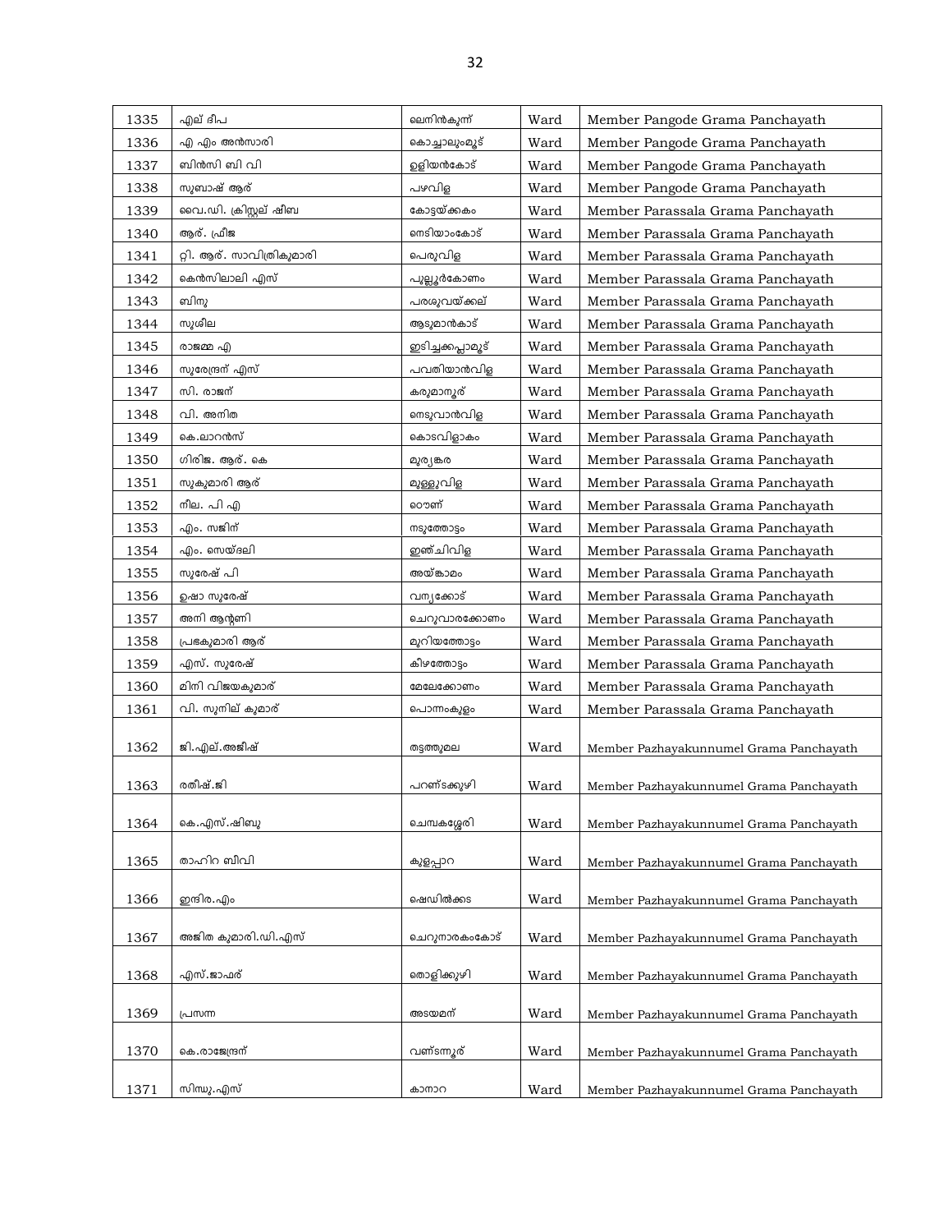| 1335 | എല് ദീപ | ലെനിൻകുന്ന് | Ward | Member Pangode Grama Panchayath |
|---|---|---|---|---|
| 1336 | എ എം അൻസാരി | കൊച്ചാലുംമൂട് | Ward | Member Pangode Grama Panchayath |
| 1337 | ബിൻസി ബി വി | ഉളിയൻകോട് | Ward | Member Pangode Grama Panchayath |
| 1338 | സുബാഷ് ആര് | പഴവിള | Ward | Member Pangode Grama Panchayath |
| 1339 | വൈ.ഡി. ക്രിസ്റ്റല് ഷീബ | കോട്ടയ്ക്കകം | Ward | Member Parassala Grama Panchayath |
| 1340 | ആര്. ഫ്രീജ | നെടിയാംകോട് | Ward | Member Parassala Grama Panchayath |
| 1341 | റ്റി. ആര്. സാവിത്രികുമാരി | പെരുവിള | Ward | Member Parassala Grama Panchayath |
| 1342 | കെൻസിലാലി എസ് | പുല്ലൂർകോണം | Ward | Member Parassala Grama Panchayath |
| 1343 | ബിനു | പരശുവയ്ക്കല് | Ward | Member Parassala Grama Panchayath |
| 1344 | സുശീല | ആടുമാൻകാട് | Ward | Member Parassala Grama Panchayath |
| 1345 | രാജമ്മ എ | ഇടിച്ചക്കപ്ലാമൂട് | Ward | Member Parassala Grama Panchayath |
| 1346 | സുരേന്ദ്രന് എസ് | പവതിയാൻവിള | Ward | Member Parassala Grama Panchayath |
| 1347 | സി. രാജന് | കരുമാനൂര് | Ward | Member Parassala Grama Panchayath |
| 1348 | വി. അനിത | നെടുവാൻവിള | Ward | Member Parassala Grama Panchayath |
| 1349 | കെ.ലാറൻസ് | കൊടവിളാകം | Ward | Member Parassala Grama Panchayath |
| 1350 | ഗിരിജ. ആര്. കെ | മുര്യങ്കര | Ward | Member Parassala Grama Panchayath |
| 1351 | സുകുമാരി ആര് | മുള്ളുവിള | Ward | Member Parassala Grama Panchayath |
| 1352 | നീല. പി എ | ടൌണ് | Ward | Member Parassala Grama Panchayath |
| 1353 | എം. സജിന് | നടുത്തോട്ടം | Ward | Member Parassala Grama Panchayath |
| 1354 | എം. സെയ്ദലി | ഇഞ്ചിവിള | Ward | Member Parassala Grama Panchayath |
| 1355 | സുരേഷ് പി | അയ്ങ്കാമം | Ward | Member Parassala Grama Panchayath |
| 1356 | ഉഷാ സുരേഷ് | വന്യക്കോട് | Ward | Member Parassala Grama Panchayath |
| 1357 | അനി ആന്റണി | ചെറുവാരക്കോണം | Ward | Member Parassala Grama Panchayath |
| 1358 | പ്രഭകുമാരി ആര് | മുറിയത്തോട്ടം | Ward | Member Parassala Grama Panchayath |
| 1359 | എസ്. സുരേഷ് | കീഴത്തോട്ടം | Ward | Member Parassala Grama Panchayath |
| 1360 | മിനി വിജയകുമാര് | മേലേക്കോണം | Ward | Member Parassala Grama Panchayath |
| 1361 | വി. സുനില് കുമാര് | പൊന്നംകുളം | Ward | Member Parassala Grama Panchayath |
| 1362 | ജി.എല്.അജീഷ് | തട്ടത്തുമല | Ward | Member Pazhayakunnumel Grama Panchayath |
| 1363 | രതീഷ്.ജി | പറണ്ടക്കുഴി | Ward | Member Pazhayakunnumel Grama Panchayath |
| 1364 | കെ.എസ്.ഷിബു | ചെമ്പകശ്ശേരി | Ward | Member Pazhayakunnumel Grama Panchayath |
| 1365 | താഹിറ ബീവി | കുളപ്പാറ | Ward | Member Pazhayakunnumel Grama Panchayath |
| 1366 | ഇന്ദിര.എം | ഷെഡിൽക്കട | Ward | Member Pazhayakunnumel Grama Panchayath |
| 1367 | അജിത കുമാരി.ഡി.എസ് | ചെറുനാരകംകോട് | Ward | Member Pazhayakunnumel Grama Panchayath |
| 1368 | എസ്.ജാഫര് | തൊളിക്കുഴി | Ward | Member Pazhayakunnumel Grama Panchayath |
| 1369 | പ്രസന്ന | അടയമന് | Ward | Member Pazhayakunnumel Grama Panchayath |
| 1370 | കെ.രാജേന്ദ്രന് | വണ്ടന്നൂര് | Ward | Member Pazhayakunnumel Grama Panchayath |
| 1371 | സിന്ധു.എസ് | കാനാറ | Ward | Member Pazhayakunnumel Grama Panchayath |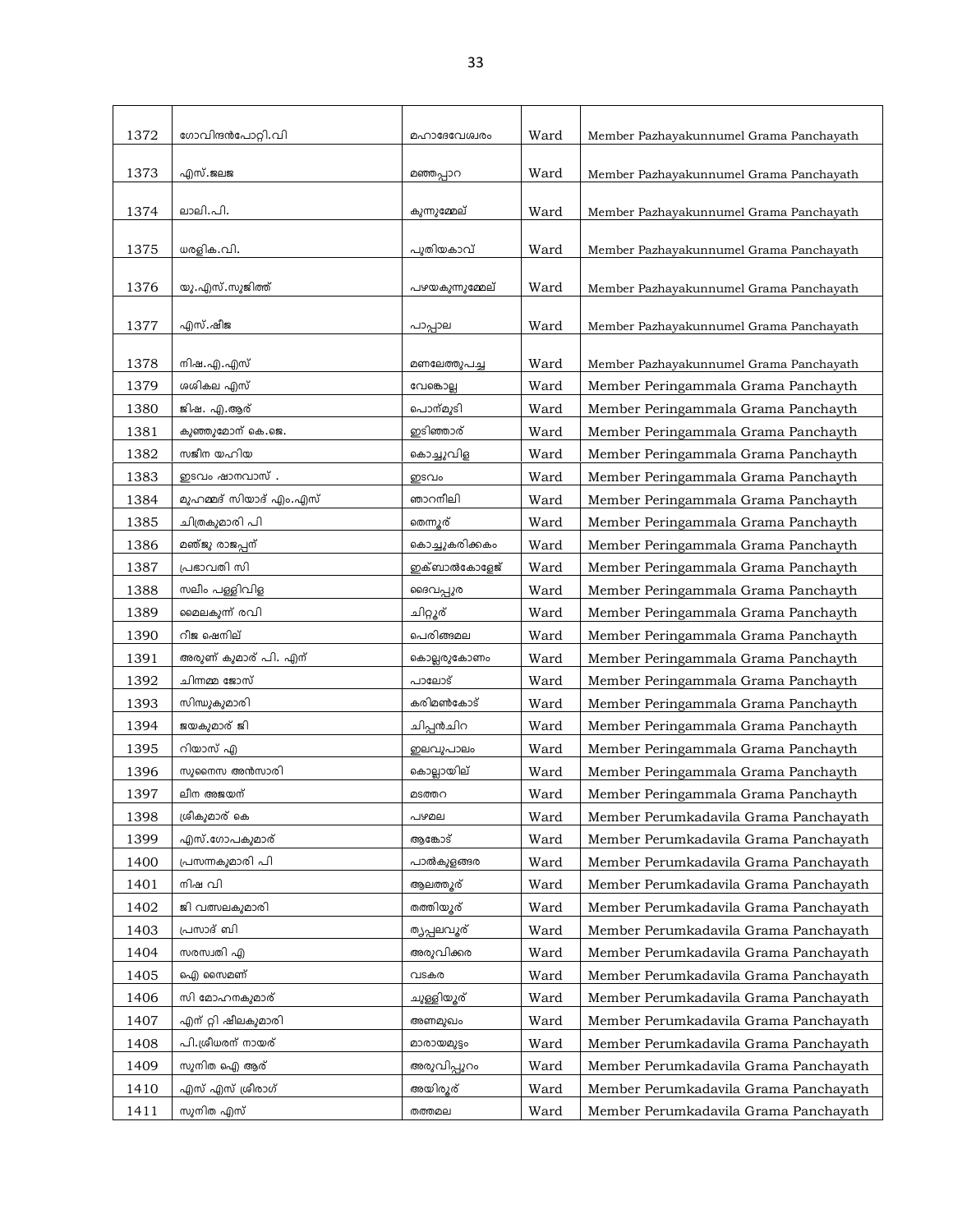| 1372 | ഗോവിന്ദൻപോറ്റി.വി | മഹാദേവേശ്വരം | Ward | Member Pazhayakunnumel Grama Panchayath |
|---|---|---|---|---|
| 1373 | എസ്.ജലജ | മഞ്ഞപ്പാറ | Ward | Member Pazhayakunnumel Grama Panchayath |
| 1374 | ലാലി.പി. | കുന്നുമ്മേല് | Ward | Member Pazhayakunnumel Grama Panchayath |
| 1375 | ധരളിക.വി. | പുതിയകാവ് | Ward | Member Pazhayakunnumel Grama Panchayath |
| 1376 | യു.എസ്.സുജിത്ത് | പഴയകുന്നുമ്മേല് | Ward | Member Pazhayakunnumel Grama Panchayath |
| 1377 | എസ്.ഷീജ | പാപ്പാല | Ward | Member Pazhayakunnumel Grama Panchayath |
| 1378 | നിഷ.എ.എസ് | മണലേത്തുപച്ച | Ward | Member Pazhayakunnumel Grama Panchayath |
| 1379 | ശശികല എസ് | വേങ്കൊല്ല | Ward | Member Peringammala Grama Panchayth |
| 1380 | ജിഷ. എ.ആര് | പൊന്മുടി | Ward | Member Peringammala Grama Panchayth |
| 1381 | കുഞ്ഞുമോന് കെ.ജെ. | ഇടിഞ്ഞാര് | Ward | Member Peringammala Grama Panchayth |
| 1382 | സജീന യഹിയ | കൊച്ചുവിള | Ward | Member Peringammala Grama Panchayth |
| 1383 | ഇടവം ഷാനവാസ് . | ഇടവം | Ward | Member Peringammala Grama Panchayth |
| 1384 | മുഹമ്മദ് സിയാദ് എം.എസ് | ഞാറനീലി | Ward | Member Peringammala Grama Panchayth |
| 1385 | ചിത്രകുമാരി പി | തെന്നൂര് | Ward | Member Peringammala Grama Panchayth |
| 1386 | മഞ്ജു രാജപ്പന് | കൊച്ചുകരിക്കകം | Ward | Member Peringammala Grama Panchayth |
| 1387 | പ്രഭാവതി സി | ഇക്ബാൽകോളേജ് | Ward | Member Peringammala Grama Panchayth |
| 1388 | സലീം പള്ളിവിള | ദൈവപ്പുര | Ward | Member Peringammala Grama Panchayth |
| 1389 | മൈലകുന്ന് രവി | ചിറ്റൂര് | Ward | Member Peringammala Grama Panchayth |
| 1390 | റിജ ഷെനില് | പെരിങ്ങമല | Ward | Member Peringammala Grama Panchayth |
| 1391 | അരുണ് കുമാര് പി. എന് | കൊല്ലരുകോണം | Ward | Member Peringammala Grama Panchayth |
| 1392 | ചിന്നമ്മ ജോസ് | പാലോട് | Ward | Member Peringammala Grama Panchayth |
| 1393 | സിന്ധുകുമാരി | കരിമൺകോട് | Ward | Member Peringammala Grama Panchayth |
| 1394 | ജയകുമാര് ജി | ചിപ്പൻചിറ | Ward | Member Peringammala Grama Panchayth |
| 1395 | റിയാസ് എ | ഇലവുപാലം | Ward | Member Peringammala Grama Panchayth |
| 1396 | സുനൈസ അൻസാരി | കൊല്ലായില് | Ward | Member Peringammala Grama Panchayth |
| 1397 | ലീന അജയന് | മടത്തറ | Ward | Member Peringammala Grama Panchayth |
| 1398 | ശ്രീകുമാര് കെ | പഴമല | Ward | Member Perumkadavila Grama Panchayath |
| 1399 | എസ്.ഗോപകുമാര് | ആങ്കോട് | Ward | Member Perumkadavila Grama Panchayath |
| 1400 | പ്രസന്നകുമാരി പി | പാൽകുളങ്ങര | Ward | Member Perumkadavila Grama Panchayath |
| 1401 | നിഷ വി | ആലത്തൂര് | Ward | Member Perumkadavila Grama Panchayath |
| 1402 | ജി വത്സലകുമാരി | തത്തിയൂര് | Ward | Member Perumkadavila Grama Panchayath |
| 1403 | പ്രസാദ് ബി | തൃപ്പലവൂര് | Ward | Member Perumkadavila Grama Panchayath |
| 1404 | സരസ്വതി എ | അരുവിക്കര | Ward | Member Perumkadavila Grama Panchayath |
| 1405 | ഐ സൈമണ് | വടകര | Ward | Member Perumkadavila Grama Panchayath |
| 1406 | സി മോഹനകുമാര് | ചുള്ളിയൂര് | Ward | Member Perumkadavila Grama Panchayath |
| 1407 | എന് റ്റി ഷീലകുമാരി | അണമുഖം | Ward | Member Perumkadavila Grama Panchayath |
| 1408 | പി.ശ്രീധരന് നായര് | മാരായമുട്ടം | Ward | Member Perumkadavila Grama Panchayath |
| 1409 | സുനിത ഐ ആര് | അരുവിപ്പുറം | Ward | Member Perumkadavila Grama Panchayath |
| 1410 | എസ് എസ് ശ്രീരാഗ് | അയിരൂര് | Ward | Member Perumkadavila Grama Panchayath |
| 1411 | സുനിത എസ് | തത്തമല | Ward | Member Perumkadavila Grama Panchayath |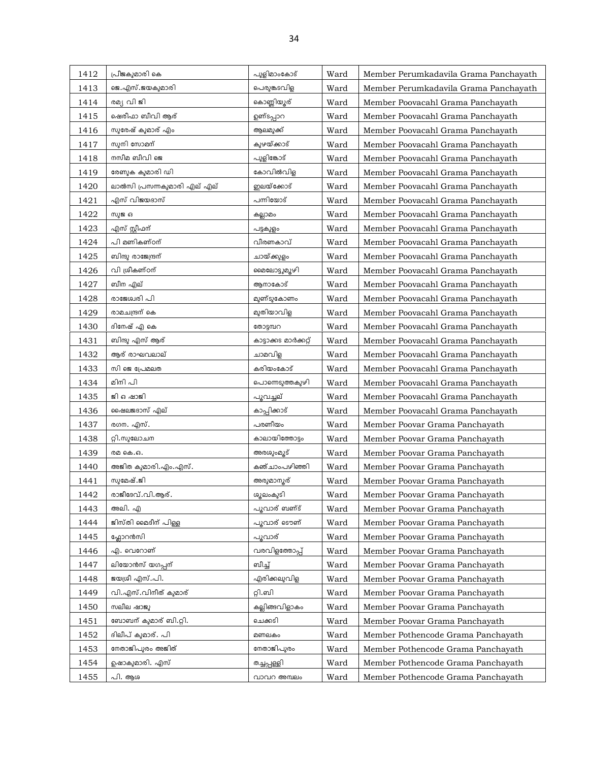| 1412 | പ്രീജകുമാരി കെ | പുളിമാംകോട് | Ward | Member Perumkadavila Grama Panchayath |
|---|---|---|---|---|
| 1413 | ജെ.എസ്.ജയകുമാരി | പെരുങ്കടവിള | Ward | Member Perumkadavila Grama Panchayath |
| 1414 | രമ്യ വി ജി | കൊണ്ണിയൂര് | Ward | Member Poovacahl Grama Panchayath |
| 1415 | ഷെരീഫാ ബീവി ആര് | ഉണ്ടപ്പാറ | Ward | Member Poovacahl Grama Panchayath |
| 1416 | സുരേഷ് കുമാര് എം | ആലമുക്ക് | Ward | Member Poovacahl Grama Panchayath |
| 1417 | സുനി സോമന് | കുഴയ്ക്കാട് | Ward | Member Poovacahl Grama Panchayath |
| 1418 | നസീമ ബീവി ജെ | പുളിങ്കോട് | Ward | Member Poovacahl Grama Panchayath |
| 1419 | രേണുക കുമാരി ഡി | കോവിൽവിള | Ward | Member Poovacahl Grama Panchayath |
| 1420 | ലാൽസി പ്രസന്നകുമാരി എല് എല് | ഇലയ്ക്കോട് | Ward | Member Poovacahl Grama Panchayath |
| 1421 | എസ് വിജയദാസ് | പന്നിയോട് | Ward | Member Poovacahl Grama Panchayath |
| 1422 | സുജ ഒ | കല്ലാമം | Ward | Member Poovacahl Grama Panchayath |
| 1423 | എസ് സ്റ്റീഫന് | പട്ടകുളം | Ward | Member Poovacahl Grama Panchayath |
| 1424 | പി മണികണ്ഠന് | വീരണകാവ് | Ward | Member Poovacahl Grama Panchayath |
| 1425 | ബിന്ദു രാജേന്ദ്രന് | ചായ്ക്കുളം | Ward | Member Poovacahl Grama Panchayath |
| 1426 | വി ശ്രീകണ്ഠന് | മൈലോട്ടുമൂഴി | Ward | Member Poovacahl Grama Panchayath |
| 1427 | ബീന എല് | ആനാകോട് | Ward | Member Poovacahl Grama Panchayath |
| 1428 | രാജേശ്വരി പി | മുണ്ടുകോണം | Ward | Member Poovacahl Grama Panchayath |
| 1429 | രാമചന്ദ്രന് കെ | മുതിയാവിള | Ward | Member Poovacahl Grama Panchayath |
| 1430 | ദിനേഷ് എ കെ | തോട്ടുമ്പറ | Ward | Member Poovacahl Grama Panchayath |
| 1431 | ബിന്ദു എസ് ആര് | കാട്ടാക്കട മാർക്കറ്റ് | Ward | Member Poovacahl Grama Panchayath |
| 1432 | ആര് രാഘവലാല് | ചാമവിള | Ward | Member Poovacahl Grama Panchayath |
| 1433 | സി ജെ പ്രേമലത | കരിയംകോട് | Ward | Member Poovacahl Grama Panchayath |
| 1434 | മിനി പി | പൊന്നെടുത്തകുഴി | Ward | Member Poovacahl Grama Panchayath |
| 1435 | ജി ഒ ഷാജി | പൂവച്ചല് | Ward | Member Poovacahl Grama Panchayath |
| 1436 | ഷൈലജദാസ് എല് | കാപ്പിക്കാട് | Ward | Member Poovacahl Grama Panchayath |
| 1437 | രഗന. എസ്. | പരണിയം | Ward | Member Poovar Grama Panchayath |
| 1438 | റ്റി.സുലോചന | കാലായിത്തോട്ടം | Ward | Member Poovar Grama Panchayath |
| 1439 | രമ കെ.ഒ. | അരശുംമൂട് | Ward | Member Poovar Grama Panchayath |
| 1440 | അജിത കുമാരി.എം.എസ്. | കഞ്ചാംപഴിഞ്ഞി | Ward | Member Poovar Grama Panchayath |
| 1441 | സുമേഷ്.ജി | അരുമാനൂര് | Ward | Member Poovar Grama Panchayath |
| 1442 | രാജിദേവ്.വി.ആര്. | ശൂലംകുടി | Ward | Member Poovar Grama Panchayath |
| 1443 | അലി. എ | പൂവാര് ബണ്ട് | Ward | Member Poovar Grama Panchayath |
| 1444 | ജിസ്തി മൈദീന് പിള്ള | പൂവാര് ടൌണ് | Ward | Member Poovar Grama Panchayath |
| 1445 | ഫ്ലോറൻസി | പൂവാര് | Ward | Member Poovar Grama Panchayath |
| 1446 | എ. വെറോണ് | വരവിളതോപ്പ് | Ward | Member Poovar Grama Panchayath |
| 1447 | ലിയോൻസ് യഗപ്പന് | ബീച്ച് | Ward | Member Poovar Grama Panchayath |
| 1448 | ജയശ്രീ എസ്.പി. | എരിക്കലുവിള | Ward | Member Poovar Grama Panchayath |
| 1449 | വി.എസ്.വിനീത് കുമാര് | റ്റി.ബി | Ward | Member Poovar Grama Panchayath |
| 1450 | സലീല ഷാജു | കല്ലിങ്ങവിളാകം | Ward | Member Poovar Grama Panchayath |
| 1451 | ബോബന് കുമാര് ബി.റ്റി. | ചെക്കടി | Ward | Member Poovar Grama Panchayath |
| 1452 | ദിലീപ് കുമാര്. പി | മണലകം | Ward | Member Pothencode Grama Panchayath |
| 1453 | നേതാജിപുരം അജിത് | നേതാജിപുരം | Ward | Member Pothencode Grama Panchayath |
| 1454 | ഉഷാകുമാരി. എസ് | തച്ചപ്പള്ളി | Ward | Member Pothencode Grama Panchayath |
| 1455 | പി. ആശ | വാവറ അമ്പലം | Ward | Member Pothencode Grama Panchayath |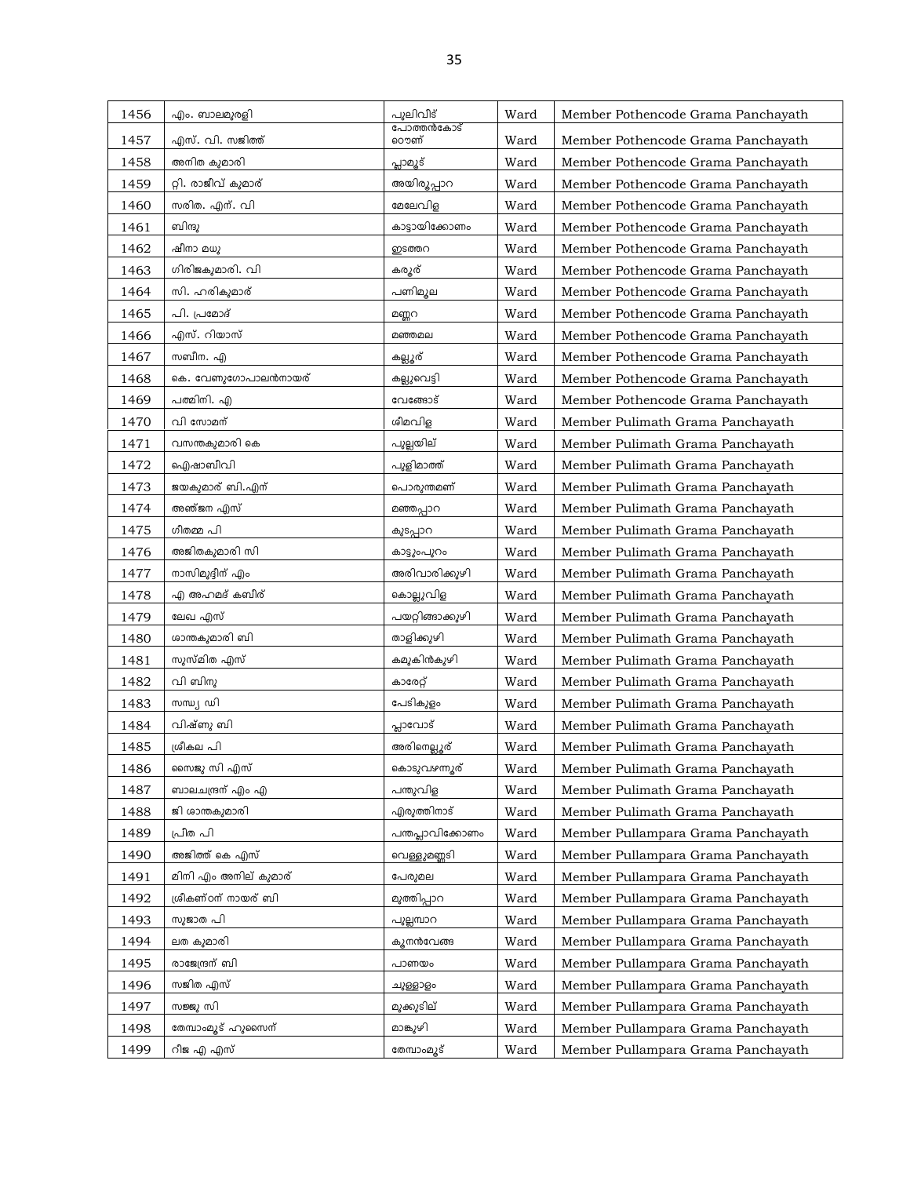| 1456 | എം. ബാലമുരളി | പുലിവീട് | Ward | Member Pothencode Grama Panchayath |
|---|---|---|---|---|
| 1457 | എസ്. വി. സജിത്ത് | പോത്തൻകോട് ടൌണ് | Ward | Member Pothencode Grama Panchayath |
| 1458 | അനിത കുമാരി | പ്ലാമൂട് | Ward | Member Pothencode Grama Panchayath |
| 1459 | റ്റി. രാജീവ് കുമാര് | അയിരൂപ്പാറ | Ward | Member Pothencode Grama Panchayath |
| 1460 | സരിത. എന്. വി | മേലേവിള | Ward | Member Pothencode Grama Panchayath |
| 1461 | ബിന്ദു | കാട്ടായിക്കോണം | Ward | Member Pothencode Grama Panchayath |
| 1462 | ഷീനാ മധു | ഇടത്തറ | Ward | Member Pothencode Grama Panchayath |
| 1463 | ഗിരിജകുമാരി. വി | കരൂര് | Ward | Member Pothencode Grama Panchayath |
| 1464 | സി. ഹരികുമാര് | പണിമൂല | Ward | Member Pothencode Grama Panchayath |
| 1465 | പി. പ്രമോദ് | മഞ്ഞറ | Ward | Member Pothencode Grama Panchayath |
| 1466 | എസ്. റിയാസ് | മഞ്ഞമല | Ward | Member Pothencode Grama Panchayath |
| 1467 | സബീന. എ | കല്ലൂര് | Ward | Member Pothencode Grama Panchayath |
| 1468 | കെ. വേണുഗോപാലൻനായര് | കല്ലുവെട്ടി | Ward | Member Pothencode Grama Panchayath |
| 1469 | പത്മിനി. എ | വേങ്ങോട് | Ward | Member Pothencode Grama Panchayath |
| 1470 | വി സോമന് | ശീമവിള | Ward | Member Pulimath Grama Panchayath |
| 1471 | വസന്തകുമാരി കെ | പുല്ലയില് | Ward | Member Pulimath Grama Panchayath |
| 1472 | ഐഷാബീവി | പുളിമാത്ത് | Ward | Member Pulimath Grama Panchayath |
| 1473 | ജയകുമാര് ബി.എന് | പൊരുന്തമണ് | Ward | Member Pulimath Grama Panchayath |
| 1474 | അഞ്ജന എസ് | മഞ്ഞപ്പാറ | Ward | Member Pulimath Grama Panchayath |
| 1475 | ഗിതമ്മ പി | കുടപ്പാറ | Ward | Member Pulimath Grama Panchayath |
| 1476 | അജിതകുമാരി സി | കാട്ടുംപുറം | Ward | Member Pulimath Grama Panchayath |
| 1477 | നാസിമുദ്ദീന് എം | അരിവാരിക്കുഴി | Ward | Member Pulimath Grama Panchayath |
| 1478 | എ അഹമ്മദ് കബീര് | കൊല്ലുവിള | Ward | Member Pulimath Grama Panchayath |
| 1479 | ലേഖ എസ് | പയറ്റിങ്ങാക്കുഴി | Ward | Member Pulimath Grama Panchayath |
| 1480 | ശാന്തകുമാരി ബി | താളിക്കുഴി | Ward | Member Pulimath Grama Panchayath |
| 1481 | സുസ്മിത എസ് | കമുകിൻകുഴി | Ward | Member Pulimath Grama Panchayath |
| 1482 | വി ബിനു | കാരേറ്റ് | Ward | Member Pulimath Grama Panchayath |
| 1483 | സന്ധ്യ ഡി | പേടികുളം | Ward | Member Pulimath Grama Panchayath |
| 1484 | വിഷ്ണു ബി | പ്ലാവോട് | Ward | Member Pulimath Grama Panchayath |
| 1485 | ശ്രീകല പി | അരിനെല്ലൂര് | Ward | Member Pulimath Grama Panchayath |
| 1486 | സൈജു സി എസ് | കൊടുവഴന്നൂര് | Ward | Member Pulimath Grama Panchayath |
| 1487 | ബാലചന്ദ്രന് എം എ | പന്തുവിള | Ward | Member Pulimath Grama Panchayath |
| 1488 | ജി ശാന്തകുമാരി | എരുത്തിനാട് | Ward | Member Pulimath Grama Panchayath |
| 1489 | പ്രീത പി | പന്തപ്ലാവിക്കോണം | Ward | Member Pullampara Grama Panchayath |
| 1490 | അജിത്ത് കെ എസ് | വെള്ളുമണ്ണടി | Ward | Member Pullampara Grama Panchayath |
| 1491 | മിനി എം അനില് കുമാര് | പേരുമല | Ward | Member Pullampara Grama Panchayath |
| 1492 | ശ്രീകണ്ഠന് നായര് ബി | മുത്തിപ്പാറ | Ward | Member Pullampara Grama Panchayath |
| 1493 | സുജാത പി | പുല്ലമ്പാറ | Ward | Member Pullampara Grama Panchayath |
| 1494 | ലത കുമാരി | കൂനൻവേങ്ങ | Ward | Member Pullampara Grama Panchayath |
| 1495 | രാജേന്ദ്രന് ബി | പാണയം | Ward | Member Pullampara Grama Panchayath |
| 1496 | സജിത എസ് | ചുള്ളാളം | Ward | Member Pullampara Grama Panchayath |
| 1497 | സജ്ജു സി | മുക്കുടില് | Ward | Member Pullampara Grama Panchayath |
| 1498 | തേമ്പാംമൂട് ഹുസൈന് | മാങ്കുഴി | Ward | Member Pullampara Grama Panchayath |
| 1499 | റീജ എ എസ് | തേമ്പാംമൂട് | Ward | Member Pullampara Grama Panchayath |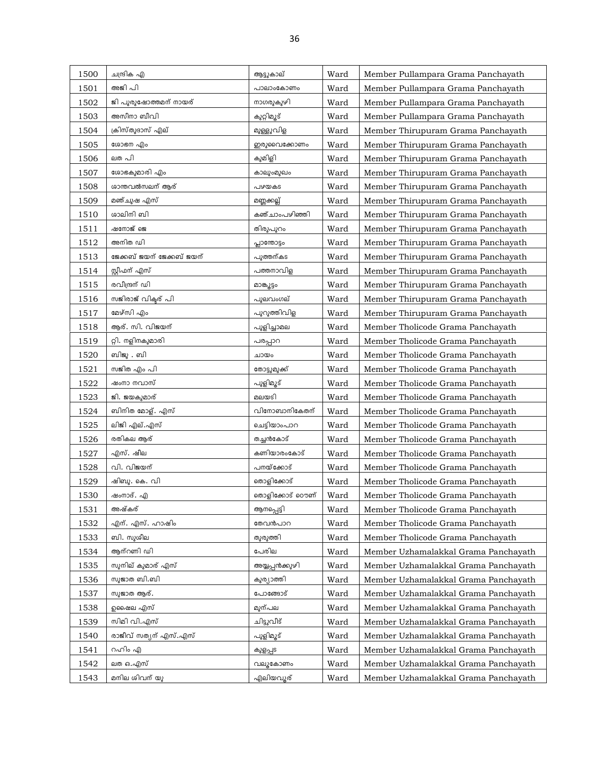| 1500 | ചന്ദ്രിക എ | ആട്ടുകാല് | Ward | Member Pullampara Grama Panchayath |
|---|---|---|---|---|
| 1501 | അജി പി | പാലാംകോണം | Ward | Member Pullampara Grama Panchayath |
| 1502 | ജി പുരുഷോത്തമന് നായര് | നാഗരുകുഴി | Ward | Member Pullampara Grama Panchayath |
| 1503 | അസീനാ ബീവി | കുറ്റിമൂട് | Ward | Member Pullampara Grama Panchayath |
| 1504 | ക്രിസ്തുദാസ് എല് | മുള്ളുവിള | Ward | Member Thirupuram Grama Panchayath |
| 1505 | ശോഭന എം | ഇരുവൈക്കോണം | Ward | Member Thirupuram Grama Panchayath |
| 1506 | ലത പി | കുമിളി | Ward | Member Thirupuram Grama Panchayath |
| 1507 | ശോഭകുമാരി എം | കാലുംമുഖം | Ward | Member Thirupuram Grama Panchayath |
| 1508 | ശാന്തവൽസലന് ആര് | പഴയകട | Ward | Member Thirupuram Grama Panchayath |
| 1509 | മഞ്ചുഷ എസ് | മണ്ണക്കല്ല് | Ward | Member Thirupuram Grama Panchayath |
| 1510 | ശാലിനി ബി | കഞ്ചാംപഴിഞ്ഞി | Ward | Member Thirupuram Grama Panchayath |
| 1511 | ഷനോജ് ജെ | തിരുപുറം | Ward | Member Thirupuram Grama Panchayath |
| 1512 | അനിത ഡി | പ്ലാന്തോട്ടം | Ward | Member Thirupuram Grama Panchayath |
| 1513 | ജേക്കബ് ജയന് ജേക്കബ് ജയന് | പുത്തന്കട | Ward | Member Thirupuram Grama Panchayath |
| 1514 | സ്റ്റീഫന് എസ് | പത്തനാവിള | Ward | Member Thirupuram Grama Panchayath |
| 1515 | രവീന്ദ്രന് ഡി | മാങ്കൂട്ടം | Ward | Member Thirupuram Grama Panchayath |
| 1516 | സജിരാജ് വിക്ടര് പി | പുലവംഗല് | Ward | Member Thirupuram Grama Panchayath |
| 1517 | മേഴ്സി എം | പുറുത്തിവിള | Ward | Member Thirupuram Grama Panchayath |
| 1518 | ആര്. സി. വിജയന് | പുളിച്ചാമല | Ward | Member Tholicode Grama Panchayath |
| 1519 | റ്റി. നളിനകുമാരി | പരപ്പാറ | Ward | Member Tholicode Grama Panchayath |
| 1520 | ബിജു . ബി | ചായം | Ward | Member Tholicode Grama Panchayath |
| 1521 | സജിത എം പി | തോട്ടുമുക്ക് | Ward | Member Tholicode Grama Panchayath |
| 1522 | ഷംനാ നവാസ് | പുളിമൂട് | Ward | Member Tholicode Grama Panchayath |
| 1523 | ജി. ജയകുമാര് | മലയടി | Ward | Member Tholicode Grama Panchayath |
| 1524 | ബിനിത മോള്. എസ് | വിനോബാനികേതന് | Ward | Member Tholicode Grama Panchayath |
| 1525 | ലിജി എല്.എസ് | ചെട്ടിയാംപാറ | Ward | Member Tholicode Grama Panchayath |
| 1526 | രതികല ആര് | തച്ചൻകോട് | Ward | Member Tholicode Grama Panchayath |
| 1527 | എസ്. ഷീല | കണിയാരംകോട് | Ward | Member Tholicode Grama Panchayath |
| 1528 | വി. വിജയന് | പനയ്ക്കോട് | Ward | Member Tholicode Grama Panchayath |
| 1529 | ഷിബു. കെ. വി | തൊളിക്കോട് | Ward | Member Tholicode Grama Panchayath |
| 1530 | ഷംനാദ്. എ | തൊളിക്കോട് ടൌണ് | Ward | Member Tholicode Grama Panchayath |
| 1531 | അഷ്കര് | ആനപ്പെട്ടി | Ward | Member Tholicode Grama Panchayath |
| 1532 | എന്. എസ്. ഹാഷിം | തേവൻപാറ | Ward | Member Tholicode Grama Panchayath |
| 1533 | ബി. സുശീല | തുരുത്തി | Ward | Member Tholicode Grama Panchayath |
| 1534 | ആന്റണി ഡി | പേരില | Ward | Member Uzhamalakkal Grama Panchayath |
| 1535 | സുനില് കുമാര് എസ് | അയ്യപ്പൻക്കുഴി | Ward | Member Uzhamalakkal Grama Panchayath |
| 1536 | സുജാത ബി.ബി | കുര്യാത്തി | Ward | Member Uzhamalakkal Grama Panchayath |
| 1537 | സുജാത ആര്. | പോങ്ങോട് | Ward | Member Uzhamalakkal Grama Panchayath |
| 1538 | ഉഷൈല എസ് | മൂന്പല | Ward | Member Uzhamalakkal Grama Panchayath |
| 1539 | സിമി വി.എസ് | ചിട്ടുവീട് | Ward | Member Uzhamalakkal Grama Panchayath |
| 1540 | രാജീവ് സത്യന് എസ്.എസ് | പുളിമൂട് | Ward | Member Uzhamalakkal Grama Panchayath |
| 1541 | റഹിം എ | കുളപ്പട | Ward | Member Uzhamalakkal Grama Panchayath |
| 1542 | ലത ഒ.എസ് | വലൂകോണം | Ward | Member Uzhamalakkal Grama Panchayath |
| 1543 | മനില ശിവന് യു | എലിയവൂര് | Ward | Member Uzhamalakkal Grama Panchayath |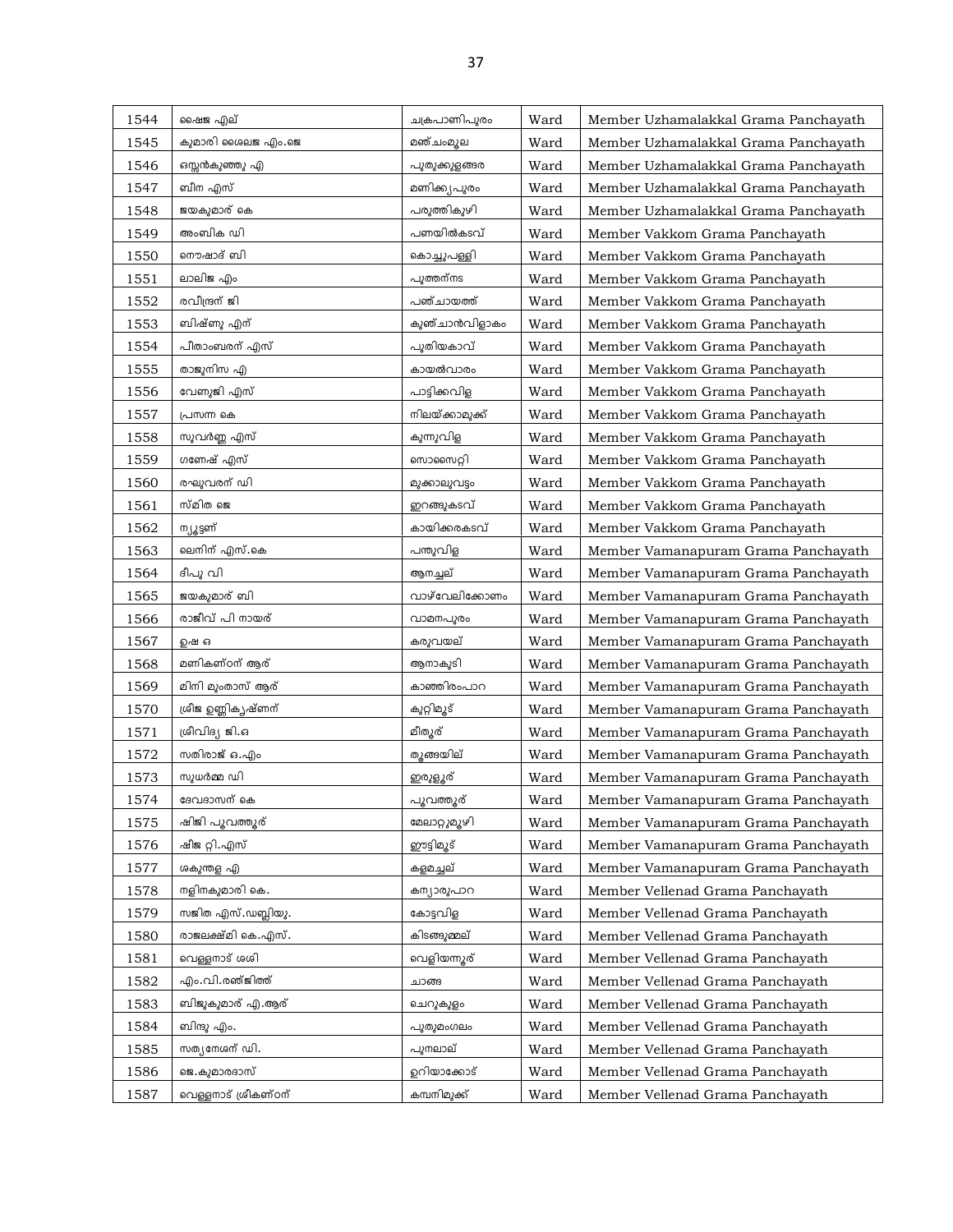| 1544 | ഷൈജ എല് | ചക്രപാണിപുരം | Ward | Member Uzhamalakkal Grama Panchayath |
|---|---|---|---|---|
| 1545 | കുമാരി ശൈലജ എം.ജെ | മഞ്ചംമൂല | Ward | Member Uzhamalakkal Grama Panchayath |
| 1546 | ഒസ്സൻകുഞ്ഞു എ | പുതുക്കുളങ്ങര | Ward | Member Uzhamalakkal Grama Panchayath |
| 1547 | ബീന എസ് | മണിക്ക്യപുരം | Ward | Member Uzhamalakkal Grama Panchayath |
| 1548 | ജയകുമാര് കെ | പരുത്തികുഴി | Ward | Member Uzhamalakkal Grama Panchayath |
| 1549 | അംബിക ഡി | പണയിൽകടവ് | Ward | Member Vakkom Grama Panchayath |
| 1550 | നൌഷാദ് ബി | കൊച്ചുപള്ളി | Ward | Member Vakkom Grama Panchayath |
| 1551 | ലാലിജ എം | പുത്തന്നട | Ward | Member Vakkom Grama Panchayath |
| 1552 | രവീന്ദ്രന് ജി | പഞ്ചായത്ത് | Ward | Member Vakkom Grama Panchayath |
| 1553 | ബിഷ്ണു എന് | കുഞ്ചാൻവിളാകം | Ward | Member Vakkom Grama Panchayath |
| 1554 | പീതാംബരന് എസ് | പുതിയകാവ് | Ward | Member Vakkom Grama Panchayath |
| 1555 | താജുനിസ എ | കായൽവാരം | Ward | Member Vakkom Grama Panchayath |
| 1556 | വേണുജി എസ് | പാട്ടിക്കവിള | Ward | Member Vakkom Grama Panchayath |
| 1557 | പ്രസന്ന കെ | നിലയ്ക്കാമുക്ക് | Ward | Member Vakkom Grama Panchayath |
| 1558 | സുവർണ്ണ എസ് | കുന്നുവിള | Ward | Member Vakkom Grama Panchayath |
| 1559 | ഗണേഷ് എസ് | സൊസൈറ്റി | Ward | Member Vakkom Grama Panchayath |
| 1560 | രഘുവരന് ഡി | മുക്കാലുവട്ടം | Ward | Member Vakkom Grama Panchayath |
| 1561 | സ്മിത ജെ | ഇറങ്ങുകടവ് | Ward | Member Vakkom Grama Panchayath |
| 1562 | ന്യൂട്ടണ് | കായിക്കരകടവ് | Ward | Member Vakkom Grama Panchayath |
| 1563 | ലെനിന് എസ്.കെ | പന്തുവിള | Ward | Member Vamanapuram Grama Panchayath |
| 1564 | ദീപു വി | ആനച്ചല് | Ward | Member Vamanapuram Grama Panchayath |
| 1565 | ജയകുമാര് ബി | വാഴ്‌വേലിക്കോണം | Ward | Member Vamanapuram Grama Panchayath |
| 1566 | രാജീവ് പി നായര് | വാമനപുരം | Ward | Member Vamanapuram Grama Panchayath |
| 1567 | ഉഷ ഒ | കരുവയല് | Ward | Member Vamanapuram Grama Panchayath |
| 1568 | മണികണ്ഠന് ആര് | ആനാകുടി | Ward | Member Vamanapuram Grama Panchayath |
| 1569 | മിനി മുംതാസ് ആര് | കാഞ്ഞിരംപാറ | Ward | Member Vamanapuram Grama Panchayath |
| 1570 | ശ്രീജ ഉണ്ണികൃഷ്ണന് | കുറ്റിമൂട് | Ward | Member Vamanapuram Grama Panchayath |
| 1571 | ശ്രീവിദ്യ ജി.ഒ | മിതൂര് | Ward | Member Vamanapuram Grama Panchayath |
| 1572 | സതിരാജ് ഒ.എം | തൂങ്ങയില് | Ward | Member Vamanapuram Grama Panchayath |
| 1573 | സുധർമ്മ ഡി | ഇരുളൂര് | Ward | Member Vamanapuram Grama Panchayath |
| 1574 | ദേവദാസന് കെ | പൂവത്തൂര് | Ward | Member Vamanapuram Grama Panchayath |
| 1575 | ഷിജി പൂവത്തൂര് | മേലാറ്റുമൂഴി | Ward | Member Vamanapuram Grama Panchayath |
| 1576 | ഷീജ റ്റി.എസ് | ഈട്ടിമൂട് | Ward | Member Vamanapuram Grama Panchayath |
| 1577 | ശകുന്തള എ | കളമച്ചല് | Ward | Member Vamanapuram Grama Panchayath |
| 1578 | നളിനകുമാരി കെ. | കന്യാരുപാറ | Ward | Member Vellenad Grama Panchayath |
| 1579 | സജിത എസ്.ഡബ്ലിയു. | കോട്ടവിള | Ward | Member Vellenad Grama Panchayath |
| 1580 | രാജലക്ഷ്മി കെ.എസ്. | കിടങ്ങുമ്മല് | Ward | Member Vellenad Grama Panchayath |
| 1581 | വെള്ളനാട് ശശി | വെളിയന്നൂര് | Ward | Member Vellenad Grama Panchayath |
| 1582 | എം.വി.രഞ്ജിത്ത് | ചാങ്ങ | Ward | Member Vellenad Grama Panchayath |
| 1583 | ബിജുകുമാര് എ.ആര് | ചെറുകുളം | Ward | Member Vellenad Grama Panchayath |
| 1584 | ബിന്ദു എം. | പുതുമംഗലം | Ward | Member Vellenad Grama Panchayath |
| 1585 | സത്യനേശന് ഡി. | പുനലാല് | Ward | Member Vellenad Grama Panchayath |
| 1586 | ജെ.കുമാരദാസ് | ഉറിയാക്കോട് | Ward | Member Vellenad Grama Panchayath |
| 1587 | വെള്ളനാട് ശ്രീകണ്ഠന് | കമ്പനിമുക്ക് | Ward | Member Vellenad Grama Panchayath |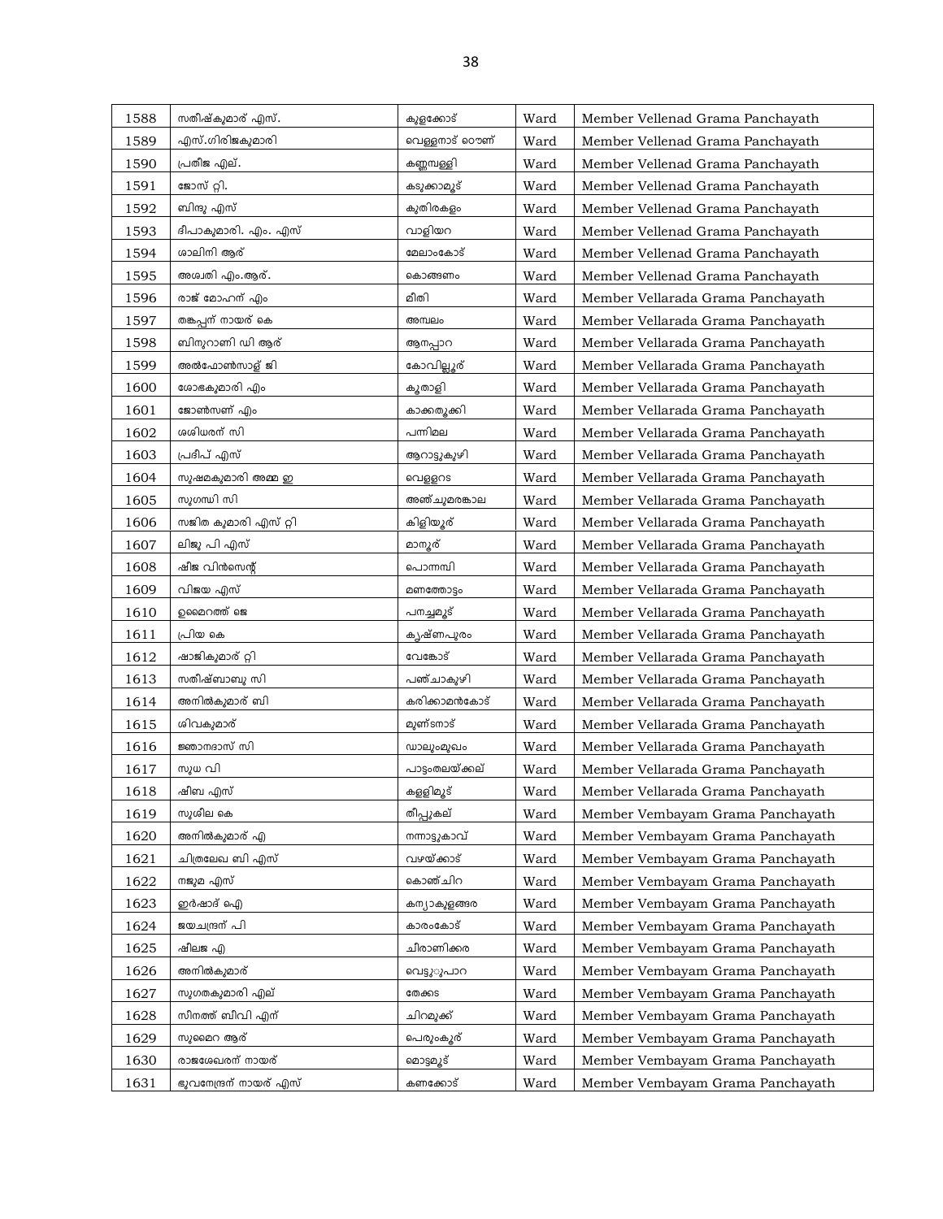| | | | | |
|---|---|---|---|---|
| 1588 | സതീഷ്കുമാര് എസ്. | കുളക്കോട് | Ward | Member Vellenad Grama Panchayath |
| 1589 | എസ്.ഗിരിജകുമാരി | വെള്ളനാട് ടൌണ് | Ward | Member Vellenad Grama Panchayath |
| 1590 | പ്രതീജ എല്. | കണ്ണമ്പള്ളി | Ward | Member Vellenad Grama Panchayath |
| 1591 | ജോസ് റ്റി. | കടുക്കാമൂട് | Ward | Member Vellenad Grama Panchayath |
| 1592 | ബിന്ദു എസ് | കുതിരകളം | Ward | Member Vellenad Grama Panchayath |
| 1593 | ദീപാകുമാരി. എം. എസ് | വാളിയറ | Ward | Member Vellenad Grama Panchayath |
| 1594 | ശാലിനി ആര് | മേലാംകോട് | Ward | Member Vellenad Grama Panchayath |
| 1595 | അശതി എം.ആര്. | കൊങ്ങണം | Ward | Member Vellenad Grama Panchayath |
| 1596 | രാജ് മോഹന് എം | മീതി | Ward | Member Vellarada Grama Panchayath |
| 1597 | തങ്കപ്പന് നായര് കെ | അമ്പലം | Ward | Member Vellarada Grama Panchayath |
| 1598 | ബിനുറാണി ഡി ആര് | ആനപ്പാറ | Ward | Member Vellarada Grama Panchayath |
| 1599 | അൽഫോൺസാള് ജി | കോവില്ലൂര് | Ward | Member Vellarada Grama Panchayath |
| 1600 | ശോഭകുമാരി എം | കൂതാളി | Ward | Member Vellarada Grama Panchayath |
| 1601 | ജോൺസണ് എം | കാക്കതൂക്കി | Ward | Member Vellarada Grama Panchayath |
| 1602 | ശശിധരന് സി | പന്നിമല | Ward | Member Vellarada Grama Panchayath |
| 1603 | പ്രദീപ് എസ് | ആറാട്ടുകുഴി | Ward | Member Vellarada Grama Panchayath |
| 1604 | സുഷമകുമാരി അമ്മ ഇ | വെള്ളറട | Ward | Member Vellarada Grama Panchayath |
| 1605 | സുഗന്ധി സി | അത്ച്ചുമരങ്കാല | Ward | Member Vellarada Grama Panchayath |
| 1606 | സജിത കുമാരി എസ് റ്റി | കിളിയൂര് | Ward | Member Vellarada Grama Panchayath |
| 1607 | ലിജു പി എസ് | മാനൂര് | Ward | Member Vellarada Grama Panchayath |
| 1608 | ഷീജ വിൻസെന്റ് | പൊന്നമ്പി | Ward | Member Vellarada Grama Panchayath |
| 1609 | വിജയ എസ് | മണത്തോട്ടം | Ward | Member Vellarada Grama Panchayath |
| 1610 | ഉമൈറത്ത് ജെ | പനച്ചമൂട് | Ward | Member Vellarada Grama Panchayath |
| 1611 | പ്രിയ കെ | കൃഷ്ണപുരം | Ward | Member Vellarada Grama Panchayath |
| 1612 | ഷാജികുമാര് റ്റി | വേങ്കോട് | Ward | Member Vellarada Grama Panchayath |
| 1613 | സതീഷ്ബാബു സി | പഞ്ചാകുഴി | Ward | Member Vellarada Grama Panchayath |
| 1614 | അനിൽകുമാര് ബി | കരിക്കാമൻകോട് | Ward | Member Vellarada Grama Panchayath |
| 1615 | ശിവകുമാര് | മുണ്ടനാട് | Ward | Member Vellarada Grama Panchayath |
| 1616 | ജ്ഞാനദാസ് സി | ഡാലുംമുഖം | Ward | Member Vellarada Grama Panchayath |
| 1617 | സുധ വി | പാട്ടംതലയ്ക്കല് | Ward | Member Vellarada Grama Panchayath |
| 1618 | ഷീബ എസ് | കള്ളിമൂട് | Ward | Member Vellarada Grama Panchayath |
| 1619 | സുശീല കെ | തീപ്പുകല് | Ward | Member Vembayam Grama Panchayath |
| 1620 | അനിൽകുമാര് എ | നന്നാട്ടുകാവ് | Ward | Member Vembayam Grama Panchayath |
| 1621 | ചിത്രലേഖ ബി എസ് | വഴയ്ക്കാട് | Ward | Member Vembayam Grama Panchayath |
| 1622 | നജുമ എസ് | കൊഞ്ചിറ | Ward | Member Vembayam Grama Panchayath |
| 1623 | ഇർഷാദ് ഐ | കന്യാകുളങ്ങര | Ward | Member Vembayam Grama Panchayath |
| 1624 | ജയചന്ദ്രന് പി | കാരംകോട് | Ward | Member Vembayam Grama Panchayath |
| 1625 | ഷീലജ എ | ചീരാണിക്കര | Ward | Member Vembayam Grama Panchayath |
| 1626 | അനിൽകുമാര് | വെട്ടുുപാറ | Ward | Member Vembayam Grama Panchayath |
| 1627 | സുഗതകുമാരി എല് | തേക്കട | Ward | Member Vembayam Grama Panchayath |
| 1628 | സീനത്ത് ബീവി എന് | ചിറമുക്ക് | Ward | Member Vembayam Grama Panchayath |
| 1629 | സുമൈറ ആര് | പെരുംകൂര് | Ward | Member Vembayam Grama Panchayath |
| 1630 | രാജശേഖരന് നായര് | മൊട്ടമൂട് | Ward | Member Vembayam Grama Panchayath |
| 1631 | ഭുവനേന്ദ്രന് നായര് എസ് | കണക്കോട് | Ward | Member Vembayam Grama Panchayath |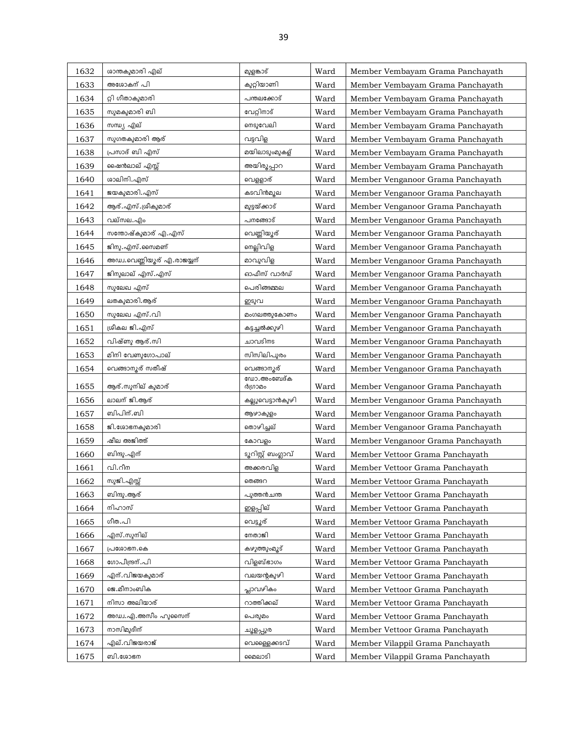| 1632 | ശാന്തകുമാരി എല് | മുളകാട് | Ward | Member Vembayam Grama Panchayath |
|---|---|---|---|---|
| 1633 | അശോകന് പി | കുറ്റിയാണി | Ward | Member Vembayam Grama Panchayath |
| 1634 | റ്റി ഗീതാകുമാരി | പന്തലക്കോട് | Ward | Member Vembayam Grama Panchayath |
| 1635 | സുമകുമാരി ബി | വേറ്റിനാട് | Ward | Member Vembayam Grama Panchayath |
| 1636 | സന്ധ്യ എല് | നെടുവേലി | Ward | Member Vembayam Grama Panchayath |
| 1637 | സുഗതകുമാരി ആര് | വട്ടവിള | Ward | Member Vembayam Grama Panchayath |
| 1638 | പ്രസാദ് ബി എസ് | മയിലാടുംമുകള് | Ward | Member Vembayam Grama Panchayath |
| 1639 | ഷൈൻലാല് എസ്സ് | അയിരൂപ്പാറ | Ward | Member Vembayam Grama Panchayath |
| 1640 | ശാലിനി.എസ് | വെള്ളാര് | Ward | Member Venganoor Grama Panchayath |
| 1641 | ജയകുമാരി.എസ് | കടവിൻമൂല | Ward | Member Venganoor Grama Panchayath |
| 1642 | ആര്.എസ്.ശ്രീകുമാര് | മുടയ്ക്കാട് | Ward | Member Venganoor Grama Panchayath |
| 1643 | വല്സല.എം | പനങ്ങോട് | Ward | Member Venganoor Grama Panchayath |
| 1644 | സന്തോഷ്കുമാര് എ.എസ് | വെണ്ണിയൂര് | Ward | Member Venganoor Grama Panchayath |
| 1645 | ജിനു.എസ്.സൈമണ് | നെല്ലിവിള | Ward | Member Venganoor Grama Panchayath |
| 1646 | അഡ്വ.വെണ്ണിയൂര് എ.രാജയ്യന് | മാവുവിള | Ward | Member Venganoor Grama Panchayath |
| 1647 | ജിനുലാല് എസ്.എസ് | ഓഫീസ് വാർഡ് | Ward | Member Venganoor Grama Panchayath |
| 1648 | സുലേഖ എസ് | പെരിങ്ങമ്മല | Ward | Member Venganoor Grama Panchayath |
| 1649 | ലതകുമാരി.ആര് | ഇടുവ | Ward | Member Venganoor Grama Panchayath |
| 1650 | സുലേഖ എസ്.വി | മംഗലത്തുകോണം | Ward | Member Venganoor Grama Panchayath |
| 1651 | ശ്രീകല ജി.എസ് | കട്ടച്ചൽക്കുഴി | Ward | Member Venganoor Grama Panchayath |
| 1652 | വിഷ്ണു ആര്.സി | ചാവടിനട | Ward | Member Venganoor Grama Panchayath |
| 1653 | മിനി വേണുഗോപാല് | സിസിലിപുരം | Ward | Member Venganoor Grama Panchayath |
| 1654 | വെങ്ങാനൂര് സതീഷ് | വെങ്ങാനൂര് | Ward | Member Venganoor Grama Panchayath |
| 1655 | ആര്.സുനില് കുമാര് | ഡോ.അംബേദ്കര്ഗ്രാമം | Ward | Member Venganoor Grama Panchayath |
| 1656 | ലാലന് ജി.ആര് | കല്ലുവെട്ടാൻകുഴി | Ward | Member Venganoor Grama Panchayath |
| 1657 | ബിപിന്.ബി | ആഴാകുളം | Ward | Member Venganoor Grama Panchayath |
| 1658 | ജി.ശോഭനകുമാരി | തൊഴിച്ചല് | Ward | Member Venganoor Grama Panchayath |
| 1659 | ഷീല അജിത്ത് | കോവളം | Ward | Member Venganoor Grama Panchayath |
| 1660 | ബിന്ദു.എന് | ടൂറിസ്റ്റ് ബംഗ്ലാവ് | Ward | Member Vettoor Grama Panchayath |
| 1661 | വി.റീന | അക്കരവിള | Ward | Member Vettoor Grama Panchayath |
| 1662 | സുജി.എസ്സ് | തെങ്ങറ | Ward | Member Vettoor Grama Panchayath |
| 1663 | ബിന്ദു.ആര് | പുത്തൻചന്ത | Ward | Member Vettoor Grama Panchayath |
| 1664 | നിഹാസ് | ഇളപ്പില് | Ward | Member Vettoor Grama Panchayath |
| 1665 | ഗീത.പി | വെട്ടൂര് | Ward | Member Vettoor Grama Panchayath |
| 1666 | എസ്.സുനില് | നേതാജി | Ward | Member Vettoor Grama Panchayath |
| 1667 | പ്രശോഭന.കെ | കഴുത്തുംമൂട് | Ward | Member Vettoor Grama Panchayath |
| 1668 | ഗോപീന്ദ്രന്.പി | വിളബ്ഭാഗം | Ward | Member Vettoor Grama Panchayath |
| 1669 | എന്.വിജയകുമാര് | വലയന്റകുഴി | Ward | Member Vettoor Grama Panchayath |
| 1670 | ജെ.മീനാംബിക | പ്ലാവഴികം | Ward | Member Vettoor Grama Panchayath |
| 1671 | നിസാ അലിയാര് | റാത്തിക്കല് | Ward | Member Vettoor Grama Panchayath |
| 1672 | അഡ്വ.എ.അസീം ഹുസൈന് | പെരുമം | Ward | Member Vettoor Grama Panchayath |
| 1673 | നാസിമുദീന് | ചൂളപ്പുര | Ward | Member Vettoor Grama Panchayath |
| 1674 | എല്.വിജയരാജ് | വെള്ളൈക്കടവ് | Ward | Member Vilappil Grama Panchayath |
| 1675 | ബി.ശോഭന | മൈലാടി | Ward | Member Vilappil Grama Panchayath |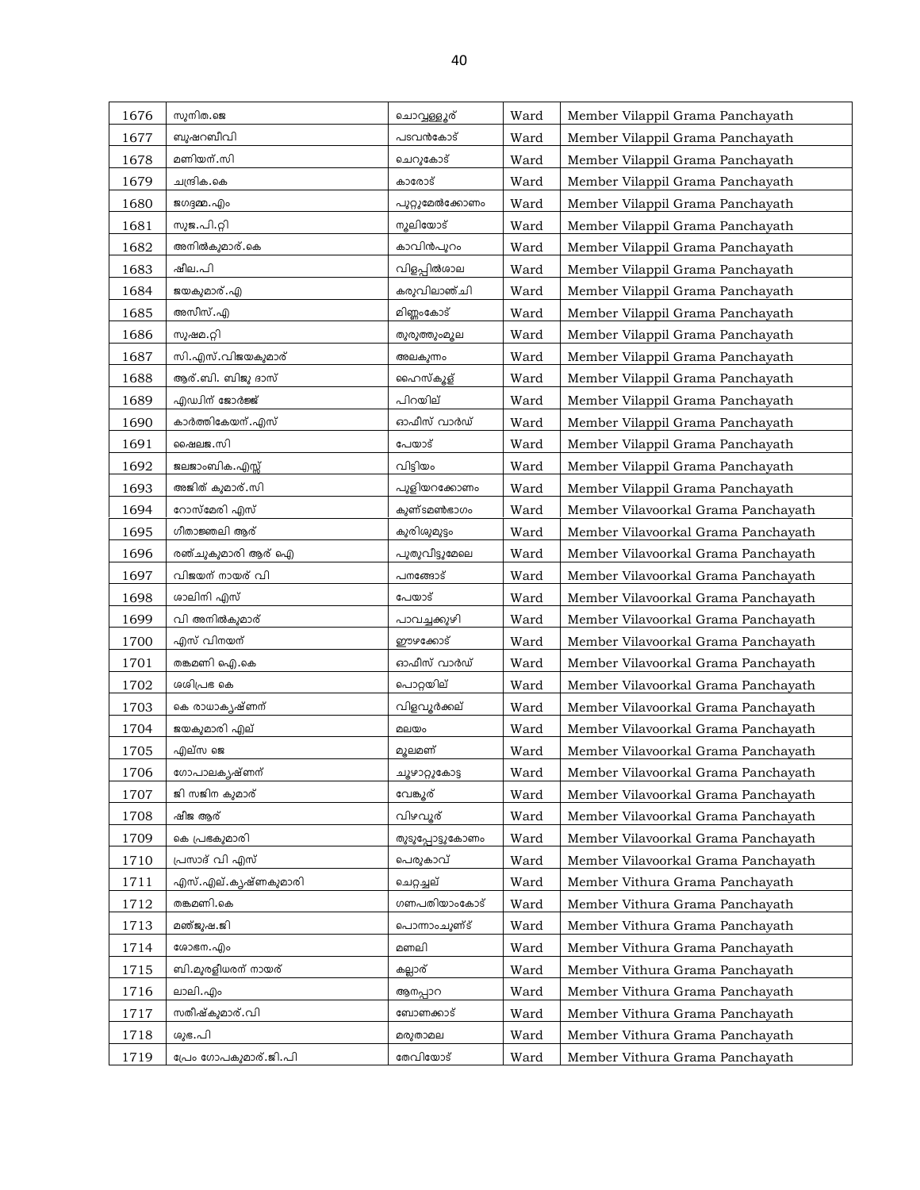| 1676 | സുനിത.ജെ | ചൊവ്വള്ളൂര് | Ward | Member Vilappil Grama Panchayath |
|---|---|---|---|---|
| 1677 | ബുഷറബീവി | പടവൻകോട് | Ward | Member Vilappil Grama Panchayath |
| 1678 | മണിയന്.സി | ചെറുകോട് | Ward | Member Vilappil Grama Panchayath |
| 1679 | ചന്ദ്രിക.കെ | കാരോട് | Ward | Member Vilappil Grama Panchayath |
| 1680 | ജഗദമ്മ.എം | പുറ്റുമേൽക്കോണം | Ward | Member Vilappil Grama Panchayath |
| 1681 | സുജ.പി.റ്റി | നൂലിയോട് | Ward | Member Vilappil Grama Panchayath |
| 1682 | അനിൽകുമാര്.കെ | കാവിൻപുറം | Ward | Member Vilappil Grama Panchayath |
| 1683 | ഷീല.പി | വിളപ്പിൽശാല | Ward | Member Vilappil Grama Panchayath |
| 1684 | ജയകുമാര്.എ | കരുവിലാഞ്ചി | Ward | Member Vilappil Grama Panchayath |
| 1685 | അസീസ്.എ | മിണ്ണംകോട് | Ward | Member Vilappil Grama Panchayath |
| 1686 | സുഷമ.റ്റി | തുരുത്തുംമൂല | Ward | Member Vilappil Grama Panchayath |
| 1687 | സി.എസ്.വിജയകുമാര് | അലകുന്നം | Ward | Member Vilappil Grama Panchayath |
| 1688 | ആര്.ബി. ബിജു ദാസ് | ഹൈസ്കൂള് | Ward | Member Vilappil Grama Panchayath |
| 1689 | എഡ്വിന് ജോർജ്ജ് | പിറയില് | Ward | Member Vilappil Grama Panchayath |
| 1690 | കാർത്തികേയന്.എസ് | ഓഫീസ് വാർഡ് | Ward | Member Vilappil Grama Panchayath |
| 1691 | ഷൈലജ.സി | പേയാട് | Ward | Member Vilappil Grama Panchayath |
| 1692 | ജലജാംബിക.എസ്സ് | വിട്ടിയം | Ward | Member Vilappil Grama Panchayath |
| 1693 | അജിത് കുമാര്.സി | പുളിയറക്കോണം | Ward | Member Vilappil Grama Panchayath |
| 1694 | റോസ്മേരി എസ് | കുണ്ടമണ്ഭാഗം | Ward | Member Vilavoorkal Grama Panchayath |
| 1695 | ഗീതാജ്ഞലി ആര് | കുരിശുമുട്ടം | Ward | Member Vilavoorkal Grama Panchayath |
| 1696 | രഞ്ചുകുമാരി ആര് ഐ | പുതുവീട്ടുമേലെ | Ward | Member Vilavoorkal Grama Panchayath |
| 1697 | വിജയന് നായര് വി | പനങ്ങോട് | Ward | Member Vilavoorkal Grama Panchayath |
| 1698 | ശാലിനി എസ് | പേയാട് | Ward | Member Vilavoorkal Grama Panchayath |
| 1699 | വി അനിൽകുമാര് | പാവച്ചക്കുഴി | Ward | Member Vilavoorkal Grama Panchayath |
| 1700 | എസ് വിനയന് | ഈഴക്കോട് | Ward | Member Vilavoorkal Grama Panchayath |
| 1701 | തങ്കമണി ഐ.കെ | ഓഫീസ് വാർഡ് | Ward | Member Vilavoorkal Grama Panchayath |
| 1702 | ശശിപ്രഭ കെ | പൊറ്റയില് | Ward | Member Vilavoorkal Grama Panchayath |
| 1703 | കെ രാധാകൃഷ്ണന് | വിളവൂർക്കല് | Ward | Member Vilavoorkal Grama Panchayath |
| 1704 | ജയകുമാരി എല് | മലയം | Ward | Member Vilavoorkal Grama Panchayath |
| 1705 | എല്സ ജെ | മൂലമണ് | Ward | Member Vilavoorkal Grama Panchayath |
| 1706 | ഗോപാലകൃഷ്ണന് | ചൂഴാറ്റുകോട്ട | Ward | Member Vilavoorkal Grama Panchayath |
| 1707 | ജി സജിന കുമാര് | വേങ്കൂര് | Ward | Member Vilavoorkal Grama Panchayath |
| 1708 | ഷീജ ആര് | വിഴവൂര് | Ward | Member Vilavoorkal Grama Panchayath |
| 1709 | കെ പ്രഭകുമാരി | തുടുപ്പോട്ടുകോണം | Ward | Member Vilavoorkal Grama Panchayath |
| 1710 | പ്രസാദ് വി എസ് | പെരുകാവ് | Ward | Member Vilavoorkal Grama Panchayath |
| 1711 | എസ്.എല്.കൃഷ്ണകുമാരി | ചെറ്റച്ചല് | Ward | Member Vithura Grama Panchayath |
| 1712 | തങ്കമണി.കെ | ഗണപതിയാംകോട് | Ward | Member Vithura Grama Panchayath |
| 1713 | മഞ്ജുഷ.ജി | പൊന്നാംചുണ്ട് | Ward | Member Vithura Grama Panchayath |
| 1714 | ശോഭന.എം | മണലി | Ward | Member Vithura Grama Panchayath |
| 1715 | ബി.മുരളീധരന് നായര് | കല്ലാര് | Ward | Member Vithura Grama Panchayath |
| 1716 | ലാലി.എം | ആനപ്പാറ | Ward | Member Vithura Grama Panchayath |
| 1717 | സതീഷ്കുമാര്.വി | ബോണക്കാട് | Ward | Member Vithura Grama Panchayath |
| 1718 | ശുഭ.പി | മരുതാമല | Ward | Member Vithura Grama Panchayath |
| 1719 | പ്രേം ഗോപകുമാര്.ജി.പി | തേവിയോട് | Ward | Member Vithura Grama Panchayath |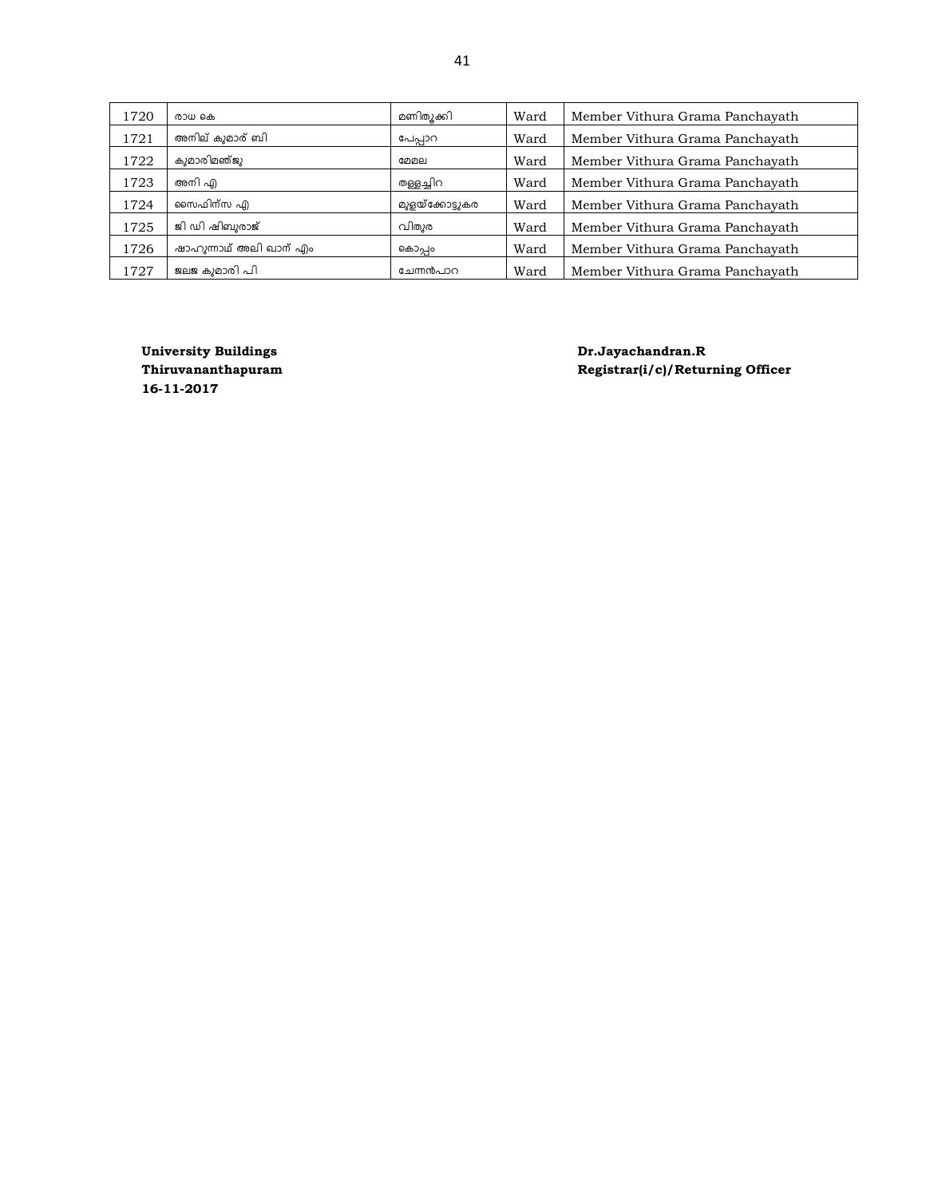| | | | | |
|---|---|---|---|---|
| 1720 | രാധ കെ | മണിതൂക്കി | Ward | Member Vithura Grama Panchayath |
| 1721 | അനില് കുമാര് ബി | പേപ്പാറ | Ward | Member Vithura Grama Panchayath |
| 1722 | കുമാരിമഞ്ജു | മേമല | Ward | Member Vithura Grama Panchayath |
| 1723 | അനി എ | തള്ളച്ചിറ | Ward | Member Vithura Grama Panchayath |
| 1724 | സൈഫിന്സ എ | മുളയ്ക്കോട്ടുകര | Ward | Member Vithura Grama Panchayath |
| 1725 | ജി ഡി ഷിബുരാജ് | വിതുര | Ward | Member Vithura Grama Panchayath |
| 1726 | ഷാഹുന്നാഥ് അലി ഖാന് എം | കൊപ്പം | Ward | Member Vithura Grama Panchayath |
| 1727 | ജലജ കുമാരി പി | ചേന്നൻപാറ | Ward | Member Vithura Grama Panchayath |

**University Buildings**
**Thiruvananthapuram**
**16-11-2017**

**Dr.Jayachandran.R**
**Registrar(i/c)/Returning Officer**